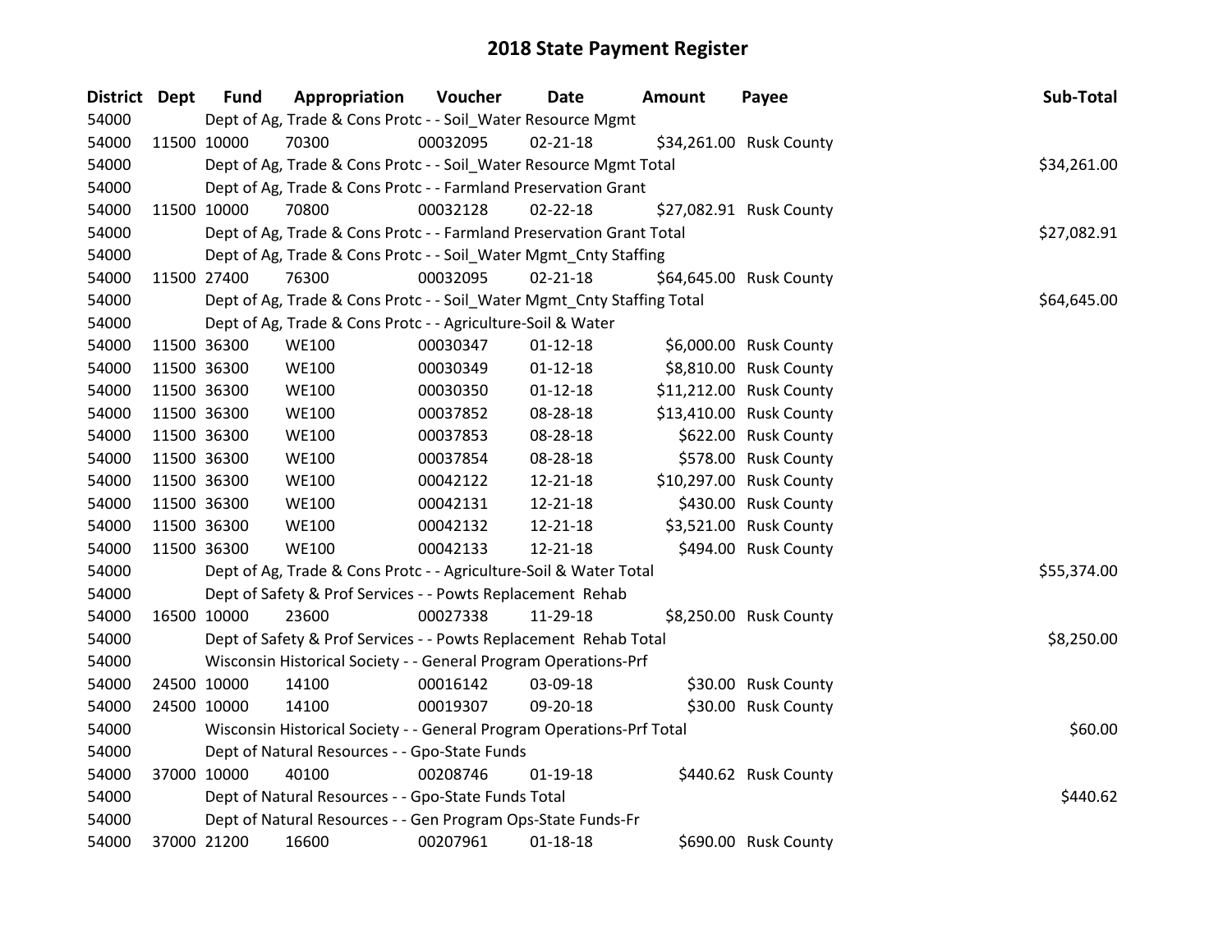# 2018 State Payment Register

| District | Dept | Fund | Appropriation | Voucher | Date | Amount | Payee | Sub-Total |
|---|---|---|---|---|---|---|---|---|
| 54000 | | Dept of Ag, Trade & Cons Protc - - Soil_Water Resource Mgmt | | | | | | |
| 54000 | 11500 | 10000 | 70300 | 00032095 | 02-21-18 | $34,261.00 | Rusk County | |
| 54000 | | Dept of Ag, Trade & Cons Protc - - Soil_Water Resource Mgmt Total | | | | | | $34,261.00 |
| 54000 | | Dept of Ag, Trade & Cons Protc - - Farmland Preservation Grant | | | | | | |
| 54000 | 11500 | 10000 | 70800 | 00032128 | 02-22-18 | $27,082.91 | Rusk County | |
| 54000 | | Dept of Ag, Trade & Cons Protc - - Farmland Preservation Grant Total | | | | | | $27,082.91 |
| 54000 | | Dept of Ag, Trade & Cons Protc - - Soil_Water Mgmt_Cnty Staffing | | | | | | |
| 54000 | 11500 | 27400 | 76300 | 00032095 | 02-21-18 | $64,645.00 | Rusk County | |
| 54000 | | Dept of Ag, Trade & Cons Protc - - Soil_Water Mgmt_Cnty Staffing Total | | | | | | $64,645.00 |
| 54000 | | Dept of Ag, Trade & Cons Protc - - Agriculture-Soil & Water | | | | | | |
| 54000 | 11500 | 36300 | WE100 | 00030347 | 01-12-18 | $6,000.00 | Rusk County | |
| 54000 | 11500 | 36300 | WE100 | 00030349 | 01-12-18 | $8,810.00 | Rusk County | |
| 54000 | 11500 | 36300 | WE100 | 00030350 | 01-12-18 | $11,212.00 | Rusk County | |
| 54000 | 11500 | 36300 | WE100 | 00037852 | 08-28-18 | $13,410.00 | Rusk County | |
| 54000 | 11500 | 36300 | WE100 | 00037853 | 08-28-18 | $622.00 | Rusk County | |
| 54000 | 11500 | 36300 | WE100 | 00037854 | 08-28-18 | $578.00 | Rusk County | |
| 54000 | 11500 | 36300 | WE100 | 00042122 | 12-21-18 | $10,297.00 | Rusk County | |
| 54000 | 11500 | 36300 | WE100 | 00042131 | 12-21-18 | $430.00 | Rusk County | |
| 54000 | 11500 | 36300 | WE100 | 00042132 | 12-21-18 | $3,521.00 | Rusk County | |
| 54000 | 11500 | 36300 | WE100 | 00042133 | 12-21-18 | $494.00 | Rusk County | |
| 54000 | | Dept of Ag, Trade & Cons Protc - - Agriculture-Soil & Water Total | | | | | | $55,374.00 |
| 54000 | | Dept of Safety & Prof Services - - Powts Replacement Rehab | | | | | | |
| 54000 | 16500 | 10000 | 23600 | 00027338 | 11-29-18 | $8,250.00 | Rusk County | |
| 54000 | | Dept of Safety & Prof Services - - Powts Replacement Rehab Total | | | | | | $8,250.00 |
| 54000 | | Wisconsin Historical Society - - General Program Operations-Prf | | | | | | |
| 54000 | 24500 | 10000 | 14100 | 00016142 | 03-09-18 | $30.00 | Rusk County | |
| 54000 | 24500 | 10000 | 14100 | 00019307 | 09-20-18 | $30.00 | Rusk County | |
| 54000 | | Wisconsin Historical Society - - General Program Operations-Prf Total | | | | | | $60.00 |
| 54000 | | Dept of Natural Resources - - Gpo-State Funds | | | | | | |
| 54000 | 37000 | 10000 | 40100 | 00208746 | 01-19-18 | $440.62 | Rusk County | |
| 54000 | | Dept of Natural Resources - - Gpo-State Funds Total | | | | | | $440.62 |
| 54000 | | Dept of Natural Resources - - Gen Program Ops-State Funds-Fr | | | | | | |
| 54000 | 37000 | 21200 | 16600 | 00207961 | 01-18-18 | $690.00 | Rusk County | |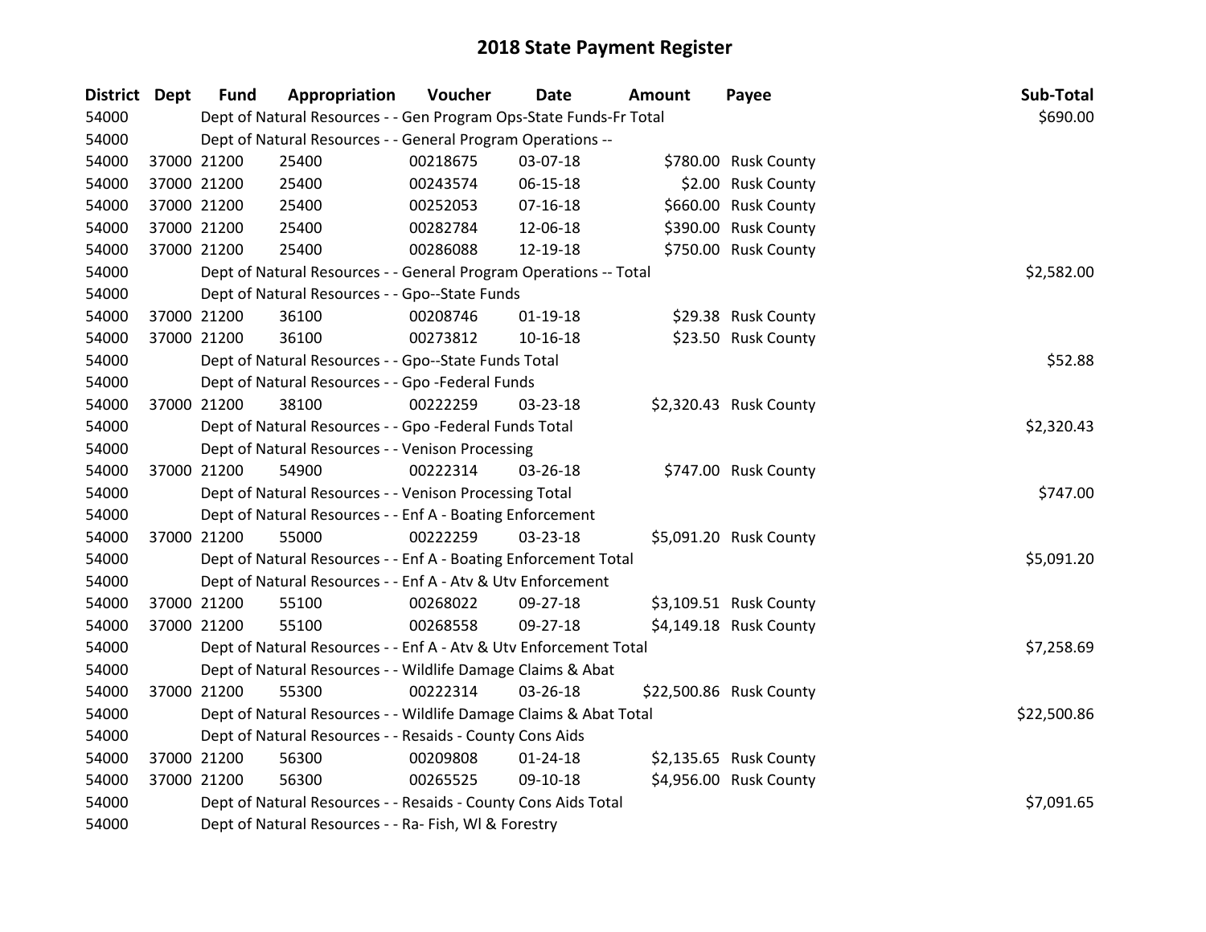# 2018 State Payment Register

| District | Dept | Fund | Appropriation | Voucher | Date | Amount | Payee | Sub-Total |
|---|---|---|---|---|---|---|---|---|
| 54000 | | Dept of Natural Resources - - Gen Program Ops-State Funds-Fr Total | | | | | | $690.00 |
| 54000 | | Dept of Natural Resources - - General Program Operations -- | | | | | | |
| 54000 | 37000 | 21200 | 25400 | 00218675 | 03-07-18 | $780.00 | Rusk County | |
| 54000 | 37000 | 21200 | 25400 | 00243574 | 06-15-18 | $2.00 | Rusk County | |
| 54000 | 37000 | 21200 | 25400 | 00252053 | 07-16-18 | $660.00 | Rusk County | |
| 54000 | 37000 | 21200 | 25400 | 00282784 | 12-06-18 | $390.00 | Rusk County | |
| 54000 | 37000 | 21200 | 25400 | 00286088 | 12-19-18 | $750.00 | Rusk County | |
| 54000 | | Dept of Natural Resources - - General Program Operations -- Total | | | | | | $2,582.00 |
| 54000 | | Dept of Natural Resources - - Gpo--State Funds | | | | | | |
| 54000 | 37000 | 21200 | 36100 | 00208746 | 01-19-18 | $29.38 | Rusk County | |
| 54000 | 37000 | 21200 | 36100 | 00273812 | 10-16-18 | $23.50 | Rusk County | |
| 54000 | | Dept of Natural Resources - - Gpo--State Funds Total | | | | | | $52.88 |
| 54000 | | Dept of Natural Resources - - Gpo -Federal Funds | | | | | | |
| 54000 | 37000 | 21200 | 38100 | 00222259 | 03-23-18 | $2,320.43 | Rusk County | |
| 54000 | | Dept of Natural Resources - - Gpo -Federal Funds Total | | | | | | $2,320.43 |
| 54000 | | Dept of Natural Resources - - Venison Processing | | | | | | |
| 54000 | 37000 | 21200 | 54900 | 00222314 | 03-26-18 | $747.00 | Rusk County | |
| 54000 | | Dept of Natural Resources - - Venison Processing Total | | | | | | $747.00 |
| 54000 | | Dept of Natural Resources - - Enf A - Boating Enforcement | | | | | | |
| 54000 | 37000 | 21200 | 55000 | 00222259 | 03-23-18 | $5,091.20 | Rusk County | |
| 54000 | | Dept of Natural Resources - - Enf A - Boating Enforcement Total | | | | | | $5,091.20 |
| 54000 | | Dept of Natural Resources - - Enf A - Atv & Utv Enforcement | | | | | | |
| 54000 | 37000 | 21200 | 55100 | 00268022 | 09-27-18 | $3,109.51 | Rusk County | |
| 54000 | 37000 | 21200 | 55100 | 00268558 | 09-27-18 | $4,149.18 | Rusk County | |
| 54000 | | Dept of Natural Resources - - Enf A - Atv & Utv Enforcement Total | | | | | | $7,258.69 |
| 54000 | | Dept of Natural Resources - - Wildlife Damage Claims & Abat | | | | | | |
| 54000 | 37000 | 21200 | 55300 | 00222314 | 03-26-18 | $22,500.86 | Rusk County | |
| 54000 | | Dept of Natural Resources - - Wildlife Damage Claims & Abat Total | | | | | | $22,500.86 |
| 54000 | | Dept of Natural Resources - - Resaids - County Cons Aids | | | | | | |
| 54000 | 37000 | 21200 | 56300 | 00209808 | 01-24-18 | $2,135.65 | Rusk County | |
| 54000 | 37000 | 21200 | 56300 | 00265525 | 09-10-18 | $4,956.00 | Rusk County | |
| 54000 | | Dept of Natural Resources - - Resaids - County Cons Aids Total | | | | | | $7,091.65 |
| 54000 | | Dept of Natural Resources - - Ra- Fish, Wl & Forestry | | | | | | |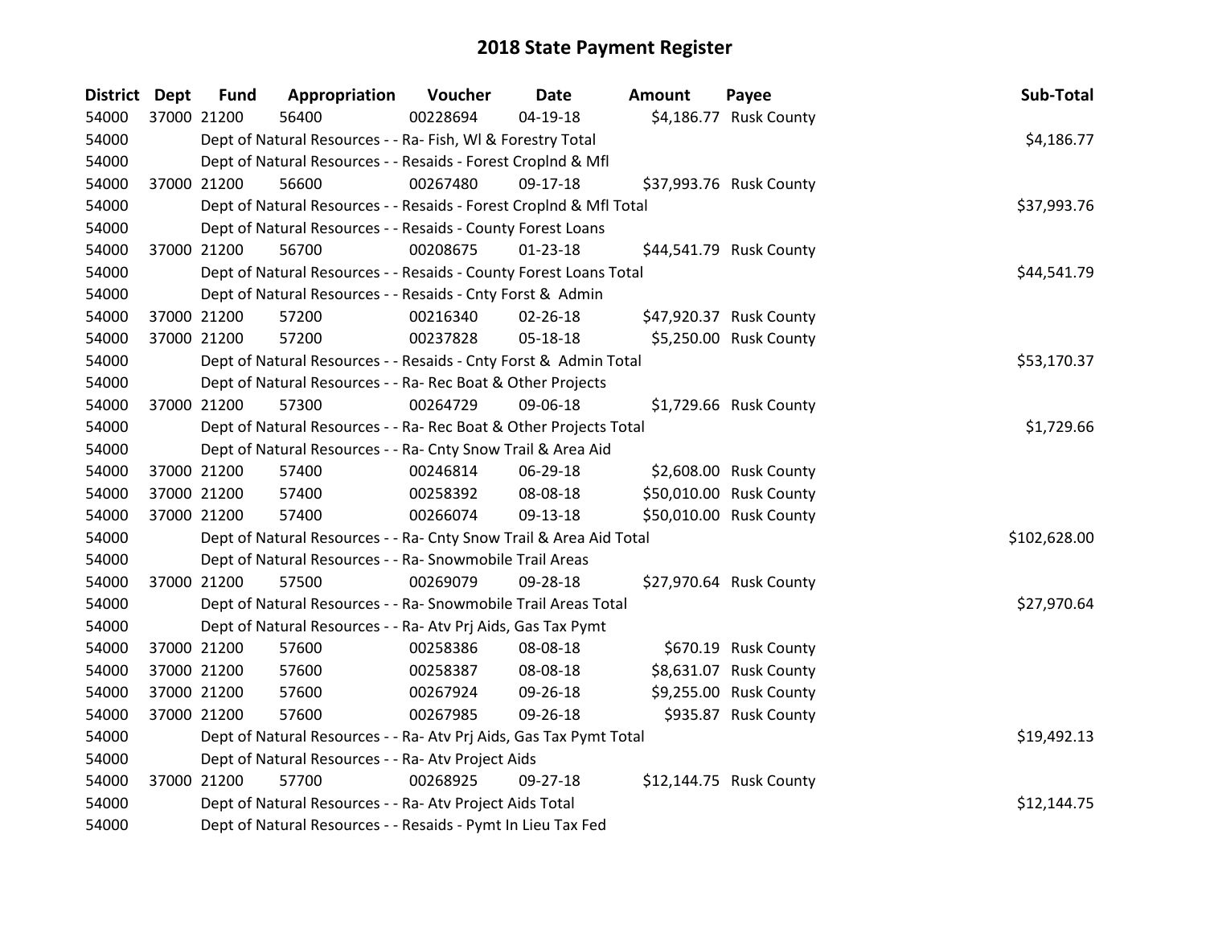# 2018 State Payment Register

| District | Dept | Fund | Appropriation | Voucher | Date | Amount | Payee | Sub-Total |
|---|---|---|---|---|---|---|---|---|
| 54000 | 37000 | 21200 | 56400 | 00228694 | 04-19-18 | $4,186.77 | Rusk County | |
| 54000 | | Dept of Natural Resources - - Ra- Fish, Wl & Forestry Total | | | | | | $4,186.77 |
| 54000 | | Dept of Natural Resources - - Resaids - Forest Croplnd & Mfl | | | | | | |
| 54000 | 37000 | 21200 | 56600 | 00267480 | 09-17-18 | $37,993.76 | Rusk County | |
| 54000 | | Dept of Natural Resources - - Resaids - Forest Croplnd & Mfl Total | | | | | | $37,993.76 |
| 54000 | | Dept of Natural Resources - - Resaids - County Forest Loans | | | | | | |
| 54000 | 37000 | 21200 | 56700 | 00208675 | 01-23-18 | $44,541.79 | Rusk County | |
| 54000 | | Dept of Natural Resources - - Resaids - County Forest Loans Total | | | | | | $44,541.79 |
| 54000 | | Dept of Natural Resources - - Resaids - Cnty Forst & Admin | | | | | | |
| 54000 | 37000 | 21200 | 57200 | 00216340 | 02-26-18 | $47,920.37 | Rusk County | |
| 54000 | 37000 | 21200 | 57200 | 00237828 | 05-18-18 | $5,250.00 | Rusk County | |
| 54000 | | Dept of Natural Resources - - Resaids - Cnty Forst & Admin Total | | | | | | $53,170.37 |
| 54000 | | Dept of Natural Resources - - Ra- Rec Boat & Other Projects | | | | | | |
| 54000 | 37000 | 21200 | 57300 | 00264729 | 09-06-18 | $1,729.66 | Rusk County | |
| 54000 | | Dept of Natural Resources - - Ra- Rec Boat & Other Projects Total | | | | | | $1,729.66 |
| 54000 | | Dept of Natural Resources - - Ra- Cnty Snow Trail & Area Aid | | | | | | |
| 54000 | 37000 | 21200 | 57400 | 00246814 | 06-29-18 | $2,608.00 | Rusk County | |
| 54000 | 37000 | 21200 | 57400 | 00258392 | 08-08-18 | $50,010.00 | Rusk County | |
| 54000 | 37000 | 21200 | 57400 | 00266074 | 09-13-18 | $50,010.00 | Rusk County | |
| 54000 | | Dept of Natural Resources - - Ra- Cnty Snow Trail & Area Aid Total | | | | | | $102,628.00 |
| 54000 | | Dept of Natural Resources - - Ra- Snowmobile Trail Areas | | | | | | |
| 54000 | 37000 | 21200 | 57500 | 00269079 | 09-28-18 | $27,970.64 | Rusk County | |
| 54000 | | Dept of Natural Resources - - Ra- Snowmobile Trail Areas Total | | | | | | $27,970.64 |
| 54000 | | Dept of Natural Resources - - Ra- Atv Prj Aids, Gas Tax Pymt | | | | | | |
| 54000 | 37000 | 21200 | 57600 | 00258386 | 08-08-18 | $670.19 | Rusk County | |
| 54000 | 37000 | 21200 | 57600 | 00258387 | 08-08-18 | $8,631.07 | Rusk County | |
| 54000 | 37000 | 21200 | 57600 | 00267924 | 09-26-18 | $9,255.00 | Rusk County | |
| 54000 | 37000 | 21200 | 57600 | 00267985 | 09-26-18 | $935.87 | Rusk County | |
| 54000 | | Dept of Natural Resources - - Ra- Atv Prj Aids, Gas Tax Pymt Total | | | | | | $19,492.13 |
| 54000 | | Dept of Natural Resources - - Ra- Atv Project Aids | | | | | | |
| 54000 | 37000 | 21200 | 57700 | 00268925 | 09-27-18 | $12,144.75 | Rusk County | |
| 54000 | | Dept of Natural Resources - - Ra- Atv Project Aids Total | | | | | | $12,144.75 |
| 54000 | | Dept of Natural Resources - - Resaids - Pymt In Lieu Tax Fed | | | | | | |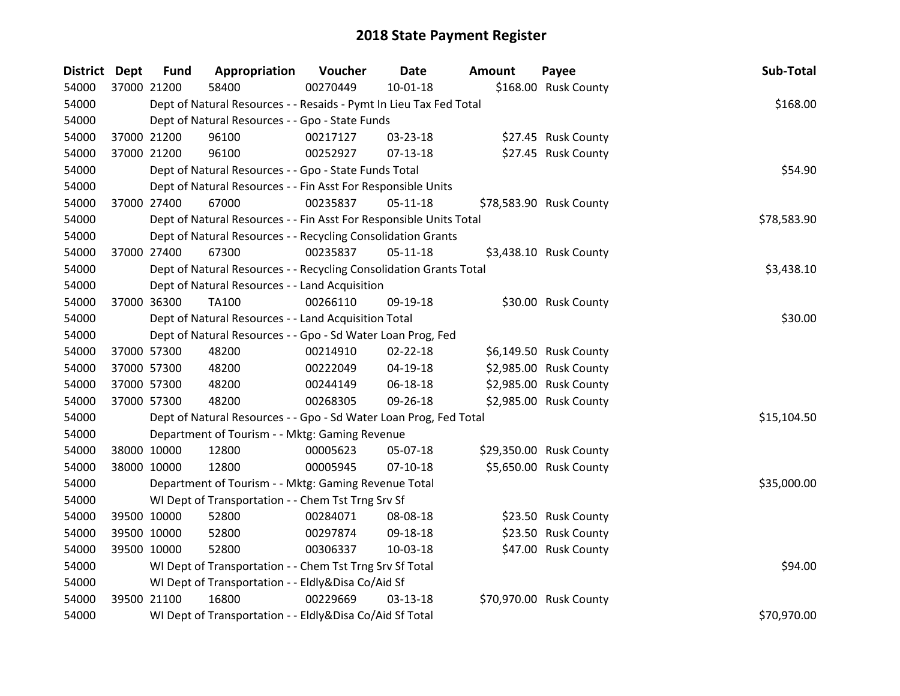# 2018 State Payment Register

| District | Dept | Fund | Appropriation | Voucher | Date | Amount | Payee | Sub-Total |
|---|---|---|---|---|---|---|---|---|
| 54000 | 37000 | 21200 | 58400 | 00270449 | 10-01-18 | $168.00 | Rusk County | |
| 54000 | | Dept of Natural Resources - - Resaids - Pymt In Lieu Tax Fed Total | | | | | | $168.00 |
| 54000 | | Dept of Natural Resources - - Gpo - State Funds | | | | | | |
| 54000 | 37000 | 21200 | 96100 | 00217127 | 03-23-18 | $27.45 | Rusk County | |
| 54000 | 37000 | 21200 | 96100 | 00252927 | 07-13-18 | $27.45 | Rusk County | |
| 54000 | | Dept of Natural Resources - - Gpo - State Funds Total | | | | | | $54.90 |
| 54000 | | Dept of Natural Resources - - Fin Asst For Responsible Units | | | | | | |
| 54000 | 37000 | 27400 | 67000 | 00235837 | 05-11-18 | $78,583.90 | Rusk County | |
| 54000 | | Dept of Natural Resources - - Fin Asst For Responsible Units Total | | | | | | $78,583.90 |
| 54000 | | Dept of Natural Resources - - Recycling Consolidation Grants | | | | | | |
| 54000 | 37000 | 27400 | 67300 | 00235837 | 05-11-18 | $3,438.10 | Rusk County | |
| 54000 | | Dept of Natural Resources - - Recycling Consolidation Grants Total | | | | | | $3,438.10 |
| 54000 | | Dept of Natural Resources - - Land Acquisition | | | | | | |
| 54000 | 37000 | 36300 | TA100 | 00266110 | 09-19-18 | $30.00 | Rusk County | |
| 54000 | | Dept of Natural Resources - - Land Acquisition Total | | | | | | $30.00 |
| 54000 | | Dept of Natural Resources - - Gpo - Sd Water Loan Prog, Fed | | | | | | |
| 54000 | 37000 | 57300 | 48200 | 00214910 | 02-22-18 | $6,149.50 | Rusk County | |
| 54000 | 37000 | 57300 | 48200 | 00222049 | 04-19-18 | $2,985.00 | Rusk County | |
| 54000 | 37000 | 57300 | 48200 | 00244149 | 06-18-18 | $2,985.00 | Rusk County | |
| 54000 | 37000 | 57300 | 48200 | 00268305 | 09-26-18 | $2,985.00 | Rusk County | |
| 54000 | | Dept of Natural Resources - - Gpo - Sd Water Loan Prog, Fed Total | | | | | | $15,104.50 |
| 54000 | | Department of Tourism - - Mktg: Gaming Revenue | | | | | | |
| 54000 | 38000 | 10000 | 12800 | 00005623 | 05-07-18 | $29,350.00 | Rusk County | |
| 54000 | 38000 | 10000 | 12800 | 00005945 | 07-10-18 | $5,650.00 | Rusk County | |
| 54000 | | Department of Tourism - - Mktg: Gaming Revenue Total | | | | | | $35,000.00 |
| 54000 | | WI Dept of Transportation - - Chem Tst Trng Srv Sf | | | | | | |
| 54000 | 39500 | 10000 | 52800 | 00284071 | 08-08-18 | $23.50 | Rusk County | |
| 54000 | 39500 | 10000 | 52800 | 00297874 | 09-18-18 | $23.50 | Rusk County | |
| 54000 | 39500 | 10000 | 52800 | 00306337 | 10-03-18 | $47.00 | Rusk County | |
| 54000 | | WI Dept of Transportation - - Chem Tst Trng Srv Sf Total | | | | | | $94.00 |
| 54000 | | WI Dept of Transportation - - Eldly&Disa Co/Aid Sf | | | | | | |
| 54000 | 39500 | 21100 | 16800 | 00229669 | 03-13-18 | $70,970.00 | Rusk County | |
| 54000 | | WI Dept of Transportation - - Eldly&Disa Co/Aid Sf Total | | | | | | $70,970.00 |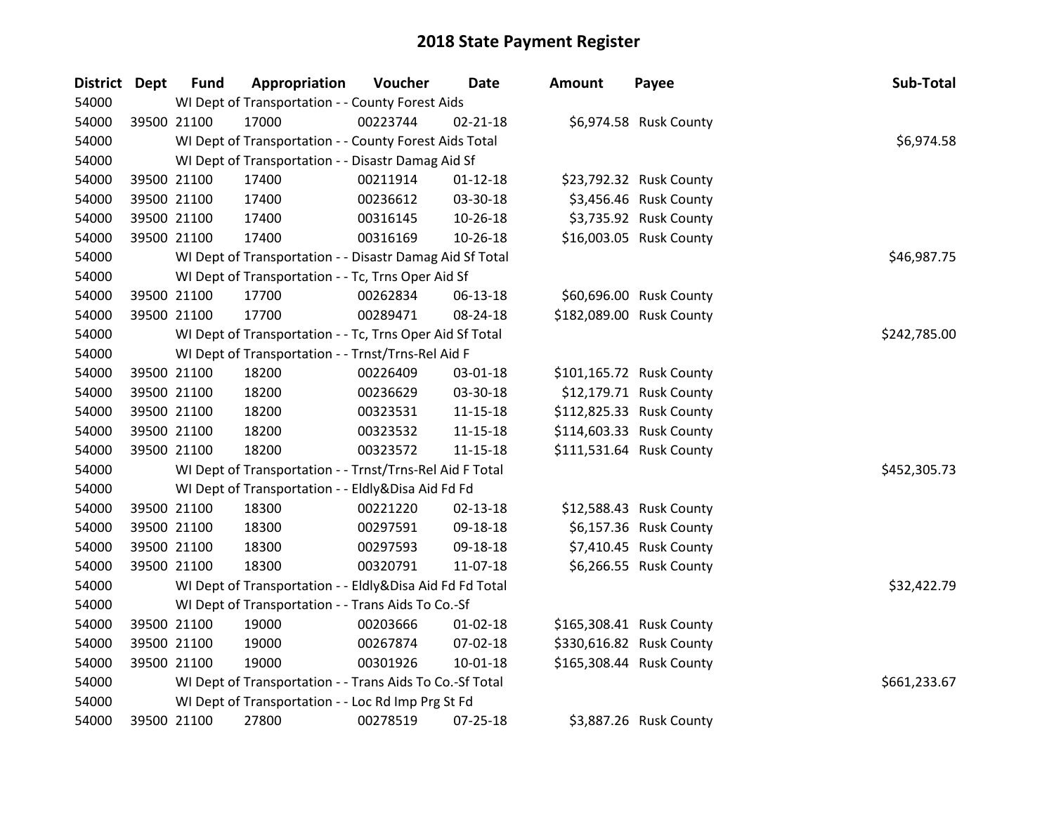# 2018 State Payment Register

| District | Dept | Fund | Appropriation | Voucher | Date | Amount | Payee | Sub-Total |
|---|---|---|---|---|---|---|---|---|
| 54000 | | WI Dept of Transportation - - County Forest Aids | | | | | | |
| 54000 | 39500 | 21100 | 17000 | 00223744 | 02-21-18 | $6,974.58 | Rusk County | |
| 54000 | | WI Dept of Transportation - - County Forest Aids Total | | | | | | $6,974.58 |
| 54000 | | WI Dept of Transportation - - Disastr Damag Aid Sf | | | | | | |
| 54000 | 39500 | 21100 | 17400 | 00211914 | 01-12-18 | $23,792.32 | Rusk County | |
| 54000 | 39500 | 21100 | 17400 | 00236612 | 03-30-18 | $3,456.46 | Rusk County | |
| 54000 | 39500 | 21100 | 17400 | 00316145 | 10-26-18 | $3,735.92 | Rusk County | |
| 54000 | 39500 | 21100 | 17400 | 00316169 | 10-26-18 | $16,003.05 | Rusk County | |
| 54000 | | WI Dept of Transportation - - Disastr Damag Aid Sf Total | | | | | | $46,987.75 |
| 54000 | | WI Dept of Transportation - - Tc, Trns Oper Aid Sf | | | | | | |
| 54000 | 39500 | 21100 | 17700 | 00262834 | 06-13-18 | $60,696.00 | Rusk County | |
| 54000 | 39500 | 21100 | 17700 | 00289471 | 08-24-18 | $182,089.00 | Rusk County | |
| 54000 | | WI Dept of Transportation - - Tc, Trns Oper Aid Sf Total | | | | | | $242,785.00 |
| 54000 | | WI Dept of Transportation - - Trnst/Trns-Rel Aid F | | | | | | |
| 54000 | 39500 | 21100 | 18200 | 00226409 | 03-01-18 | $101,165.72 | Rusk County | |
| 54000 | 39500 | 21100 | 18200 | 00236629 | 03-30-18 | $12,179.71 | Rusk County | |
| 54000 | 39500 | 21100 | 18200 | 00323531 | 11-15-18 | $112,825.33 | Rusk County | |
| 54000 | 39500 | 21100 | 18200 | 00323532 | 11-15-18 | $114,603.33 | Rusk County | |
| 54000 | 39500 | 21100 | 18200 | 00323572 | 11-15-18 | $111,531.64 | Rusk County | |
| 54000 | | WI Dept of Transportation - - Trnst/Trns-Rel Aid F Total | | | | | | $452,305.73 |
| 54000 | | WI Dept of Transportation - - Eldly&Disa Aid Fd Fd | | | | | | |
| 54000 | 39500 | 21100 | 18300 | 00221220 | 02-13-18 | $12,588.43 | Rusk County | |
| 54000 | 39500 | 21100 | 18300 | 00297591 | 09-18-18 | $6,157.36 | Rusk County | |
| 54000 | 39500 | 21100 | 18300 | 00297593 | 09-18-18 | $7,410.45 | Rusk County | |
| 54000 | 39500 | 21100 | 18300 | 00320791 | 11-07-18 | $6,266.55 | Rusk County | |
| 54000 | | WI Dept of Transportation - - Eldly&Disa Aid Fd Fd Total | | | | | | $32,422.79 |
| 54000 | | WI Dept of Transportation - - Trans Aids To Co.-Sf | | | | | | |
| 54000 | 39500 | 21100 | 19000 | 00203666 | 01-02-18 | $165,308.41 | Rusk County | |
| 54000 | 39500 | 21100 | 19000 | 00267874 | 07-02-18 | $330,616.82 | Rusk County | |
| 54000 | 39500 | 21100 | 19000 | 00301926 | 10-01-18 | $165,308.44 | Rusk County | |
| 54000 | | WI Dept of Transportation - - Trans Aids To Co.-Sf Total | | | | | | $661,233.67 |
| 54000 | | WI Dept of Transportation - - Loc Rd Imp Prg St Fd | | | | | | |
| 54000 | 39500 | 21100 | 27800 | 00278519 | 07-25-18 | $3,887.26 | Rusk County | |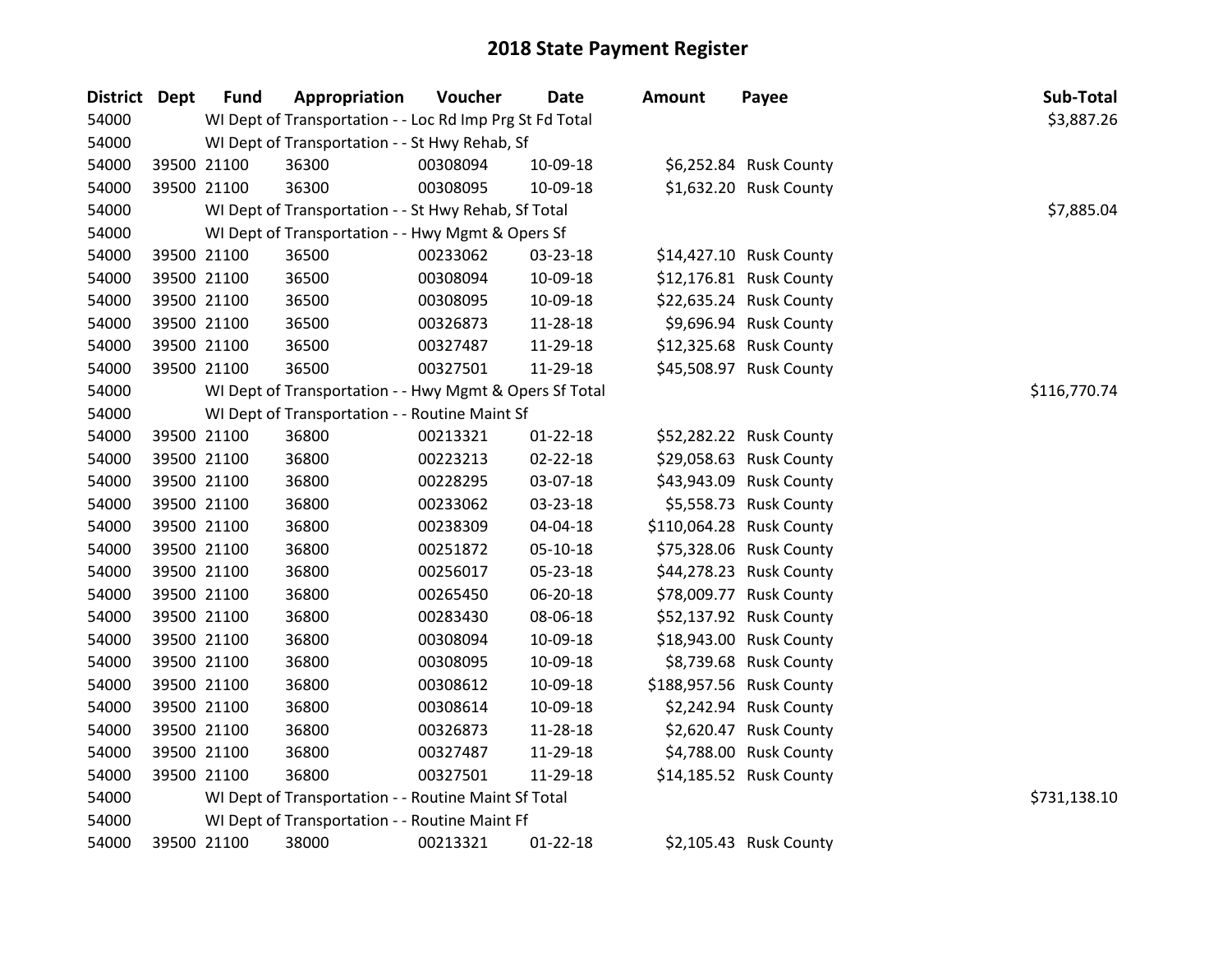# 2018 State Payment Register

| District | Dept | Fund | Appropriation | Voucher | Date | Amount | Payee | Sub-Total |
|---|---|---|---|---|---|---|---|---|
| 54000 | | WI Dept of Transportation - - Loc Rd Imp Prg St Fd Total | | | | | | $3,887.26 |
| 54000 | | WI Dept of Transportation - - St Hwy Rehab, Sf | | | | | | |
| 54000 | 39500 | 21100 | 36300 | 00308094 | 10-09-18 | $6,252.84 | Rusk County | |
| 54000 | 39500 | 21100 | 36300 | 00308095 | 10-09-18 | $1,632.20 | Rusk County | |
| 54000 | | WI Dept of Transportation - - St Hwy Rehab, Sf Total | | | | | | $7,885.04 |
| 54000 | | WI Dept of Transportation - - Hwy Mgmt & Opers Sf | | | | | | |
| 54000 | 39500 | 21100 | 36500 | 00233062 | 03-23-18 | $14,427.10 | Rusk County | |
| 54000 | 39500 | 21100 | 36500 | 00308094 | 10-09-18 | $12,176.81 | Rusk County | |
| 54000 | 39500 | 21100 | 36500 | 00308095 | 10-09-18 | $22,635.24 | Rusk County | |
| 54000 | 39500 | 21100 | 36500 | 00326873 | 11-28-18 | $9,696.94 | Rusk County | |
| 54000 | 39500 | 21100 | 36500 | 00327487 | 11-29-18 | $12,325.68 | Rusk County | |
| 54000 | 39500 | 21100 | 36500 | 00327501 | 11-29-18 | $45,508.97 | Rusk County | |
| 54000 | | WI Dept of Transportation - - Hwy Mgmt & Opers Sf Total | | | | | | $116,770.74 |
| 54000 | | WI Dept of Transportation - - Routine Maint Sf | | | | | | |
| 54000 | 39500 | 21100 | 36800 | 00213321 | 01-22-18 | $52,282.22 | Rusk County | |
| 54000 | 39500 | 21100 | 36800 | 00223213 | 02-22-18 | $29,058.63 | Rusk County | |
| 54000 | 39500 | 21100 | 36800 | 00228295 | 03-07-18 | $43,943.09 | Rusk County | |
| 54000 | 39500 | 21100 | 36800 | 00233062 | 03-23-18 | $5,558.73 | Rusk County | |
| 54000 | 39500 | 21100 | 36800 | 00238309 | 04-04-18 | $110,064.28 | Rusk County | |
| 54000 | 39500 | 21100 | 36800 | 00251872 | 05-10-18 | $75,328.06 | Rusk County | |
| 54000 | 39500 | 21100 | 36800 | 00256017 | 05-23-18 | $44,278.23 | Rusk County | |
| 54000 | 39500 | 21100 | 36800 | 00265450 | 06-20-18 | $78,009.77 | Rusk County | |
| 54000 | 39500 | 21100 | 36800 | 00283430 | 08-06-18 | $52,137.92 | Rusk County | |
| 54000 | 39500 | 21100 | 36800 | 00308094 | 10-09-18 | $18,943.00 | Rusk County | |
| 54000 | 39500 | 21100 | 36800 | 00308095 | 10-09-18 | $8,739.68 | Rusk County | |
| 54000 | 39500 | 21100 | 36800 | 00308612 | 10-09-18 | $188,957.56 | Rusk County | |
| 54000 | 39500 | 21100 | 36800 | 00308614 | 10-09-18 | $2,242.94 | Rusk County | |
| 54000 | 39500 | 21100 | 36800 | 00326873 | 11-28-18 | $2,620.47 | Rusk County | |
| 54000 | 39500 | 21100 | 36800 | 00327487 | 11-29-18 | $4,788.00 | Rusk County | |
| 54000 | 39500 | 21100 | 36800 | 00327501 | 11-29-18 | $14,185.52 | Rusk County | |
| 54000 | | WI Dept of Transportation - - Routine Maint Sf Total | | | | | | $731,138.10 |
| 54000 | | WI Dept of Transportation - - Routine Maint Ff | | | | | | |
| 54000 | 39500 | 21100 | 38000 | 00213321 | 01-22-18 | $2,105.43 | Rusk County | |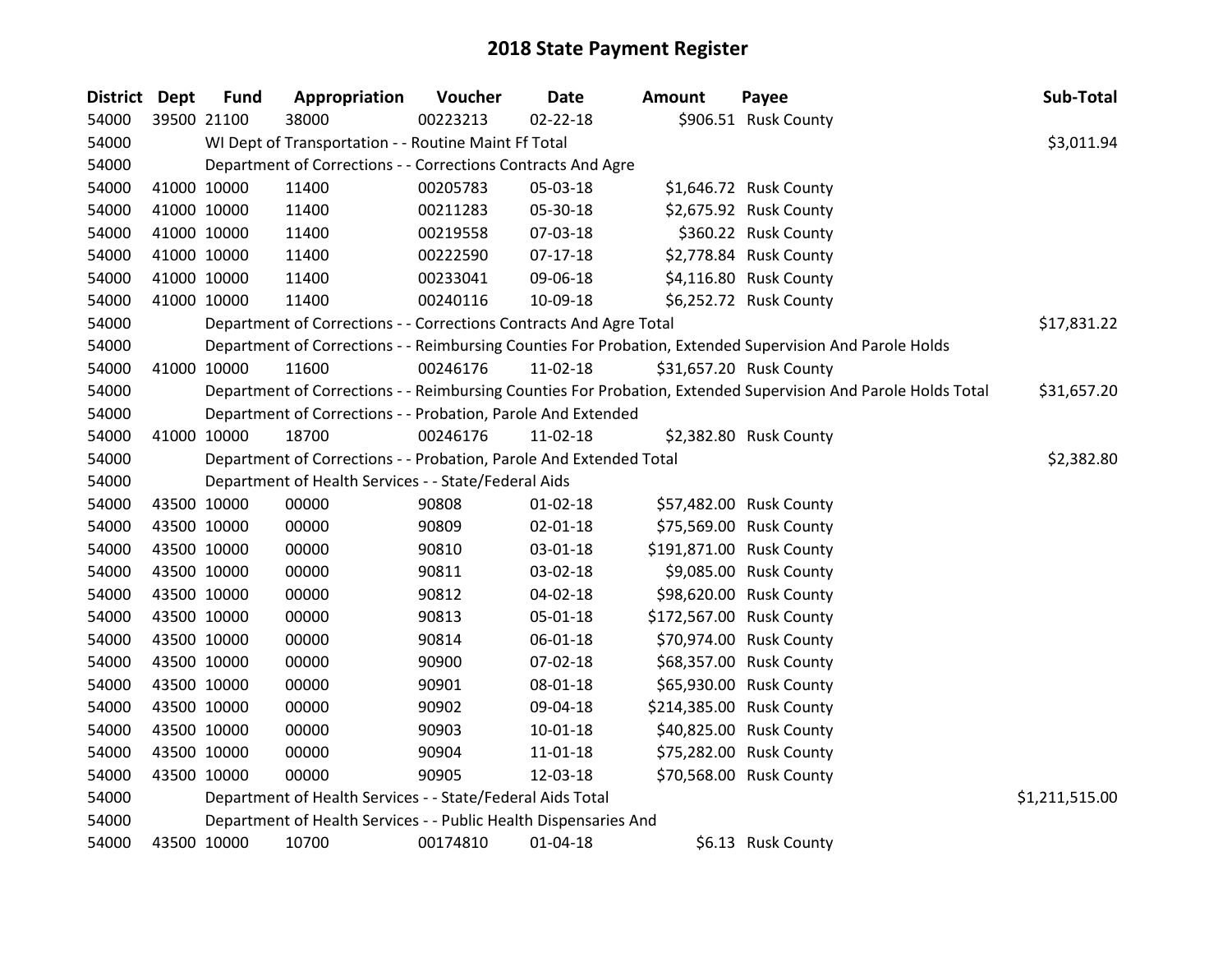# 2018 State Payment Register

| District | Dept | Fund | Appropriation | Voucher | Date | Amount | Payee | Sub-Total |
|---|---|---|---|---|---|---|---|---|
| 54000 | 39500 | 21100 | 38000 | 00223213 | 02-22-18 | $906.51 | Rusk County | |
| 54000 | | WI Dept of Transportation - - Routine Maint Ff Total | | | | | | $3,011.94 |
| 54000 | | Department of Corrections - - Corrections Contracts And Agre | | | | | | |
| 54000 | 41000 | 10000 | 11400 | 00205783 | 05-03-18 | $1,646.72 | Rusk County | |
| 54000 | 41000 | 10000 | 11400 | 00211283 | 05-30-18 | $2,675.92 | Rusk County | |
| 54000 | 41000 | 10000 | 11400 | 00219558 | 07-03-18 | $360.22 | Rusk County | |
| 54000 | 41000 | 10000 | 11400 | 00222590 | 07-17-18 | $2,778.84 | Rusk County | |
| 54000 | 41000 | 10000 | 11400 | 00233041 | 09-06-18 | $4,116.80 | Rusk County | |
| 54000 | 41000 | 10000 | 11400 | 00240116 | 10-09-18 | $6,252.72 | Rusk County | |
| 54000 | | Department of Corrections - - Corrections Contracts And Agre Total | | | | | | $17,831.22 |
| 54000 | | Department of Corrections - - Reimbursing Counties For Probation, Extended Supervision And Parole Holds | | | | | | |
| 54000 | 41000 | 10000 | 11600 | 00246176 | 11-02-18 | $31,657.20 | Rusk County | |
| 54000 | | Department of Corrections - - Reimbursing Counties For Probation, Extended Supervision And Parole Holds Total | | | | | | $31,657.20 |
| 54000 | | Department of Corrections - - Probation, Parole And Extended | | | | | | |
| 54000 | 41000 | 10000 | 18700 | 00246176 | 11-02-18 | $2,382.80 | Rusk County | |
| 54000 | | Department of Corrections - - Probation, Parole And Extended Total | | | | | | $2,382.80 |
| 54000 | | Department of Health Services - - State/Federal Aids | | | | | | |
| 54000 | 43500 | 10000 | 00000 | 90808 | 01-02-18 | $57,482.00 | Rusk County | |
| 54000 | 43500 | 10000 | 00000 | 90809 | 02-01-18 | $75,569.00 | Rusk County | |
| 54000 | 43500 | 10000 | 00000 | 90810 | 03-01-18 | $191,871.00 | Rusk County | |
| 54000 | 43500 | 10000 | 00000 | 90811 | 03-02-18 | $9,085.00 | Rusk County | |
| 54000 | 43500 | 10000 | 00000 | 90812 | 04-02-18 | $98,620.00 | Rusk County | |
| 54000 | 43500 | 10000 | 00000 | 90813 | 05-01-18 | $172,567.00 | Rusk County | |
| 54000 | 43500 | 10000 | 00000 | 90814 | 06-01-18 | $70,974.00 | Rusk County | |
| 54000 | 43500 | 10000 | 00000 | 90900 | 07-02-18 | $68,357.00 | Rusk County | |
| 54000 | 43500 | 10000 | 00000 | 90901 | 08-01-18 | $65,930.00 | Rusk County | |
| 54000 | 43500 | 10000 | 00000 | 90902 | 09-04-18 | $214,385.00 | Rusk County | |
| 54000 | 43500 | 10000 | 00000 | 90903 | 10-01-18 | $40,825.00 | Rusk County | |
| 54000 | 43500 | 10000 | 00000 | 90904 | 11-01-18 | $75,282.00 | Rusk County | |
| 54000 | 43500 | 10000 | 00000 | 90905 | 12-03-18 | $70,568.00 | Rusk County | |
| 54000 | | Department of Health Services - - State/Federal Aids Total | | | | | | $1,211,515.00 |
| 54000 | | Department of Health Services - - Public Health Dispensaries And | | | | | | |
| 54000 | 43500 | 10000 | 10700 | 00174810 | 01-04-18 | $6.13 | Rusk County | |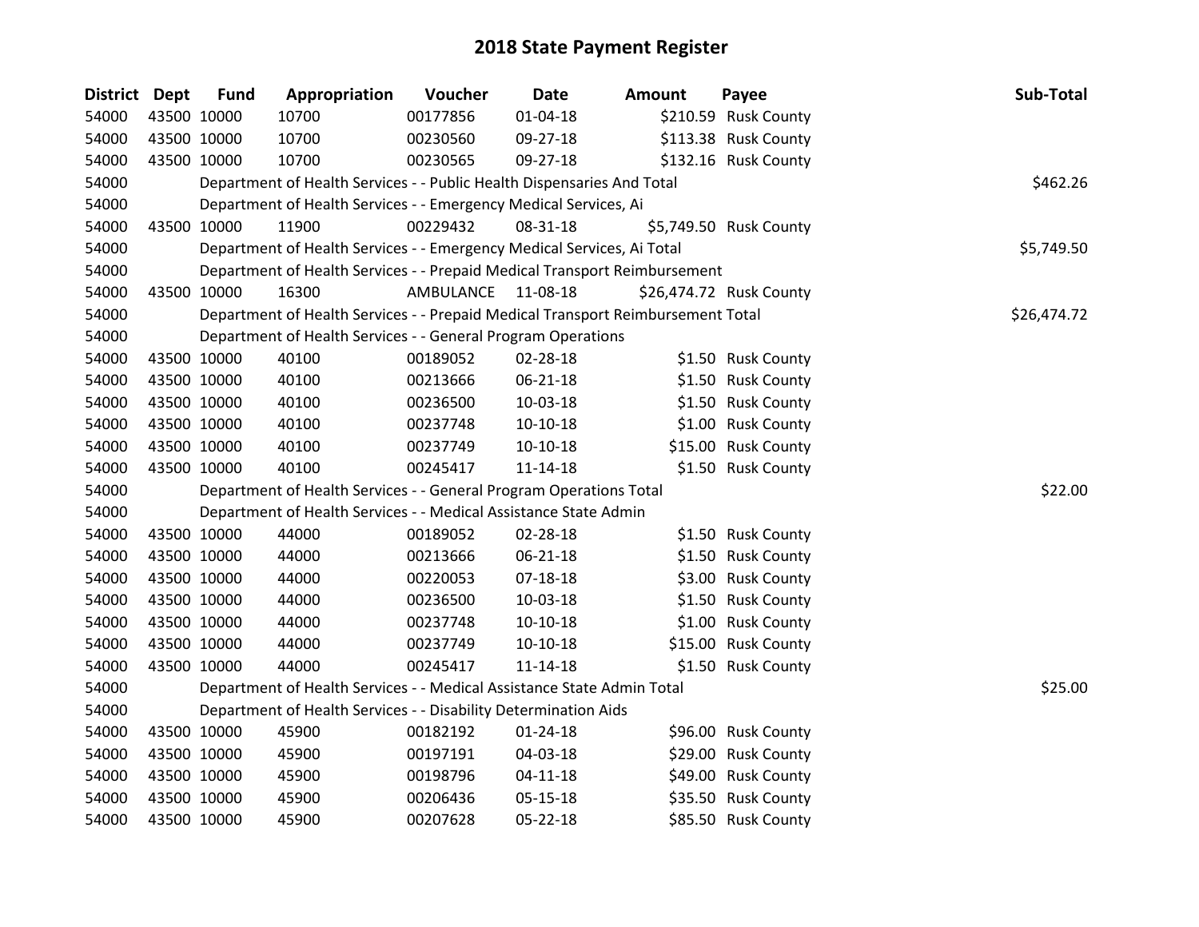# 2018 State Payment Register

| District | Dept | Fund | Appropriation | Voucher | Date | Amount | Payee | Sub-Total |
|---|---|---|---|---|---|---|---|---|
| 54000 | 43500 | 10000 | 10700 | 00177856 | 01-04-18 | $210.59 | Rusk County | |
| 54000 | 43500 | 10000 | 10700 | 00230560 | 09-27-18 | $113.38 | Rusk County | |
| 54000 | 43500 | 10000 | 10700 | 00230565 | 09-27-18 | $132.16 | Rusk County | |
| 54000 | | Department of Health Services - - Public Health Dispensaries And Total | | | | | | $462.26 |
| 54000 | | Department of Health Services - - Emergency Medical Services, Ai | | | | | | |
| 54000 | 43500 | 10000 | 11900 | 00229432 | 08-31-18 | $5,749.50 | Rusk County | |
| 54000 | | Department of Health Services - - Emergency Medical Services, Ai Total | | | | | | $5,749.50 |
| 54000 | | Department of Health Services - - Prepaid Medical Transport Reimbursement | | | | | | |
| 54000 | 43500 | 10000 | 16300 | AMBULANCE | 11-08-18 | $26,474.72 | Rusk County | |
| 54000 | | Department of Health Services - - Prepaid Medical Transport Reimbursement Total | | | | | | $26,474.72 |
| 54000 | | Department of Health Services - - General Program Operations | | | | | | |
| 54000 | 43500 | 10000 | 40100 | 00189052 | 02-28-18 | $1.50 | Rusk County | |
| 54000 | 43500 | 10000 | 40100 | 00213666 | 06-21-18 | $1.50 | Rusk County | |
| 54000 | 43500 | 10000 | 40100 | 00236500 | 10-03-18 | $1.50 | Rusk County | |
| 54000 | 43500 | 10000 | 40100 | 00237748 | 10-10-18 | $1.00 | Rusk County | |
| 54000 | 43500 | 10000 | 40100 | 00237749 | 10-10-18 | $15.00 | Rusk County | |
| 54000 | 43500 | 10000 | 40100 | 00245417 | 11-14-18 | $1.50 | Rusk County | |
| 54000 | | Department of Health Services - - General Program Operations Total | | | | | | $22.00 |
| 54000 | | Department of Health Services - - Medical Assistance State Admin | | | | | | |
| 54000 | 43500 | 10000 | 44000 | 00189052 | 02-28-18 | $1.50 | Rusk County | |
| 54000 | 43500 | 10000 | 44000 | 00213666 | 06-21-18 | $1.50 | Rusk County | |
| 54000 | 43500 | 10000 | 44000 | 00220053 | 07-18-18 | $3.00 | Rusk County | |
| 54000 | 43500 | 10000 | 44000 | 00236500 | 10-03-18 | $1.50 | Rusk County | |
| 54000 | 43500 | 10000 | 44000 | 00237748 | 10-10-18 | $1.00 | Rusk County | |
| 54000 | 43500 | 10000 | 44000 | 00237749 | 10-10-18 | $15.00 | Rusk County | |
| 54000 | 43500 | 10000 | 44000 | 00245417 | 11-14-18 | $1.50 | Rusk County | |
| 54000 | | Department of Health Services - - Medical Assistance State Admin Total | | | | | | $25.00 |
| 54000 | | Department of Health Services - - Disability Determination Aids | | | | | | |
| 54000 | 43500 | 10000 | 45900 | 00182192 | 01-24-18 | $96.00 | Rusk County | |
| 54000 | 43500 | 10000 | 45900 | 00197191 | 04-03-18 | $29.00 | Rusk County | |
| 54000 | 43500 | 10000 | 45900 | 00198796 | 04-11-18 | $49.00 | Rusk County | |
| 54000 | 43500 | 10000 | 45900 | 00206436 | 05-15-18 | $35.50 | Rusk County | |
| 54000 | 43500 | 10000 | 45900 | 00207628 | 05-22-18 | $85.50 | Rusk County | |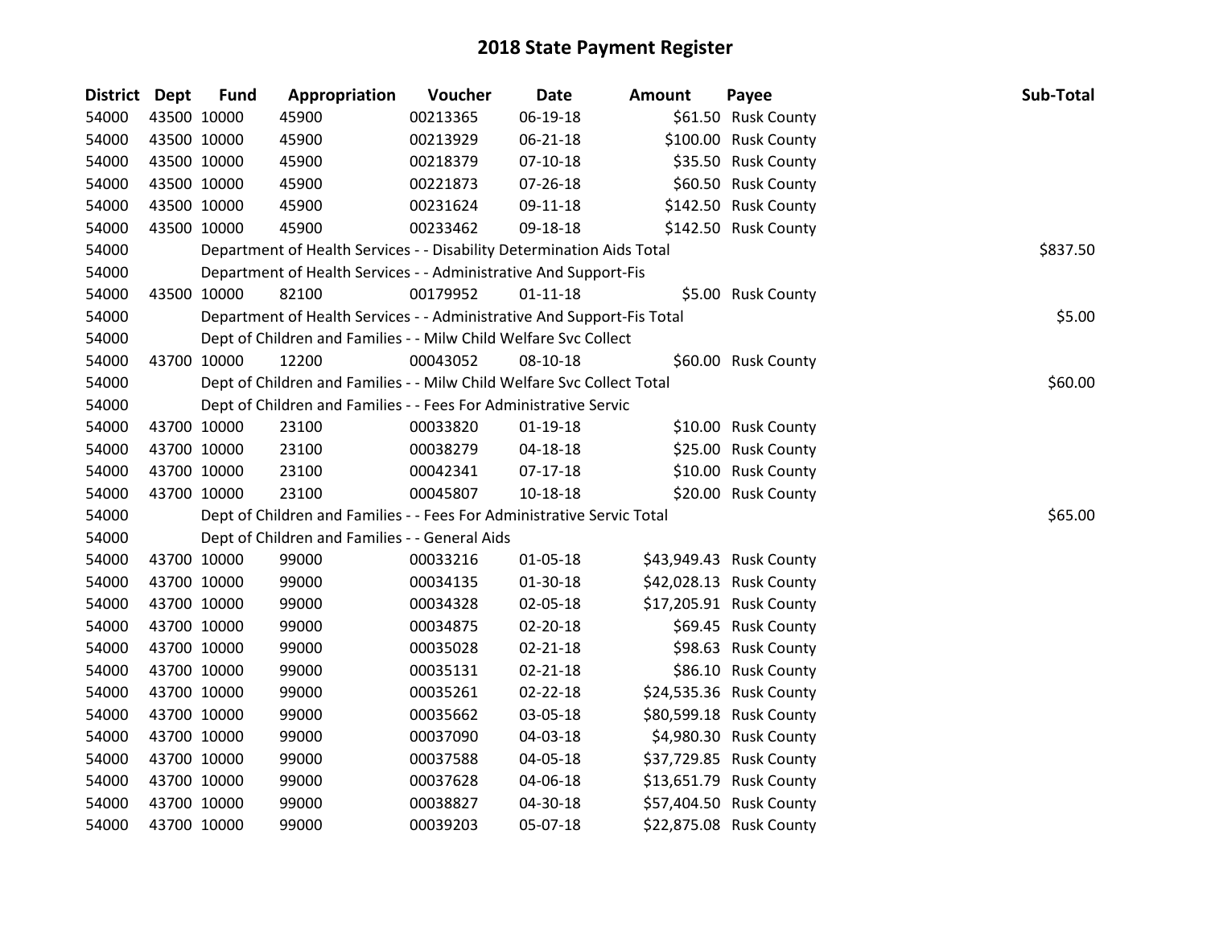# 2018 State Payment Register

| District | Dept | Fund | Appropriation | Voucher | Date | Amount | Payee | Sub-Total |
|---|---|---|---|---|---|---|---|---|
| 54000 | 43500 | 10000 | 45900 | 00213365 | 06-19-18 | $61.50 | Rusk County | |
| 54000 | 43500 | 10000 | 45900 | 00213929 | 06-21-18 | $100.00 | Rusk County | |
| 54000 | 43500 | 10000 | 45900 | 00218379 | 07-10-18 | $35.50 | Rusk County | |
| 54000 | 43500 | 10000 | 45900 | 00221873 | 07-26-18 | $60.50 | Rusk County | |
| 54000 | 43500 | 10000 | 45900 | 00231624 | 09-11-18 | $142.50 | Rusk County | |
| 54000 | 43500 | 10000 | 45900 | 00233462 | 09-18-18 | $142.50 | Rusk County | |
| 54000 | | | Department of Health Services - - Disability Determination Aids Total | | | | | $837.50 |
| 54000 | | | Department of Health Services - - Administrative And Support-Fis | | | | | |
| 54000 | 43500 | 10000 | 82100 | 00179952 | 01-11-18 | $5.00 | Rusk County | |
| 54000 | | | Department of Health Services - - Administrative And Support-Fis Total | | | | | $5.00 |
| 54000 | | | Dept of Children and Families - - Milw Child Welfare Svc Collect | | | | | |
| 54000 | 43700 | 10000 | 12200 | 00043052 | 08-10-18 | $60.00 | Rusk County | |
| 54000 | | | Dept of Children and Families - - Milw Child Welfare Svc Collect Total | | | | | $60.00 |
| 54000 | | | Dept of Children and Families - - Fees For Administrative Servic | | | | | |
| 54000 | 43700 | 10000 | 23100 | 00033820 | 01-19-18 | $10.00 | Rusk County | |
| 54000 | 43700 | 10000 | 23100 | 00038279 | 04-18-18 | $25.00 | Rusk County | |
| 54000 | 43700 | 10000 | 23100 | 00042341 | 07-17-18 | $10.00 | Rusk County | |
| 54000 | 43700 | 10000 | 23100 | 00045807 | 10-18-18 | $20.00 | Rusk County | |
| 54000 | | | Dept of Children and Families - - Fees For Administrative Servic Total | | | | | $65.00 |
| 54000 | | | Dept of Children and Families - - General Aids | | | | | |
| 54000 | 43700 | 10000 | 99000 | 00033216 | 01-05-18 | $43,949.43 | Rusk County | |
| 54000 | 43700 | 10000 | 99000 | 00034135 | 01-30-18 | $42,028.13 | Rusk County | |
| 54000 | 43700 | 10000 | 99000 | 00034328 | 02-05-18 | $17,205.91 | Rusk County | |
| 54000 | 43700 | 10000 | 99000 | 00034875 | 02-20-18 | $69.45 | Rusk County | |
| 54000 | 43700 | 10000 | 99000 | 00035028 | 02-21-18 | $98.63 | Rusk County | |
| 54000 | 43700 | 10000 | 99000 | 00035131 | 02-21-18 | $86.10 | Rusk County | |
| 54000 | 43700 | 10000 | 99000 | 00035261 | 02-22-18 | $24,535.36 | Rusk County | |
| 54000 | 43700 | 10000 | 99000 | 00035662 | 03-05-18 | $80,599.18 | Rusk County | |
| 54000 | 43700 | 10000 | 99000 | 00037090 | 04-03-18 | $4,980.30 | Rusk County | |
| 54000 | 43700 | 10000 | 99000 | 00037588 | 04-05-18 | $37,729.85 | Rusk County | |
| 54000 | 43700 | 10000 | 99000 | 00037628 | 04-06-18 | $13,651.79 | Rusk County | |
| 54000 | 43700 | 10000 | 99000 | 00038827 | 04-30-18 | $57,404.50 | Rusk County | |
| 54000 | 43700 | 10000 | 99000 | 00039203 | 05-07-18 | $22,875.08 | Rusk County | |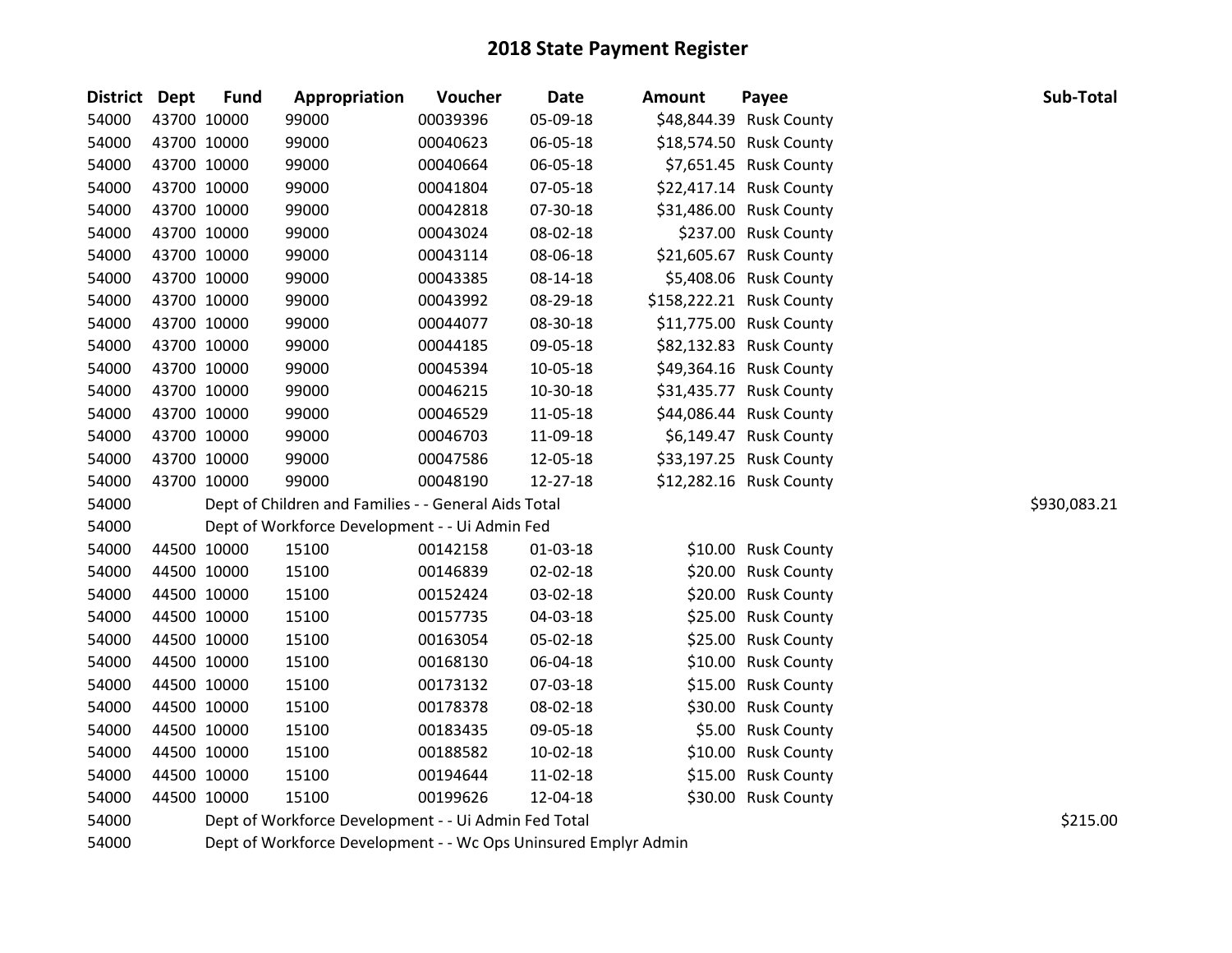# 2018 State Payment Register

| District | Dept | Fund | Appropriation | Voucher | Date | Amount | Payee | Sub-Total |
|---|---|---|---|---|---|---|---|---|
| 54000 | 43700 | 10000 | 99000 | 00039396 | 05-09-18 | $48,844.39 | Rusk County | |
| 54000 | 43700 | 10000 | 99000 | 00040623 | 06-05-18 | $18,574.50 | Rusk County | |
| 54000 | 43700 | 10000 | 99000 | 00040664 | 06-05-18 | $7,651.45 | Rusk County | |
| 54000 | 43700 | 10000 | 99000 | 00041804 | 07-05-18 | $22,417.14 | Rusk County | |
| 54000 | 43700 | 10000 | 99000 | 00042818 | 07-30-18 | $31,486.00 | Rusk County | |
| 54000 | 43700 | 10000 | 99000 | 00043024 | 08-02-18 | $237.00 | Rusk County | |
| 54000 | 43700 | 10000 | 99000 | 00043114 | 08-06-18 | $21,605.67 | Rusk County | |
| 54000 | 43700 | 10000 | 99000 | 00043385 | 08-14-18 | $5,408.06 | Rusk County | |
| 54000 | 43700 | 10000 | 99000 | 00043992 | 08-29-18 | $158,222.21 | Rusk County | |
| 54000 | 43700 | 10000 | 99000 | 00044077 | 08-30-18 | $11,775.00 | Rusk County | |
| 54000 | 43700 | 10000 | 99000 | 00044185 | 09-05-18 | $82,132.83 | Rusk County | |
| 54000 | 43700 | 10000 | 99000 | 00045394 | 10-05-18 | $49,364.16 | Rusk County | |
| 54000 | 43700 | 10000 | 99000 | 00046215 | 10-30-18 | $31,435.77 | Rusk County | |
| 54000 | 43700 | 10000 | 99000 | 00046529 | 11-05-18 | $44,086.44 | Rusk County | |
| 54000 | 43700 | 10000 | 99000 | 00046703 | 11-09-18 | $6,149.47 | Rusk County | |
| 54000 | 43700 | 10000 | 99000 | 00047586 | 12-05-18 | $33,197.25 | Rusk County | |
| 54000 | 43700 | 10000 | 99000 | 00048190 | 12-27-18 | $12,282.16 | Rusk County | |
| 54000 | | Dept of Children and Families - - General Aids Total | | | | | | $930,083.21 |
| 54000 | | Dept of Workforce Development - - Ui Admin Fed | | | | | | |
| 54000 | 44500 | 10000 | 15100 | 00142158 | 01-03-18 | $10.00 | Rusk County | |
| 54000 | 44500 | 10000 | 15100 | 00146839 | 02-02-18 | $20.00 | Rusk County | |
| 54000 | 44500 | 10000 | 15100 | 00152424 | 03-02-18 | $20.00 | Rusk County | |
| 54000 | 44500 | 10000 | 15100 | 00157735 | 04-03-18 | $25.00 | Rusk County | |
| 54000 | 44500 | 10000 | 15100 | 00163054 | 05-02-18 | $25.00 | Rusk County | |
| 54000 | 44500 | 10000 | 15100 | 00168130 | 06-04-18 | $10.00 | Rusk County | |
| 54000 | 44500 | 10000 | 15100 | 00173132 | 07-03-18 | $15.00 | Rusk County | |
| 54000 | 44500 | 10000 | 15100 | 00178378 | 08-02-18 | $30.00 | Rusk County | |
| 54000 | 44500 | 10000 | 15100 | 00183435 | 09-05-18 | $5.00 | Rusk County | |
| 54000 | 44500 | 10000 | 15100 | 00188582 | 10-02-18 | $10.00 | Rusk County | |
| 54000 | 44500 | 10000 | 15100 | 00194644 | 11-02-18 | $15.00 | Rusk County | |
| 54000 | 44500 | 10000 | 15100 | 00199626 | 12-04-18 | $30.00 | Rusk County | |
| 54000 | | Dept of Workforce Development - - Ui Admin Fed Total | | | | | | $215.00 |
| 54000 | | Dept of Workforce Development - - Wc Ops Uninsured Emplyr Admin | | | | | | |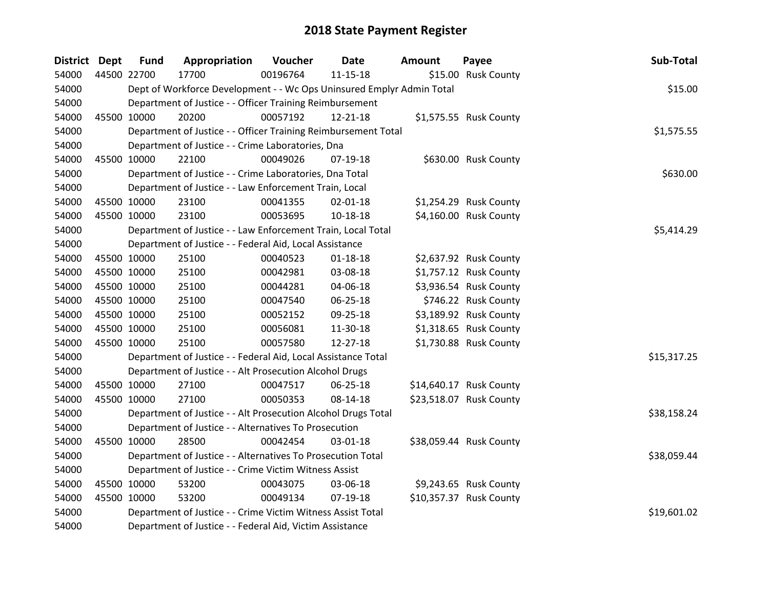# 2018 State Payment Register

| District | Dept | Fund | Appropriation | Voucher | Date | Amount | Payee | Sub-Total |
|---|---|---|---|---|---|---|---|---|
| 54000 | 44500 | 22700 | 17700 | 00196764 | 11-15-18 | $15.00 | Rusk County | |
| 54000 | | Dept of Workforce Development - - Wc Ops Uninsured Emplyr Admin Total | | | | | | $15.00 |
| 54000 | | Department of Justice - - Officer Training Reimbursement | | | | | | |
| 54000 | 45500 | 10000 | 20200 | 00057192 | 12-21-18 | $1,575.55 | Rusk County | |
| 54000 | | Department of Justice - - Officer Training Reimbursement Total | | | | | | $1,575.55 |
| 54000 | | Department of Justice - - Crime Laboratories, Dna | | | | | | |
| 54000 | 45500 | 10000 | 22100 | 00049026 | 07-19-18 | $630.00 | Rusk County | |
| 54000 | | Department of Justice - - Crime Laboratories, Dna Total | | | | | | $630.00 |
| 54000 | | Department of Justice - - Law Enforcement Train, Local | | | | | | |
| 54000 | 45500 | 10000 | 23100 | 00041355 | 02-01-18 | $1,254.29 | Rusk County | |
| 54000 | 45500 | 10000 | 23100 | 00053695 | 10-18-18 | $4,160.00 | Rusk County | |
| 54000 | | Department of Justice - - Law Enforcement Train, Local Total | | | | | | $5,414.29 |
| 54000 | | Department of Justice - - Federal Aid, Local Assistance | | | | | | |
| 54000 | 45500 | 10000 | 25100 | 00040523 | 01-18-18 | $2,637.92 | Rusk County | |
| 54000 | 45500 | 10000 | 25100 | 00042981 | 03-08-18 | $1,757.12 | Rusk County | |
| 54000 | 45500 | 10000 | 25100 | 00044281 | 04-06-18 | $3,936.54 | Rusk County | |
| 54000 | 45500 | 10000 | 25100 | 00047540 | 06-25-18 | $746.22 | Rusk County | |
| 54000 | 45500 | 10000 | 25100 | 00052152 | 09-25-18 | $3,189.92 | Rusk County | |
| 54000 | 45500 | 10000 | 25100 | 00056081 | 11-30-18 | $1,318.65 | Rusk County | |
| 54000 | 45500 | 10000 | 25100 | 00057580 | 12-27-18 | $1,730.88 | Rusk County | |
| 54000 | | Department of Justice - - Federal Aid, Local Assistance Total | | | | | | $15,317.25 |
| 54000 | | Department of Justice - - Alt Prosecution Alcohol Drugs | | | | | | |
| 54000 | 45500 | 10000 | 27100 | 00047517 | 06-25-18 | $14,640.17 | Rusk County | |
| 54000 | 45500 | 10000 | 27100 | 00050353 | 08-14-18 | $23,518.07 | Rusk County | |
| 54000 | | Department of Justice - - Alt Prosecution Alcohol Drugs Total | | | | | | $38,158.24 |
| 54000 | | Department of Justice - - Alternatives To Prosecution | | | | | | |
| 54000 | 45500 | 10000 | 28500 | 00042454 | 03-01-18 | $38,059.44 | Rusk County | |
| 54000 | | Department of Justice - - Alternatives To Prosecution Total | | | | | | $38,059.44 |
| 54000 | | Department of Justice - - Crime Victim Witness Assist | | | | | | |
| 54000 | 45500 | 10000 | 53200 | 00043075 | 03-06-18 | $9,243.65 | Rusk County | |
| 54000 | 45500 | 10000 | 53200 | 00049134 | 07-19-18 | $10,357.37 | Rusk County | |
| 54000 | | Department of Justice - - Crime Victim Witness Assist Total | | | | | | $19,601.02 |
| 54000 | | Department of Justice - - Federal Aid, Victim Assistance | | | | | | |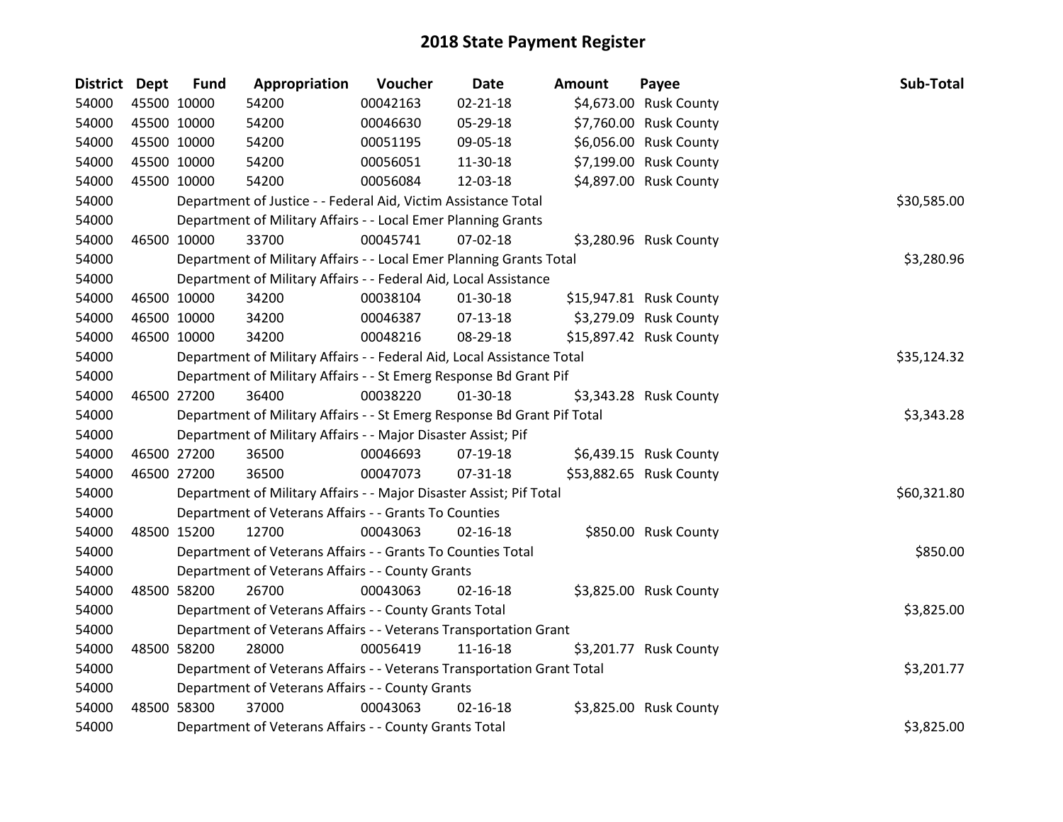# 2018 State Payment Register

| District | Dept | Fund | Appropriation | Voucher | Date | Amount | Payee | Sub-Total |
|---|---|---|---|---|---|---|---|---|
| 54000 | 45500 | 10000 | 54200 | 00042163 | 02-21-18 | $4,673.00 | Rusk County | |
| 54000 | 45500 | 10000 | 54200 | 00046630 | 05-29-18 | $7,760.00 | Rusk County | |
| 54000 | 45500 | 10000 | 54200 | 00051195 | 09-05-18 | $6,056.00 | Rusk County | |
| 54000 | 45500 | 10000 | 54200 | 00056051 | 11-30-18 | $7,199.00 | Rusk County | |
| 54000 | 45500 | 10000 | 54200 | 00056084 | 12-03-18 | $4,897.00 | Rusk County | |
| 54000 | | | Department of Justice - - Federal Aid, Victim Assistance Total | | | | | $30,585.00 |
| 54000 | | | Department of Military Affairs - - Local Emer Planning Grants | | | | | |
| 54000 | 46500 | 10000 | 33700 | 00045741 | 07-02-18 | $3,280.96 | Rusk County | |
| 54000 | | | Department of Military Affairs - - Local Emer Planning Grants Total | | | | | $3,280.96 |
| 54000 | | | Department of Military Affairs - - Federal Aid, Local Assistance | | | | | |
| 54000 | 46500 | 10000 | 34200 | 00038104 | 01-30-18 | $15,947.81 | Rusk County | |
| 54000 | 46500 | 10000 | 34200 | 00046387 | 07-13-18 | $3,279.09 | Rusk County | |
| 54000 | 46500 | 10000 | 34200 | 00048216 | 08-29-18 | $15,897.42 | Rusk County | |
| 54000 | | | Department of Military Affairs - - Federal Aid, Local Assistance Total | | | | | $35,124.32 |
| 54000 | | | Department of Military Affairs - - St Emerg Response Bd Grant Pif | | | | | |
| 54000 | 46500 | 27200 | 36400 | 00038220 | 01-30-18 | $3,343.28 | Rusk County | |
| 54000 | | | Department of Military Affairs - - St Emerg Response Bd Grant Pif Total | | | | | $3,343.28 |
| 54000 | | | Department of Military Affairs - - Major Disaster Assist; Pif | | | | | |
| 54000 | 46500 | 27200 | 36500 | 00046693 | 07-19-18 | $6,439.15 | Rusk County | |
| 54000 | 46500 | 27200 | 36500 | 00047073 | 07-31-18 | $53,882.65 | Rusk County | |
| 54000 | | | Department of Military Affairs - - Major Disaster Assist; Pif Total | | | | | $60,321.80 |
| 54000 | | | Department of Veterans Affairs - - Grants To Counties | | | | | |
| 54000 | 48500 | 15200 | 12700 | 00043063 | 02-16-18 | $850.00 | Rusk County | |
| 54000 | | | Department of Veterans Affairs - - Grants To Counties Total | | | | | $850.00 |
| 54000 | | | Department of Veterans Affairs - - County Grants | | | | | |
| 54000 | 48500 | 58200 | 26700 | 00043063 | 02-16-18 | $3,825.00 | Rusk County | |
| 54000 | | | Department of Veterans Affairs - - County Grants Total | | | | | $3,825.00 |
| 54000 | | | Department of Veterans Affairs - - Veterans Transportation Grant | | | | | |
| 54000 | 48500 | 58200 | 28000 | 00056419 | 11-16-18 | $3,201.77 | Rusk County | |
| 54000 | | | Department of Veterans Affairs - - Veterans Transportation Grant Total | | | | | $3,201.77 |
| 54000 | | | Department of Veterans Affairs - - County Grants | | | | | |
| 54000 | 48500 | 58300 | 37000 | 00043063 | 02-16-18 | $3,825.00 | Rusk County | |
| 54000 | | | Department of Veterans Affairs - - County Grants Total | | | | | $3,825.00 |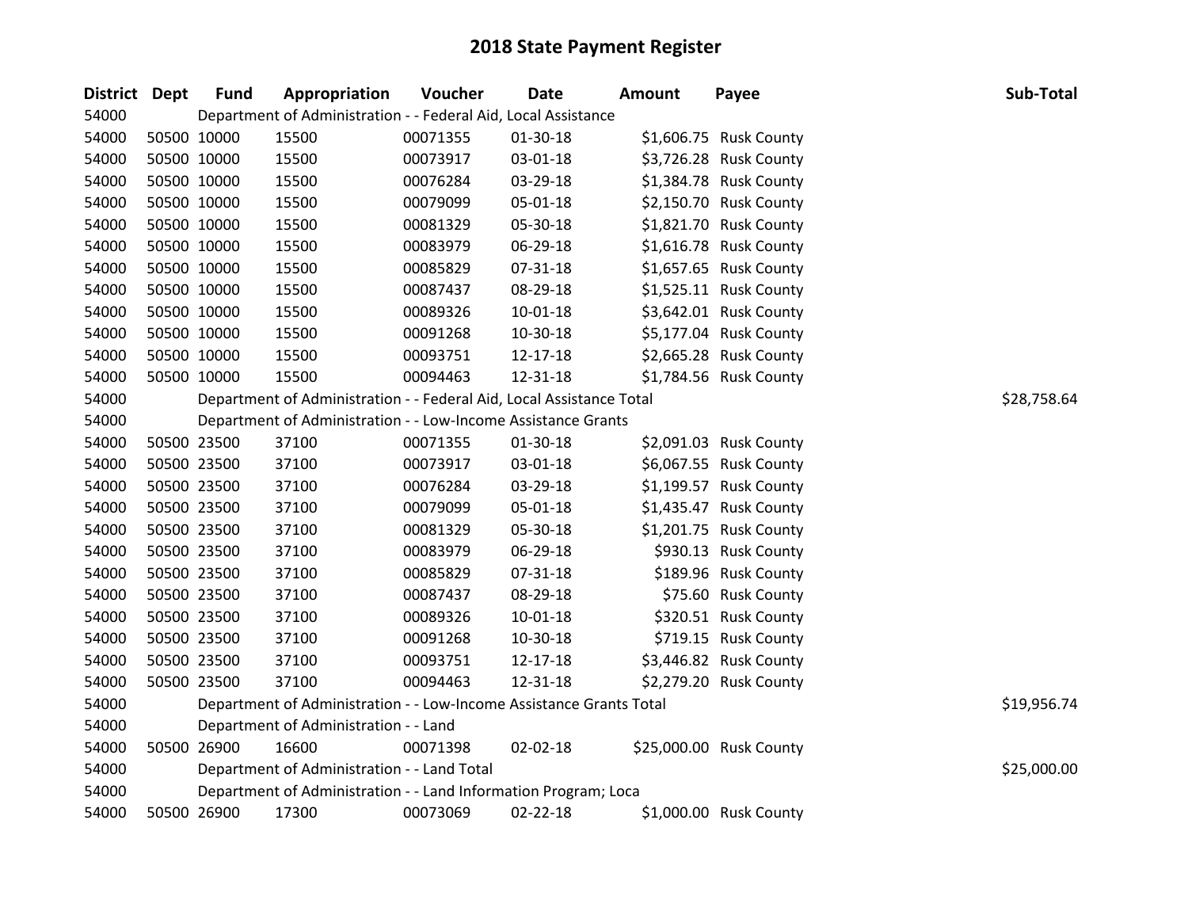# 2018 State Payment Register

| District | Dept | Fund | Appropriation | Voucher | Date | Amount | Payee | Sub-Total |
|---|---|---|---|---|---|---|---|---|
| 54000 | | Department of Administration - - Federal Aid, Local Assistance | | | | | | |
| 54000 | 50500 | 10000 | 15500 | 00071355 | 01-30-18 | $1,606.75 | Rusk County | |
| 54000 | 50500 | 10000 | 15500 | 00073917 | 03-01-18 | $3,726.28 | Rusk County | |
| 54000 | 50500 | 10000 | 15500 | 00076284 | 03-29-18 | $1,384.78 | Rusk County | |
| 54000 | 50500 | 10000 | 15500 | 00079099 | 05-01-18 | $2,150.70 | Rusk County | |
| 54000 | 50500 | 10000 | 15500 | 00081329 | 05-30-18 | $1,821.70 | Rusk County | |
| 54000 | 50500 | 10000 | 15500 | 00083979 | 06-29-18 | $1,616.78 | Rusk County | |
| 54000 | 50500 | 10000 | 15500 | 00085829 | 07-31-18 | $1,657.65 | Rusk County | |
| 54000 | 50500 | 10000 | 15500 | 00087437 | 08-29-18 | $1,525.11 | Rusk County | |
| 54000 | 50500 | 10000 | 15500 | 00089326 | 10-01-18 | $3,642.01 | Rusk County | |
| 54000 | 50500 | 10000 | 15500 | 00091268 | 10-30-18 | $5,177.04 | Rusk County | |
| 54000 | 50500 | 10000 | 15500 | 00093751 | 12-17-18 | $2,665.28 | Rusk County | |
| 54000 | 50500 | 10000 | 15500 | 00094463 | 12-31-18 | $1,784.56 | Rusk County | |
| 54000 | | Department of Administration - - Federal Aid, Local Assistance Total | | | | | | $28,758.64 |
| 54000 | | Department of Administration - - Low-Income Assistance Grants | | | | | | |
| 54000 | 50500 | 23500 | 37100 | 00071355 | 01-30-18 | $2,091.03 | Rusk County | |
| 54000 | 50500 | 23500 | 37100 | 00073917 | 03-01-18 | $6,067.55 | Rusk County | |
| 54000 | 50500 | 23500 | 37100 | 00076284 | 03-29-18 | $1,199.57 | Rusk County | |
| 54000 | 50500 | 23500 | 37100 | 00079099 | 05-01-18 | $1,435.47 | Rusk County | |
| 54000 | 50500 | 23500 | 37100 | 00081329 | 05-30-18 | $1,201.75 | Rusk County | |
| 54000 | 50500 | 23500 | 37100 | 00083979 | 06-29-18 | $930.13 | Rusk County | |
| 54000 | 50500 | 23500 | 37100 | 00085829 | 07-31-18 | $189.96 | Rusk County | |
| 54000 | 50500 | 23500 | 37100 | 00087437 | 08-29-18 | $75.60 | Rusk County | |
| 54000 | 50500 | 23500 | 37100 | 00089326 | 10-01-18 | $320.51 | Rusk County | |
| 54000 | 50500 | 23500 | 37100 | 00091268 | 10-30-18 | $719.15 | Rusk County | |
| 54000 | 50500 | 23500 | 37100 | 00093751 | 12-17-18 | $3,446.82 | Rusk County | |
| 54000 | 50500 | 23500 | 37100 | 00094463 | 12-31-18 | $2,279.20 | Rusk County | |
| 54000 | | Department of Administration - - Low-Income Assistance Grants Total | | | | | | $19,956.74 |
| 54000 | | Department of Administration - - Land | | | | | | |
| 54000 | 50500 | 26900 | 16600 | 00071398 | 02-02-18 | $25,000.00 | Rusk County | |
| 54000 | | Department of Administration - - Land Total | | | | | | $25,000.00 |
| 54000 | | Department of Administration - - Land Information Program; Loca | | | | | | |
| 54000 | 50500 | 26900 | 17300 | 00073069 | 02-22-18 | $1,000.00 | Rusk County | |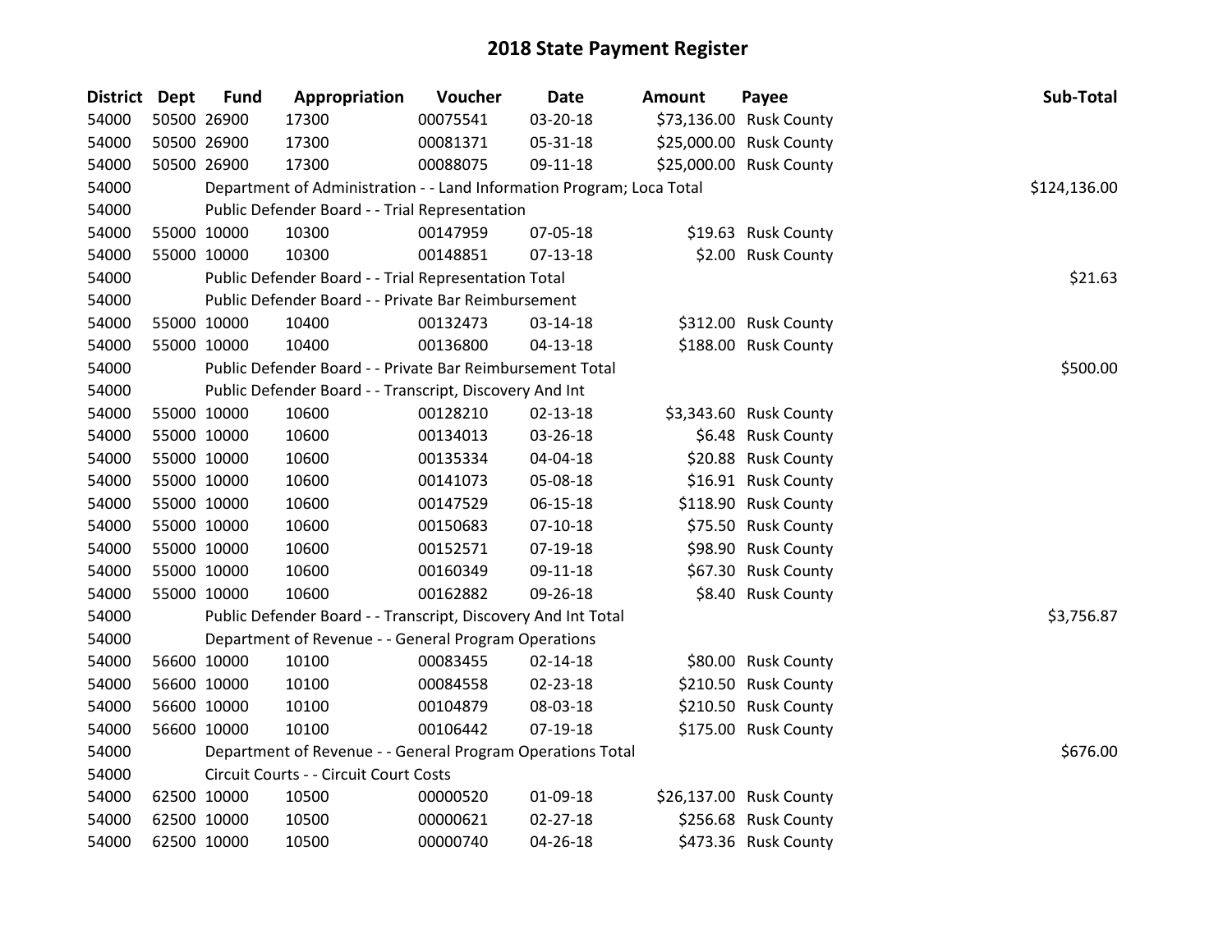# 2018 State Payment Register

| District | Dept | Fund | Appropriation | Voucher | Date | Amount | Payee | Sub-Total |
|---|---|---|---|---|---|---|---|---|
| 54000 | 50500 | 26900 | 17300 | 00075541 | 03-20-18 | $73,136.00 | Rusk County | |
| 54000 | 50500 | 26900 | 17300 | 00081371 | 05-31-18 | $25,000.00 | Rusk County | |
| 54000 | 50500 | 26900 | 17300 | 00088075 | 09-11-18 | $25,000.00 | Rusk County | |
| 54000 | | Department of Administration - - Land Information Program; Loca Total | | | | | | $124,136.00 |
| 54000 | | Public Defender Board - - Trial Representation | | | | | | |
| 54000 | 55000 | 10000 | 10300 | 00147959 | 07-05-18 | $19.63 | Rusk County | |
| 54000 | 55000 | 10000 | 10300 | 00148851 | 07-13-18 | $2.00 | Rusk County | |
| 54000 | | Public Defender Board - - Trial Representation Total | | | | | | $21.63 |
| 54000 | | Public Defender Board - - Private Bar Reimbursement | | | | | | |
| 54000 | 55000 | 10000 | 10400 | 00132473 | 03-14-18 | $312.00 | Rusk County | |
| 54000 | 55000 | 10000 | 10400 | 00136800 | 04-13-18 | $188.00 | Rusk County | |
| 54000 | | Public Defender Board - - Private Bar Reimbursement Total | | | | | | $500.00 |
| 54000 | | Public Defender Board - - Transcript, Discovery And Int | | | | | | |
| 54000 | 55000 | 10000 | 10600 | 00128210 | 02-13-18 | $3,343.60 | Rusk County | |
| 54000 | 55000 | 10000 | 10600 | 00134013 | 03-26-18 | $6.48 | Rusk County | |
| 54000 | 55000 | 10000 | 10600 | 00135334 | 04-04-18 | $20.88 | Rusk County | |
| 54000 | 55000 | 10000 | 10600 | 00141073 | 05-08-18 | $16.91 | Rusk County | |
| 54000 | 55000 | 10000 | 10600 | 00147529 | 06-15-18 | $118.90 | Rusk County | |
| 54000 | 55000 | 10000 | 10600 | 00150683 | 07-10-18 | $75.50 | Rusk County | |
| 54000 | 55000 | 10000 | 10600 | 00152571 | 07-19-18 | $98.90 | Rusk County | |
| 54000 | 55000 | 10000 | 10600 | 00160349 | 09-11-18 | $67.30 | Rusk County | |
| 54000 | 55000 | 10000 | 10600 | 00162882 | 09-26-18 | $8.40 | Rusk County | |
| 54000 | | Public Defender Board - - Transcript, Discovery And Int Total | | | | | | $3,756.87 |
| 54000 | | Department of Revenue - - General Program Operations | | | | | | |
| 54000 | 56600 | 10000 | 10100 | 00083455 | 02-14-18 | $80.00 | Rusk County | |
| 54000 | 56600 | 10000 | 10100 | 00084558 | 02-23-18 | $210.50 | Rusk County | |
| 54000 | 56600 | 10000 | 10100 | 00104879 | 08-03-18 | $210.50 | Rusk County | |
| 54000 | 56600 | 10000 | 10100 | 00106442 | 07-19-18 | $175.00 | Rusk County | |
| 54000 | | Department of Revenue - - General Program Operations Total | | | | | | $676.00 |
| 54000 | | Circuit Courts - - Circuit Court Costs | | | | | | |
| 54000 | 62500 | 10000 | 10500 | 00000520 | 01-09-18 | $26,137.00 | Rusk County | |
| 54000 | 62500 | 10000 | 10500 | 00000621 | 02-27-18 | $256.68 | Rusk County | |
| 54000 | 62500 | 10000 | 10500 | 00000740 | 04-26-18 | $473.36 | Rusk County | |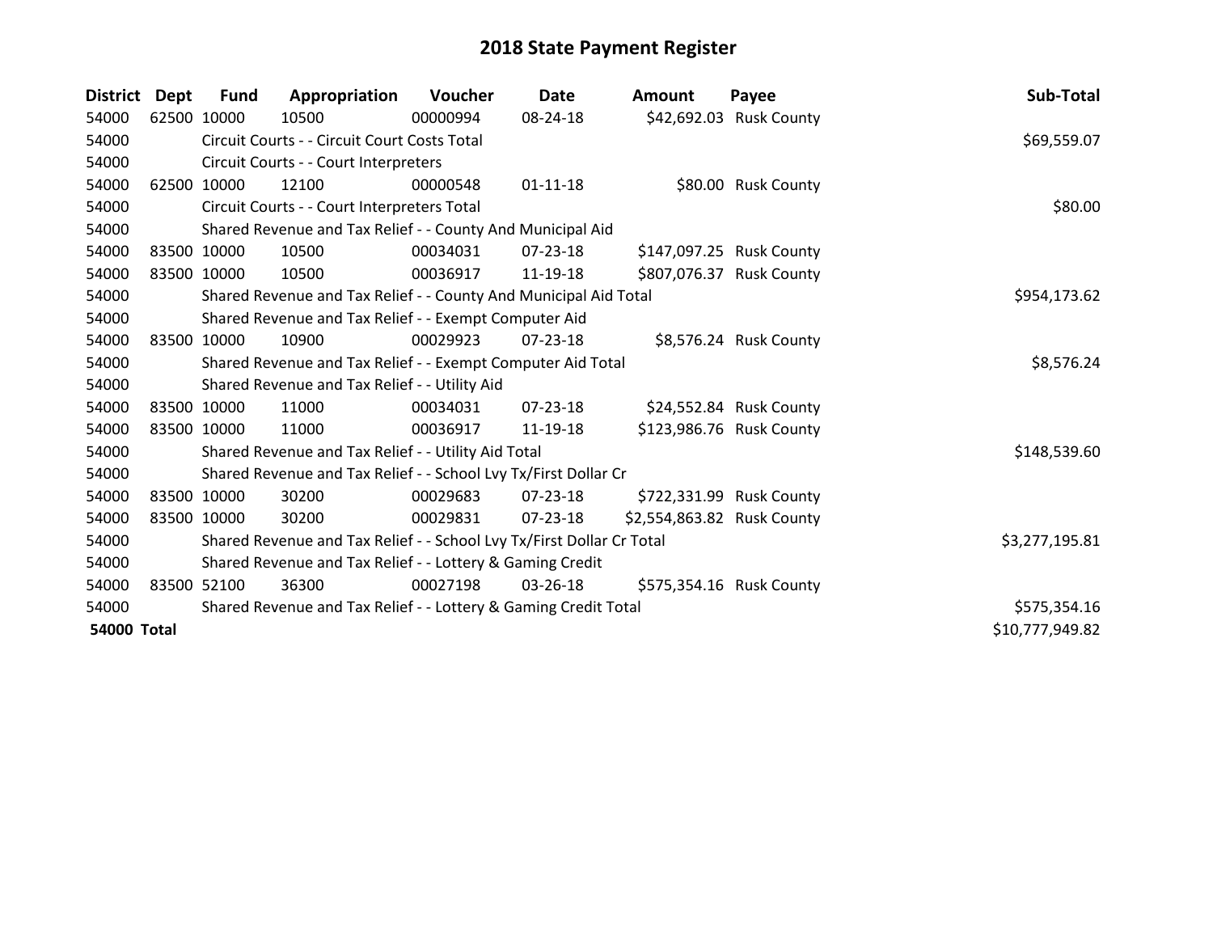# 2018 State Payment Register

| District | Dept | Fund | Appropriation | Voucher | Date | Amount | Payee | Sub-Total |
|---|---|---|---|---|---|---|---|---|
| 54000 | 62500 | 10000 | 10500 | 00000994 | 08-24-18 | $42,692.03 | Rusk County | |
| 54000 | | Circuit Courts - - Circuit Court Costs Total | | | | | | $69,559.07 |
| 54000 | | Circuit Courts - - Court Interpreters | | | | | | |
| 54000 | 62500 | 10000 | 12100 | 00000548 | 01-11-18 | $80.00 | Rusk County | |
| 54000 | | Circuit Courts - - Court Interpreters Total | | | | | | $80.00 |
| 54000 | | Shared Revenue and Tax Relief - - County And Municipal Aid | | | | | | |
| 54000 | 83500 | 10000 | 10500 | 00034031 | 07-23-18 | $147,097.25 | Rusk County | |
| 54000 | 83500 | 10000 | 10500 | 00036917 | 11-19-18 | $807,076.37 | Rusk County | |
| 54000 | | Shared Revenue and Tax Relief - - County And Municipal Aid Total | | | | | | $954,173.62 |
| 54000 | | Shared Revenue and Tax Relief - - Exempt Computer Aid | | | | | | |
| 54000 | 83500 | 10000 | 10900 | 00029923 | 07-23-18 | $8,576.24 | Rusk County | |
| 54000 | | Shared Revenue and Tax Relief - - Exempt Computer Aid Total | | | | | | $8,576.24 |
| 54000 | | Shared Revenue and Tax Relief - - Utility Aid | | | | | | |
| 54000 | 83500 | 10000 | 11000 | 00034031 | 07-23-18 | $24,552.84 | Rusk County | |
| 54000 | 83500 | 10000 | 11000 | 00036917 | 11-19-18 | $123,986.76 | Rusk County | |
| 54000 | | Shared Revenue and Tax Relief - - Utility Aid Total | | | | | | $148,539.60 |
| 54000 | | Shared Revenue and Tax Relief - - School Lvy Tx/First Dollar Cr | | | | | | |
| 54000 | 83500 | 10000 | 30200 | 00029683 | 07-23-18 | $722,331.99 | Rusk County | |
| 54000 | 83500 | 10000 | 30200 | 00029831 | 07-23-18 | $2,554,863.82 | Rusk County | |
| 54000 | | Shared Revenue and Tax Relief - - School Lvy Tx/First Dollar Cr Total | | | | | | $3,277,195.81 |
| 54000 | | Shared Revenue and Tax Relief - - Lottery & Gaming Credit | | | | | | |
| 54000 | 83500 | 52100 | 36300 | 00027198 | 03-26-18 | $575,354.16 | Rusk County | |
| 54000 | | Shared Revenue and Tax Relief - - Lottery & Gaming Credit Total | | | | | | $575,354.16 |
| **54000 Total** | | | | | | | | $10,777,949.82 |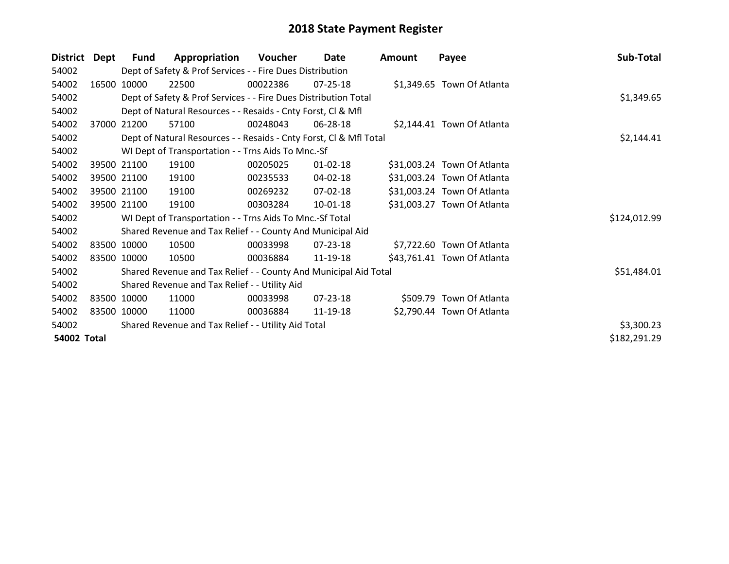# 2018 State Payment Register

| District | Dept | Fund | Appropriation | Voucher | Date | Amount | Payee | Sub-Total |
|---|---|---|---|---|---|---|---|---|
| 54002 | | Dept of Safety & Prof Services - - Fire Dues Distribution | | | | | | |
| 54002 | 16500 | 10000 | 22500 | 00022386 | 07-25-18 | $1,349.65 | Town Of Atlanta | |
| 54002 | | Dept of Safety & Prof Services - - Fire Dues Distribution Total | | | | | | $1,349.65 |
| 54002 | | Dept of Natural Resources - - Resaids - Cnty Forst, Cl & Mfl | | | | | | |
| 54002 | 37000 | 21200 | 57100 | 00248043 | 06-28-18 | $2,144.41 | Town Of Atlanta | |
| 54002 | | Dept of Natural Resources - - Resaids - Cnty Forst, Cl & Mfl Total | | | | | | $2,144.41 |
| 54002 | | WI Dept of Transportation - - Trns Aids To Mnc.-Sf | | | | | | |
| 54002 | 39500 | 21100 | 19100 | 00205025 | 01-02-18 | $31,003.24 | Town Of Atlanta | |
| 54002 | 39500 | 21100 | 19100 | 00235533 | 04-02-18 | $31,003.24 | Town Of Atlanta | |
| 54002 | 39500 | 21100 | 19100 | 00269232 | 07-02-18 | $31,003.24 | Town Of Atlanta | |
| 54002 | 39500 | 21100 | 19100 | 00303284 | 10-01-18 | $31,003.27 | Town Of Atlanta | |
| 54002 | | WI Dept of Transportation - - Trns Aids To Mnc.-Sf Total | | | | | | $124,012.99 |
| 54002 | | Shared Revenue and Tax Relief - - County And Municipal Aid | | | | | | |
| 54002 | 83500 | 10000 | 10500 | 00033998 | 07-23-18 | $7,722.60 | Town Of Atlanta | |
| 54002 | 83500 | 10000 | 10500 | 00036884 | 11-19-18 | $43,761.41 | Town Of Atlanta | |
| 54002 | | Shared Revenue and Tax Relief - - County And Municipal Aid Total | | | | | | $51,484.01 |
| 54002 | | Shared Revenue and Tax Relief - - Utility Aid | | | | | | |
| 54002 | 83500 | 10000 | 11000 | 00033998 | 07-23-18 | $509.79 | Town Of Atlanta | |
| 54002 | 83500 | 10000 | 11000 | 00036884 | 11-19-18 | $2,790.44 | Town Of Atlanta | |
| 54002 | | Shared Revenue and Tax Relief - - Utility Aid Total | | | | | | $3,300.23 |
| **54002 Total** | | | | | | | | $182,291.29 |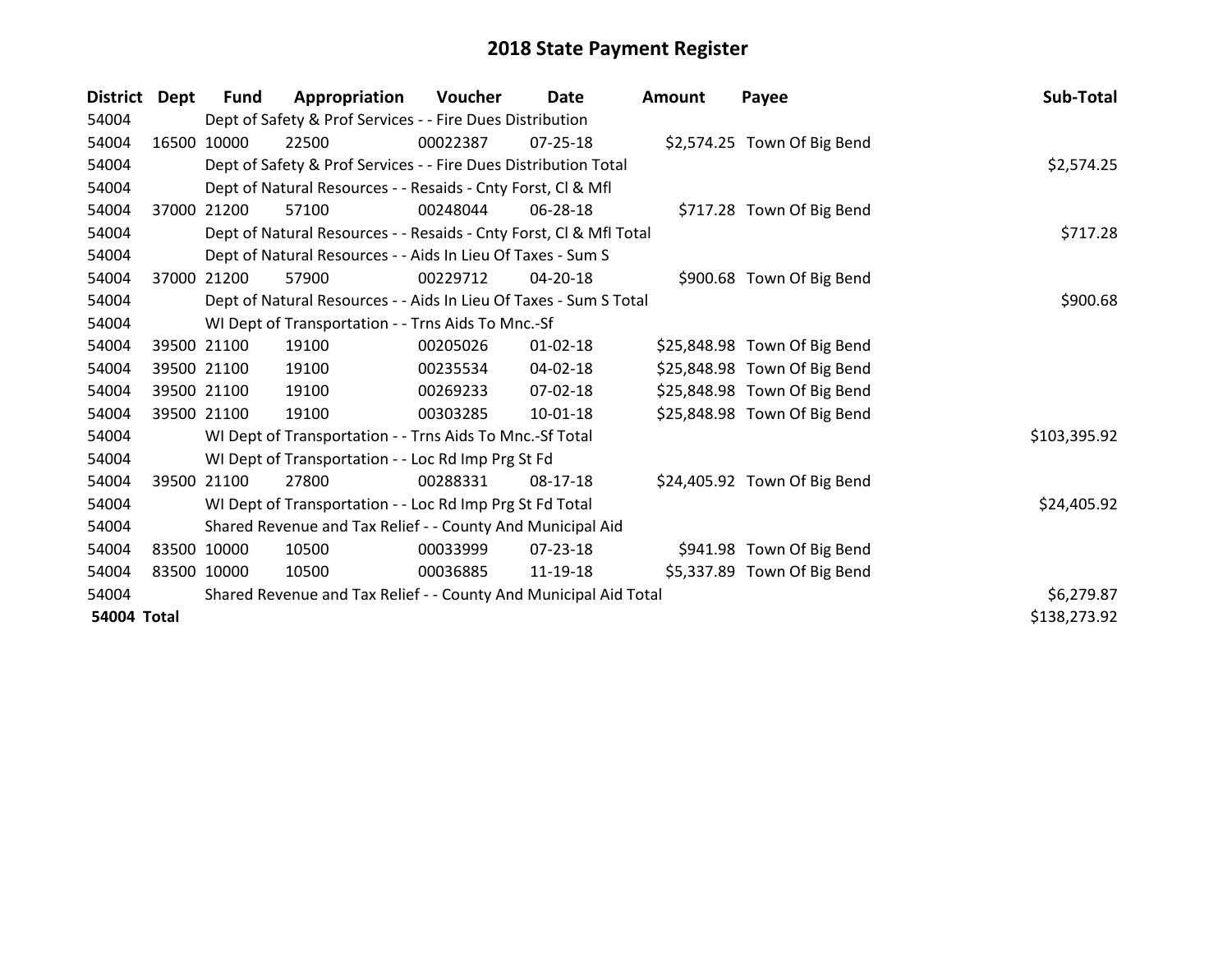# 2018 State Payment Register

| District | Dept | Fund | Appropriation | Voucher | Date | Amount | Payee | Sub-Total |
|---|---|---|---|---|---|---|---|---|
| 54004 | | Dept of Safety & Prof Services - - Fire Dues Distribution | | | | | | |
| 54004 | 16500 | 10000 | 22500 | 00022387 | 07-25-18 | $2,574.25 | Town Of Big Bend | |
| 54004 | | Dept of Safety & Prof Services - - Fire Dues Distribution Total | | | | | | $2,574.25 |
| 54004 | | Dept of Natural Resources - - Resaids - Cnty Forst, Cl & Mfl | | | | | | |
| 54004 | 37000 | 21200 | 57100 | 00248044 | 06-28-18 | $717.28 | Town Of Big Bend | |
| 54004 | | Dept of Natural Resources - - Resaids - Cnty Forst, Cl & Mfl Total | | | | | | $717.28 |
| 54004 | | Dept of Natural Resources - - Aids In Lieu Of Taxes - Sum S | | | | | | |
| 54004 | 37000 | 21200 | 57900 | 00229712 | 04-20-18 | $900.68 | Town Of Big Bend | |
| 54004 | | Dept of Natural Resources - - Aids In Lieu Of Taxes - Sum S Total | | | | | | $900.68 |
| 54004 | | WI Dept of Transportation - - Trns Aids To Mnc.-Sf | | | | | | |
| 54004 | 39500 | 21100 | 19100 | 00205026 | 01-02-18 | $25,848.98 | Town Of Big Bend | |
| 54004 | 39500 | 21100 | 19100 | 00235534 | 04-02-18 | $25,848.98 | Town Of Big Bend | |
| 54004 | 39500 | 21100 | 19100 | 00269233 | 07-02-18 | $25,848.98 | Town Of Big Bend | |
| 54004 | 39500 | 21100 | 19100 | 00303285 | 10-01-18 | $25,848.98 | Town Of Big Bend | |
| 54004 | | WI Dept of Transportation - - Trns Aids To Mnc.-Sf Total | | | | | | $103,395.92 |
| 54004 | | WI Dept of Transportation - - Loc Rd Imp Prg St Fd | | | | | | |
| 54004 | 39500 | 21100 | 27800 | 00288331 | 08-17-18 | $24,405.92 | Town Of Big Bend | |
| 54004 | | WI Dept of Transportation - - Loc Rd Imp Prg St Fd Total | | | | | | $24,405.92 |
| 54004 | | Shared Revenue and Tax Relief - - County And Municipal Aid | | | | | | |
| 54004 | 83500 | 10000 | 10500 | 00033999 | 07-23-18 | $941.98 | Town Of Big Bend | |
| 54004 | 83500 | 10000 | 10500 | 00036885 | 11-19-18 | $5,337.89 | Town Of Big Bend | |
| 54004 | | Shared Revenue and Tax Relief - - County And Municipal Aid Total | | | | | | $6,279.87 |
| **54004 Total** | | | | | | | | $138,273.92 |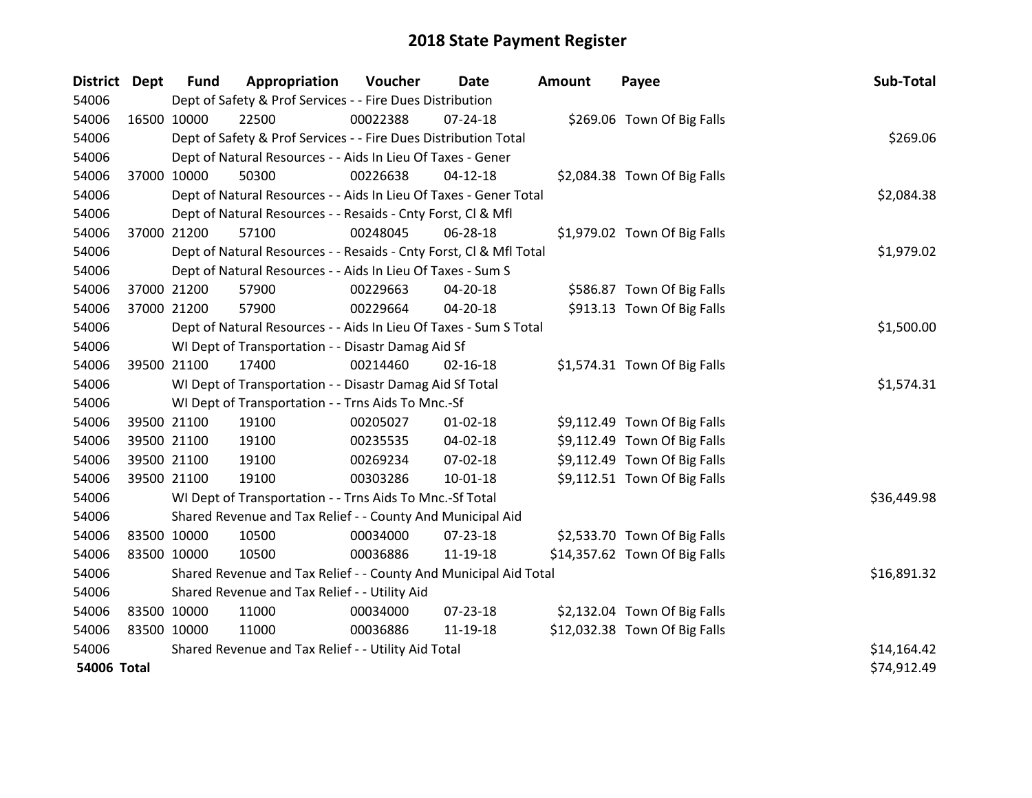# 2018 State Payment Register

| District | Dept | Fund | Appropriation | Voucher | Date | Amount | Payee | Sub-Total |
|---|---|---|---|---|---|---|---|---|
| 54006 | | Dept of Safety & Prof Services - - Fire Dues Distribution | | | | | | |
| 54006 | 16500 | 10000 | 22500 | 00022388 | 07-24-18 | $269.06 | Town Of Big Falls | |
| 54006 | | Dept of Safety & Prof Services - - Fire Dues Distribution Total | | | | | | $269.06 |
| 54006 | | Dept of Natural Resources - - Aids In Lieu Of Taxes - Gener | | | | | | |
| 54006 | 37000 | 10000 | 50300 | 00226638 | 04-12-18 | $2,084.38 | Town Of Big Falls | |
| 54006 | | Dept of Natural Resources - - Aids In Lieu Of Taxes - Gener Total | | | | | | $2,084.38 |
| 54006 | | Dept of Natural Resources - - Resaids - Cnty Forst, Cl & Mfl | | | | | | |
| 54006 | 37000 | 21200 | 57100 | 00248045 | 06-28-18 | $1,979.02 | Town Of Big Falls | |
| 54006 | | Dept of Natural Resources - - Resaids - Cnty Forst, Cl & Mfl Total | | | | | | $1,979.02 |
| 54006 | | Dept of Natural Resources - - Aids In Lieu Of Taxes - Sum S | | | | | | |
| 54006 | 37000 | 21200 | 57900 | 00229663 | 04-20-18 | $586.87 | Town Of Big Falls | |
| 54006 | 37000 | 21200 | 57900 | 00229664 | 04-20-18 | $913.13 | Town Of Big Falls | |
| 54006 | | Dept of Natural Resources - - Aids In Lieu Of Taxes - Sum S Total | | | | | | $1,500.00 |
| 54006 | | WI Dept of Transportation - - Disastr Damag Aid Sf | | | | | | |
| 54006 | 39500 | 21100 | 17400 | 00214460 | 02-16-18 | $1,574.31 | Town Of Big Falls | |
| 54006 | | WI Dept of Transportation - - Disastr Damag Aid Sf Total | | | | | | $1,574.31 |
| 54006 | | WI Dept of Transportation - - Trns Aids To Mnc.-Sf | | | | | | |
| 54006 | 39500 | 21100 | 19100 | 00205027 | 01-02-18 | $9,112.49 | Town Of Big Falls | |
| 54006 | 39500 | 21100 | 19100 | 00235535 | 04-02-18 | $9,112.49 | Town Of Big Falls | |
| 54006 | 39500 | 21100 | 19100 | 00269234 | 07-02-18 | $9,112.49 | Town Of Big Falls | |
| 54006 | 39500 | 21100 | 19100 | 00303286 | 10-01-18 | $9,112.51 | Town Of Big Falls | |
| 54006 | | WI Dept of Transportation - - Trns Aids To Mnc.-Sf Total | | | | | | $36,449.98 |
| 54006 | | Shared Revenue and Tax Relief - - County And Municipal Aid | | | | | | |
| 54006 | 83500 | 10000 | 10500 | 00034000 | 07-23-18 | $2,533.70 | Town Of Big Falls | |
| 54006 | 83500 | 10000 | 10500 | 00036886 | 11-19-18 | $14,357.62 | Town Of Big Falls | |
| 54006 | | Shared Revenue and Tax Relief - - County And Municipal Aid Total | | | | | | $16,891.32 |
| 54006 | | Shared Revenue and Tax Relief - - Utility Aid | | | | | | |
| 54006 | 83500 | 10000 | 11000 | 00034000 | 07-23-18 | $2,132.04 | Town Of Big Falls | |
| 54006 | 83500 | 10000 | 11000 | 00036886 | 11-19-18 | $12,032.38 | Town Of Big Falls | |
| 54006 | | Shared Revenue and Tax Relief - - Utility Aid Total | | | | | | $14,164.42 |
| **54006 Total** | | | | | | | | $74,912.49 |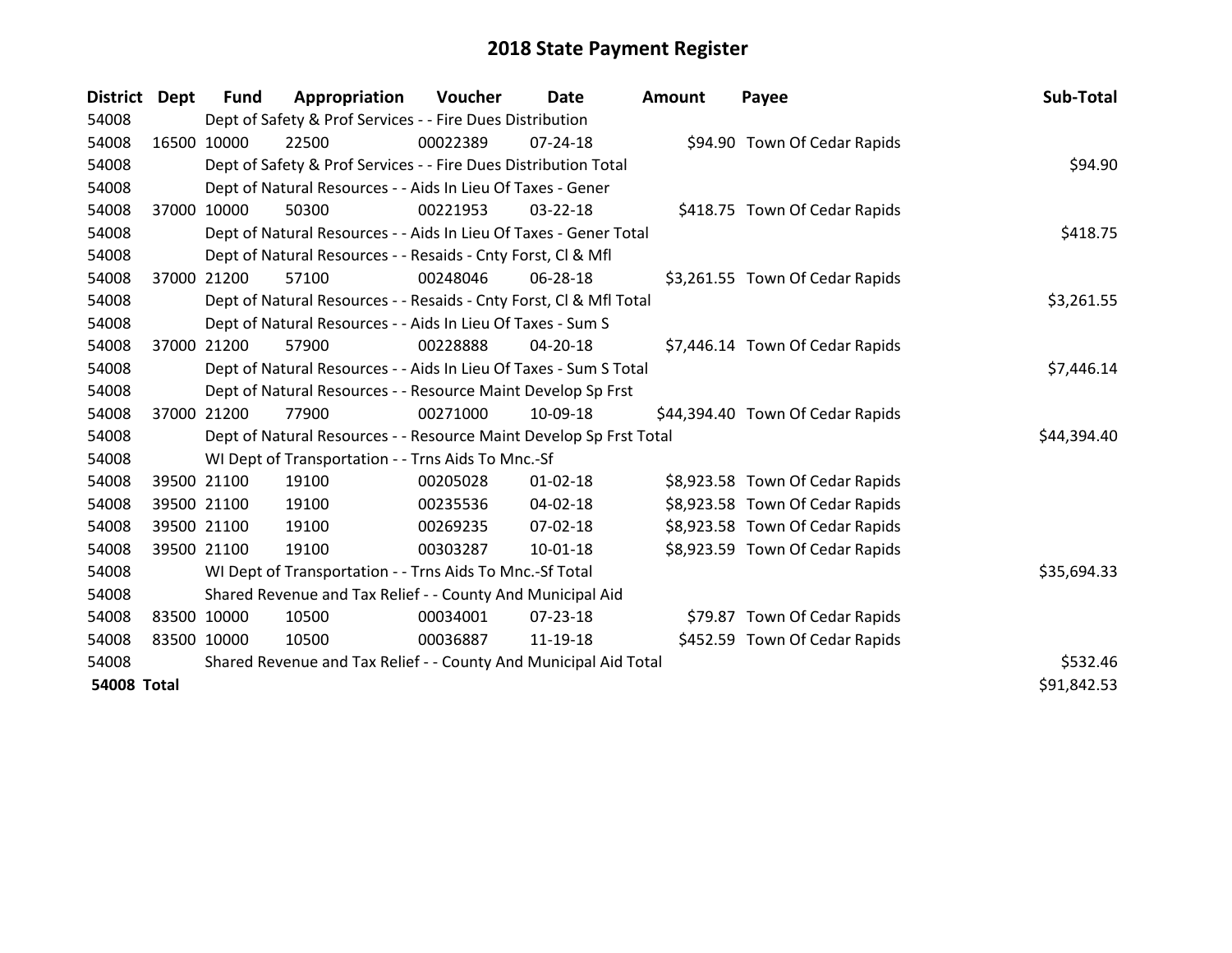# 2018 State Payment Register

| District | Dept | Fund | Appropriation | Voucher | Date | Amount | Payee | Sub-Total |
|---|---|---|---|---|---|---|---|---|
| 54008 | | Dept of Safety & Prof Services - - Fire Dues Distribution | | | | | | |
| 54008 | 16500 | 10000 | 22500 | 00022389 | 07-24-18 | $94.90 | Town Of Cedar Rapids | |
| 54008 | | Dept of Safety & Prof Services - - Fire Dues Distribution Total | | | | | | $94.90 |
| 54008 | | Dept of Natural Resources - - Aids In Lieu Of Taxes - Gener | | | | | | |
| 54008 | 37000 | 10000 | 50300 | 00221953 | 03-22-18 | $418.75 | Town Of Cedar Rapids | |
| 54008 | | Dept of Natural Resources - - Aids In Lieu Of Taxes - Gener Total | | | | | | $418.75 |
| 54008 | | Dept of Natural Resources - - Resaids - Cnty Forst, Cl & Mfl | | | | | | |
| 54008 | 37000 | 21200 | 57100 | 00248046 | 06-28-18 | $3,261.55 | Town Of Cedar Rapids | |
| 54008 | | Dept of Natural Resources - - Resaids - Cnty Forst, Cl & Mfl Total | | | | | | $3,261.55 |
| 54008 | | Dept of Natural Resources - - Aids In Lieu Of Taxes - Sum S | | | | | | |
| 54008 | 37000 | 21200 | 57900 | 00228888 | 04-20-18 | $7,446.14 | Town Of Cedar Rapids | |
| 54008 | | Dept of Natural Resources - - Aids In Lieu Of Taxes - Sum S Total | | | | | | $7,446.14 |
| 54008 | | Dept of Natural Resources - - Resource Maint Develop Sp Frst | | | | | | |
| 54008 | 37000 | 21200 | 77900 | 00271000 | 10-09-18 | $44,394.40 | Town Of Cedar Rapids | |
| 54008 | | Dept of Natural Resources - - Resource Maint Develop Sp Frst Total | | | | | | $44,394.40 |
| 54008 | | WI Dept of Transportation - - Trns Aids To Mnc.-Sf | | | | | | |
| 54008 | 39500 | 21100 | 19100 | 00205028 | 01-02-18 | $8,923.58 | Town Of Cedar Rapids | |
| 54008 | 39500 | 21100 | 19100 | 00235536 | 04-02-18 | $8,923.58 | Town Of Cedar Rapids | |
| 54008 | 39500 | 21100 | 19100 | 00269235 | 07-02-18 | $8,923.58 | Town Of Cedar Rapids | |
| 54008 | 39500 | 21100 | 19100 | 00303287 | 10-01-18 | $8,923.59 | Town Of Cedar Rapids | |
| 54008 | | WI Dept of Transportation - - Trns Aids To Mnc.-Sf Total | | | | | | $35,694.33 |
| 54008 | | Shared Revenue and Tax Relief - - County And Municipal Aid | | | | | | |
| 54008 | 83500 | 10000 | 10500 | 00034001 | 07-23-18 | $79.87 | Town Of Cedar Rapids | |
| 54008 | 83500 | 10000 | 10500 | 00036887 | 11-19-18 | $452.59 | Town Of Cedar Rapids | |
| 54008 | | Shared Revenue and Tax Relief - - County And Municipal Aid Total | | | | | | $532.46 |
| **54008 Total** | | | | | | | | $91,842.53 |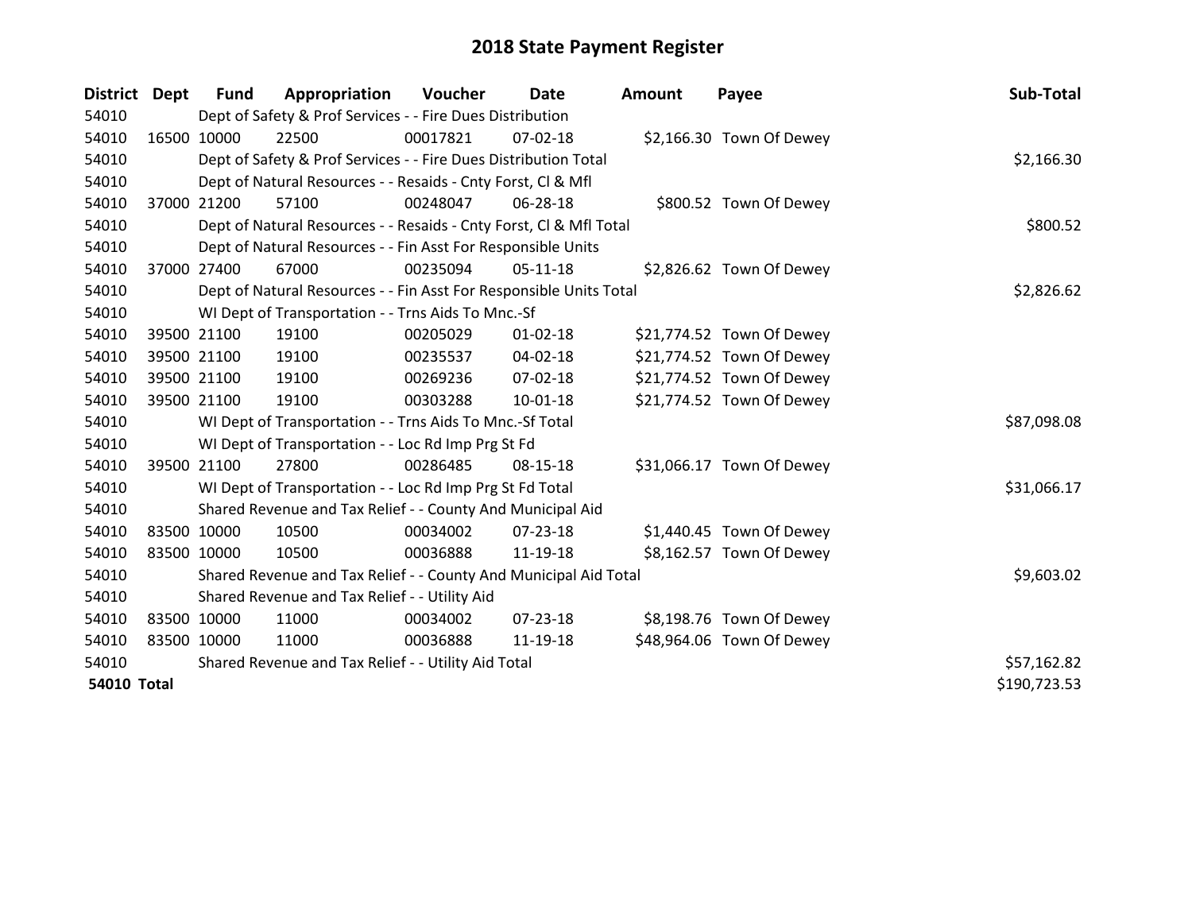# 2018 State Payment Register

| District | Dept | Fund | Appropriation | Voucher | Date | Amount | Payee | Sub-Total |
|---|---|---|---|---|---|---|---|---|
| 54010 | Dept of Safety & Prof Services - - Fire Dues Distribution | | | | | | | |
| 54010 | 16500 | 10000 | 22500 | 00017821 | 07-02-18 | $2,166.30 | Town Of Dewey | |
| 54010 | Dept of Safety & Prof Services - - Fire Dues Distribution Total | | | | | | | $2,166.30 |
| 54010 | Dept of Natural Resources - - Resaids - Cnty Forst, Cl & Mfl | | | | | | | |
| 54010 | 37000 | 21200 | 57100 | 00248047 | 06-28-18 | $800.52 | Town Of Dewey | |
| 54010 | Dept of Natural Resources - - Resaids - Cnty Forst, Cl & Mfl Total | | | | | | | $800.52 |
| 54010 | Dept of Natural Resources - - Fin Asst For Responsible Units | | | | | | | |
| 54010 | 37000 | 27400 | 67000 | 00235094 | 05-11-18 | $2,826.62 | Town Of Dewey | |
| 54010 | Dept of Natural Resources - - Fin Asst For Responsible Units Total | | | | | | | $2,826.62 |
| 54010 | WI Dept of Transportation - - Trns Aids To Mnc.-Sf | | | | | | | |
| 54010 | 39500 | 21100 | 19100 | 00205029 | 01-02-18 | $21,774.52 | Town Of Dewey | |
| 54010 | 39500 | 21100 | 19100 | 00235537 | 04-02-18 | $21,774.52 | Town Of Dewey | |
| 54010 | 39500 | 21100 | 19100 | 00269236 | 07-02-18 | $21,774.52 | Town Of Dewey | |
| 54010 | 39500 | 21100 | 19100 | 00303288 | 10-01-18 | $21,774.52 | Town Of Dewey | |
| 54010 | WI Dept of Transportation - - Trns Aids To Mnc.-Sf Total | | | | | | | $87,098.08 |
| 54010 | WI Dept of Transportation - - Loc Rd Imp Prg St Fd | | | | | | | |
| 54010 | 39500 | 21100 | 27800 | 00286485 | 08-15-18 | $31,066.17 | Town Of Dewey | |
| 54010 | WI Dept of Transportation - - Loc Rd Imp Prg St Fd Total | | | | | | | $31,066.17 |
| 54010 | Shared Revenue and Tax Relief - - County And Municipal Aid | | | | | | | |
| 54010 | 83500 | 10000 | 10500 | 00034002 | 07-23-18 | $1,440.45 | Town Of Dewey | |
| 54010 | 83500 | 10000 | 10500 | 00036888 | 11-19-18 | $8,162.57 | Town Of Dewey | |
| 54010 | Shared Revenue and Tax Relief - - County And Municipal Aid Total | | | | | | | $9,603.02 |
| 54010 | Shared Revenue and Tax Relief - - Utility Aid | | | | | | | |
| 54010 | 83500 | 10000 | 11000 | 00034002 | 07-23-18 | $8,198.76 | Town Of Dewey | |
| 54010 | 83500 | 10000 | 11000 | 00036888 | 11-19-18 | $48,964.06 | Town Of Dewey | |
| 54010 | Shared Revenue and Tax Relief - - Utility Aid Total | | | | | | | $57,162.82 |
| **54010 Total** | | | | | | | | $190,723.53 |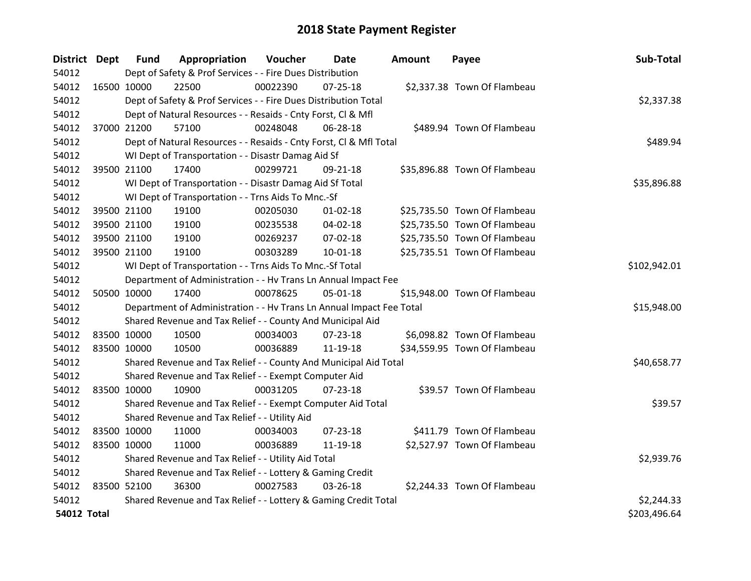# 2018 State Payment Register

| District | Dept | Fund | Appropriation | Voucher | Date | Amount | Payee | Sub-Total |
|---|---|---|---|---|---|---|---|---|
| 54012 | | Dept of Safety & Prof Services - - Fire Dues Distribution | | | | | | |
| 54012 | 16500 | 10000 | 22500 | 00022390 | 07-25-18 | $2,337.38 | Town Of Flambeau | |
| 54012 | | Dept of Safety & Prof Services - - Fire Dues Distribution Total | | | | | | $2,337.38 |
| 54012 | | Dept of Natural Resources - - Resaids - Cnty Forst, Cl & Mfl | | | | | | |
| 54012 | 37000 | 21200 | 57100 | 00248048 | 06-28-18 | $489.94 | Town Of Flambeau | |
| 54012 | | Dept of Natural Resources - - Resaids - Cnty Forst, Cl & Mfl Total | | | | | | $489.94 |
| 54012 | | WI Dept of Transportation - - Disastr Damag Aid Sf | | | | | | |
| 54012 | 39500 | 21100 | 17400 | 00299721 | 09-21-18 | $35,896.88 | Town Of Flambeau | |
| 54012 | | WI Dept of Transportation - - Disastr Damag Aid Sf Total | | | | | | $35,896.88 |
| 54012 | | WI Dept of Transportation - - Trns Aids To Mnc.-Sf | | | | | | |
| 54012 | 39500 | 21100 | 19100 | 00205030 | 01-02-18 | $25,735.50 | Town Of Flambeau | |
| 54012 | 39500 | 21100 | 19100 | 00235538 | 04-02-18 | $25,735.50 | Town Of Flambeau | |
| 54012 | 39500 | 21100 | 19100 | 00269237 | 07-02-18 | $25,735.50 | Town Of Flambeau | |
| 54012 | 39500 | 21100 | 19100 | 00303289 | 10-01-18 | $25,735.51 | Town Of Flambeau | |
| 54012 | | WI Dept of Transportation - - Trns Aids To Mnc.-Sf Total | | | | | | $102,942.01 |
| 54012 | | Department of Administration - - Hv Trans Ln Annual Impact Fee | | | | | | |
| 54012 | 50500 | 10000 | 17400 | 00078625 | 05-01-18 | $15,948.00 | Town Of Flambeau | |
| 54012 | | Department of Administration - - Hv Trans Ln Annual Impact Fee Total | | | | | | $15,948.00 |
| 54012 | | Shared Revenue and Tax Relief - - County And Municipal Aid | | | | | | |
| 54012 | 83500 | 10000 | 10500 | 00034003 | 07-23-18 | $6,098.82 | Town Of Flambeau | |
| 54012 | 83500 | 10000 | 10500 | 00036889 | 11-19-18 | $34,559.95 | Town Of Flambeau | |
| 54012 | | Shared Revenue and Tax Relief - - County And Municipal Aid Total | | | | | | $40,658.77 |
| 54012 | | Shared Revenue and Tax Relief - - Exempt Computer Aid | | | | | | |
| 54012 | 83500 | 10000 | 10900 | 00031205 | 07-23-18 | $39.57 | Town Of Flambeau | |
| 54012 | | Shared Revenue and Tax Relief - - Exempt Computer Aid Total | | | | | | $39.57 |
| 54012 | | Shared Revenue and Tax Relief - - Utility Aid | | | | | | |
| 54012 | 83500 | 10000 | 11000 | 00034003 | 07-23-18 | $411.79 | Town Of Flambeau | |
| 54012 | 83500 | 10000 | 11000 | 00036889 | 11-19-18 | $2,527.97 | Town Of Flambeau | |
| 54012 | | Shared Revenue and Tax Relief - - Utility Aid Total | | | | | | $2,939.76 |
| 54012 | | Shared Revenue and Tax Relief - - Lottery & Gaming Credit | | | | | | |
| 54012 | 83500 | 52100 | 36300 | 00027583 | 03-26-18 | $2,244.33 | Town Of Flambeau | |
| 54012 | | Shared Revenue and Tax Relief - - Lottery & Gaming Credit Total | | | | | | $2,244.33 |
| **54012 Total** | | | | | | | | $203,496.64 |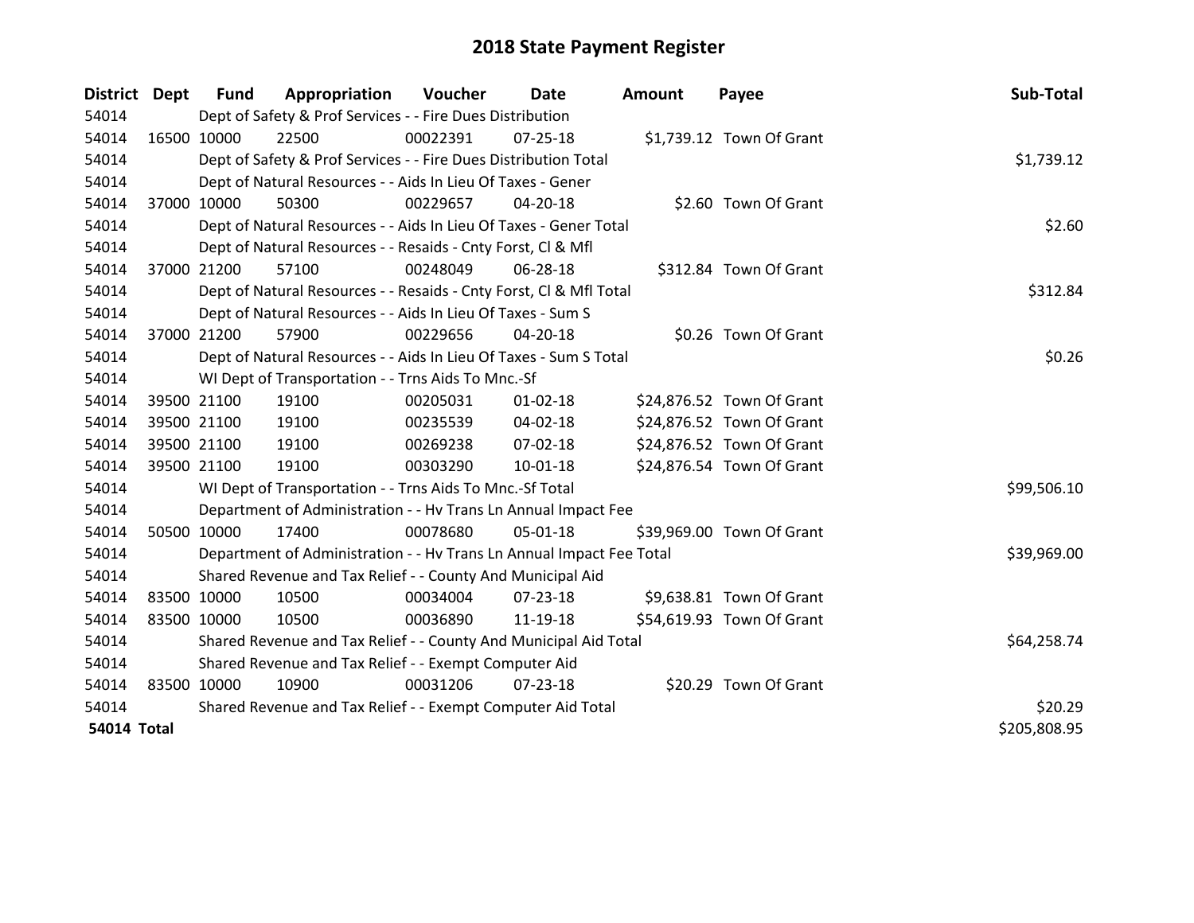# 2018 State Payment Register

| District | Dept | Fund | Appropriation | Voucher | Date | Amount | Payee | Sub-Total |
|---|---|---|---|---|---|---|---|---|
| 54014 | Dept of Safety & Prof Services - - Fire Dues Distribution | | | | | | | |
| 54014 | 16500 | 10000 | 22500 | 00022391 | 07-25-18 | $1,739.12 | Town Of Grant | |
| 54014 | Dept of Safety & Prof Services - - Fire Dues Distribution Total | | | | | | | $1,739.12 |
| 54014 | Dept of Natural Resources - - Aids In Lieu Of Taxes - Gener | | | | | | | |
| 54014 | 37000 | 10000 | 50300 | 00229657 | 04-20-18 | $2.60 | Town Of Grant | |
| 54014 | Dept of Natural Resources - - Aids In Lieu Of Taxes - Gener Total | | | | | | | $2.60 |
| 54014 | Dept of Natural Resources - - Resaids - Cnty Forst, Cl & Mfl | | | | | | | |
| 54014 | 37000 | 21200 | 57100 | 00248049 | 06-28-18 | $312.84 | Town Of Grant | |
| 54014 | Dept of Natural Resources - - Resaids - Cnty Forst, Cl & Mfl Total | | | | | | | $312.84 |
| 54014 | Dept of Natural Resources - - Aids In Lieu Of Taxes - Sum S | | | | | | | |
| 54014 | 37000 | 21200 | 57900 | 00229656 | 04-20-18 | $0.26 | Town Of Grant | |
| 54014 | Dept of Natural Resources - - Aids In Lieu Of Taxes - Sum S Total | | | | | | | $0.26 |
| 54014 | WI Dept of Transportation - - Trns Aids To Mnc.-Sf | | | | | | | |
| 54014 | 39500 | 21100 | 19100 | 00205031 | 01-02-18 | $24,876.52 | Town Of Grant | |
| 54014 | 39500 | 21100 | 19100 | 00235539 | 04-02-18 | $24,876.52 | Town Of Grant | |
| 54014 | 39500 | 21100 | 19100 | 00269238 | 07-02-18 | $24,876.52 | Town Of Grant | |
| 54014 | 39500 | 21100 | 19100 | 00303290 | 10-01-18 | $24,876.54 | Town Of Grant | |
| 54014 | WI Dept of Transportation - - Trns Aids To Mnc.-Sf Total | | | | | | | $99,506.10 |
| 54014 | Department of Administration - - Hv Trans Ln Annual Impact Fee | | | | | | | |
| 54014 | 50500 | 10000 | 17400 | 00078680 | 05-01-18 | $39,969.00 | Town Of Grant | |
| 54014 | Department of Administration - - Hv Trans Ln Annual Impact Fee Total | | | | | | | $39,969.00 |
| 54014 | Shared Revenue and Tax Relief - - County And Municipal Aid | | | | | | | |
| 54014 | 83500 | 10000 | 10500 | 00034004 | 07-23-18 | $9,638.81 | Town Of Grant | |
| 54014 | 83500 | 10000 | 10500 | 00036890 | 11-19-18 | $54,619.93 | Town Of Grant | |
| 54014 | Shared Revenue and Tax Relief - - County And Municipal Aid Total | | | | | | | $64,258.74 |
| 54014 | Shared Revenue and Tax Relief - - Exempt Computer Aid | | | | | | | |
| 54014 | 83500 | 10000 | 10900 | 00031206 | 07-23-18 | $20.29 | Town Of Grant | |
| 54014 | Shared Revenue and Tax Relief - - Exempt Computer Aid Total | | | | | | | $20.29 |
| **54014 Total** | | | | | | | | $205,808.95 |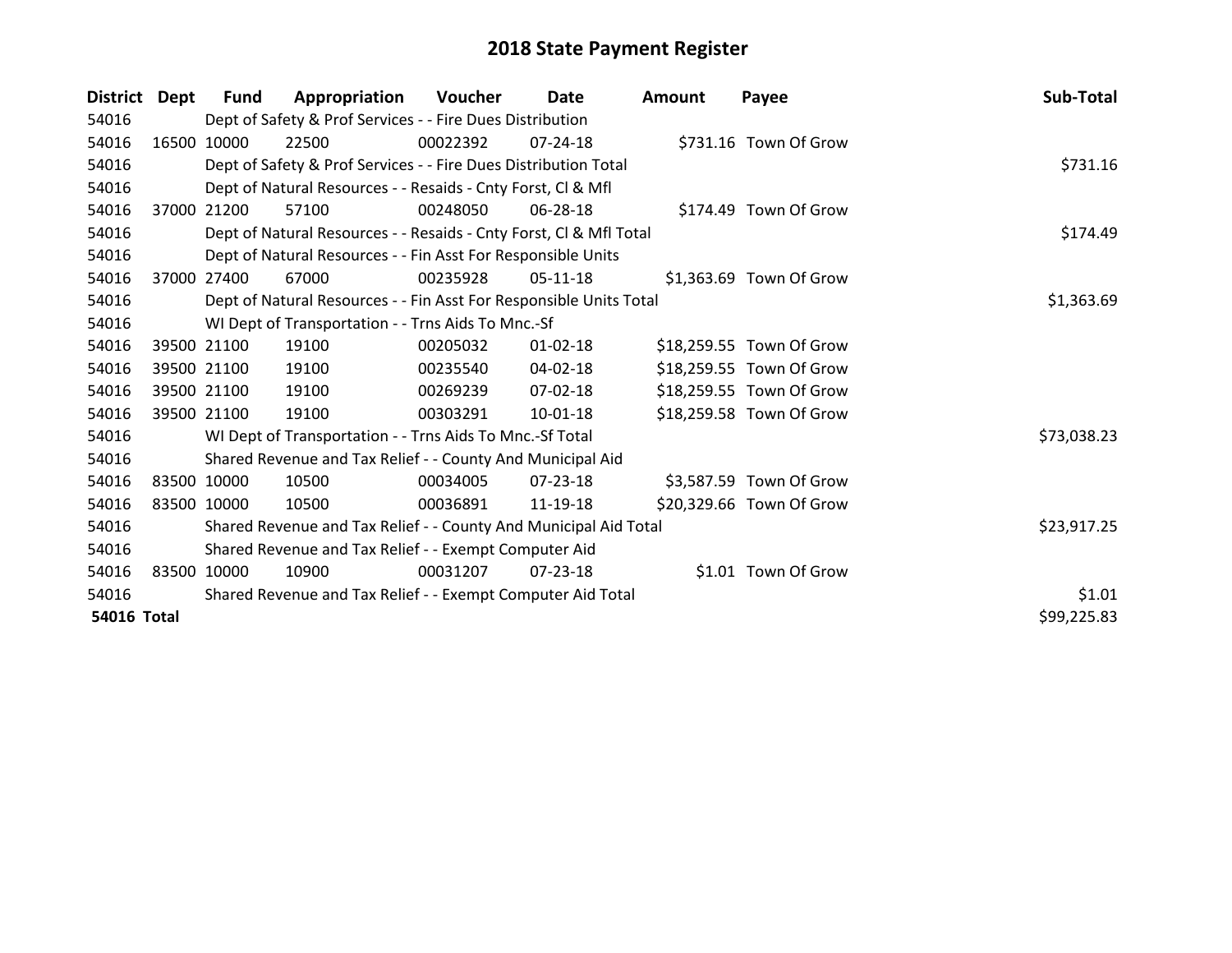# 2018 State Payment Register

| District | Dept | Fund | Appropriation | Voucher | Date | Amount | Payee | Sub-Total |
|---|---|---|---|---|---|---|---|---|
| 54016 | Dept of Safety & Prof Services - - Fire Dues Distribution | | | | | | | |
| 54016 | 16500 | 10000 | 22500 | 00022392 | 07-24-18 | $731.16 | Town Of Grow | |
| 54016 | Dept of Safety & Prof Services - - Fire Dues Distribution Total | | | | | | | $731.16 |
| 54016 | Dept of Natural Resources - - Resaids - Cnty Forst, Cl & Mfl | | | | | | | |
| 54016 | 37000 | 21200 | 57100 | 00248050 | 06-28-18 | $174.49 | Town Of Grow | |
| 54016 | Dept of Natural Resources - - Resaids - Cnty Forst, Cl & Mfl Total | | | | | | | $174.49 |
| 54016 | Dept of Natural Resources - - Fin Asst For Responsible Units | | | | | | | |
| 54016 | 37000 | 27400 | 67000 | 00235928 | 05-11-18 | $1,363.69 | Town Of Grow | |
| 54016 | Dept of Natural Resources - - Fin Asst For Responsible Units Total | | | | | | | $1,363.69 |
| 54016 | WI Dept of Transportation - - Trns Aids To Mnc.-Sf | | | | | | | |
| 54016 | 39500 | 21100 | 19100 | 00205032 | 01-02-18 | $18,259.55 | Town Of Grow | |
| 54016 | 39500 | 21100 | 19100 | 00235540 | 04-02-18 | $18,259.55 | Town Of Grow | |
| 54016 | 39500 | 21100 | 19100 | 00269239 | 07-02-18 | $18,259.55 | Town Of Grow | |
| 54016 | 39500 | 21100 | 19100 | 00303291 | 10-01-18 | $18,259.58 | Town Of Grow | |
| 54016 | WI Dept of Transportation - - Trns Aids To Mnc.-Sf Total | | | | | | | $73,038.23 |
| 54016 | Shared Revenue and Tax Relief - - County And Municipal Aid | | | | | | | |
| 54016 | 83500 | 10000 | 10500 | 00034005 | 07-23-18 | $3,587.59 | Town Of Grow | |
| 54016 | 83500 | 10000 | 10500 | 00036891 | 11-19-18 | $20,329.66 | Town Of Grow | |
| 54016 | Shared Revenue and Tax Relief - - County And Municipal Aid Total | | | | | | | $23,917.25 |
| 54016 | Shared Revenue and Tax Relief - - Exempt Computer Aid | | | | | | | |
| 54016 | 83500 | 10000 | 10900 | 00031207 | 07-23-18 | $1.01 | Town Of Grow | |
| 54016 | Shared Revenue and Tax Relief - - Exempt Computer Aid Total | | | | | | | $1.01 |
| **54016 Total** | | | | | | | | $99,225.83 |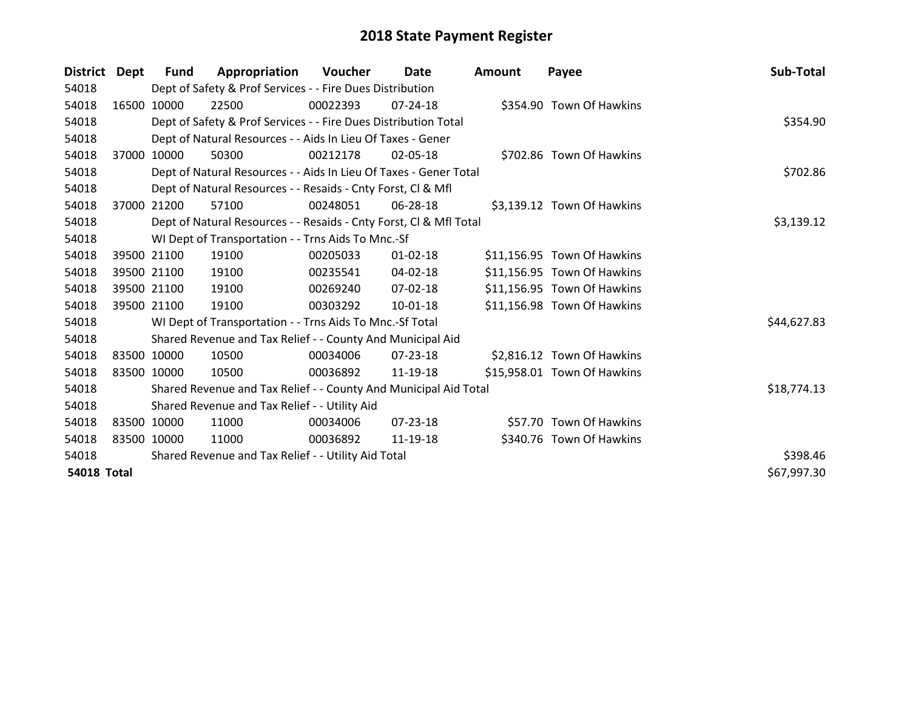# 2018 State Payment Register

| District | Dept | Fund | Appropriation | Voucher | Date | Amount | Payee | Sub-Total |
|---|---|---|---|---|---|---|---|---|
| 54018 | | Dept of Safety & Prof Services - - Fire Dues Distribution | | | | | | |
| 54018 | 16500 | 10000 | 22500 | 00022393 | 07-24-18 | $354.90 | Town Of Hawkins | |
| 54018 | | Dept of Safety & Prof Services - - Fire Dues Distribution Total | | | | | | $354.90 |
| 54018 | | Dept of Natural Resources - - Aids In Lieu Of Taxes - Gener | | | | | | |
| 54018 | 37000 | 10000 | 50300 | 00212178 | 02-05-18 | $702.86 | Town Of Hawkins | |
| 54018 | | Dept of Natural Resources - - Aids In Lieu Of Taxes - Gener Total | | | | | | $702.86 |
| 54018 | | Dept of Natural Resources - - Resaids - Cnty Forst, Cl & Mfl | | | | | | |
| 54018 | 37000 | 21200 | 57100 | 00248051 | 06-28-18 | $3,139.12 | Town Of Hawkins | |
| 54018 | | Dept of Natural Resources - - Resaids - Cnty Forst, Cl & Mfl Total | | | | | | $3,139.12 |
| 54018 | | WI Dept of Transportation - - Trns Aids To Mnc.-Sf | | | | | | |
| 54018 | 39500 | 21100 | 19100 | 00205033 | 01-02-18 | $11,156.95 | Town Of Hawkins | |
| 54018 | 39500 | 21100 | 19100 | 00235541 | 04-02-18 | $11,156.95 | Town Of Hawkins | |
| 54018 | 39500 | 21100 | 19100 | 00269240 | 07-02-18 | $11,156.95 | Town Of Hawkins | |
| 54018 | 39500 | 21100 | 19100 | 00303292 | 10-01-18 | $11,156.98 | Town Of Hawkins | |
| 54018 | | WI Dept of Transportation - - Trns Aids To Mnc.-Sf Total | | | | | | $44,627.83 |
| 54018 | | Shared Revenue and Tax Relief - - County And Municipal Aid | | | | | | |
| 54018 | 83500 | 10000 | 10500 | 00034006 | 07-23-18 | $2,816.12 | Town Of Hawkins | |
| 54018 | 83500 | 10000 | 10500 | 00036892 | 11-19-18 | $15,958.01 | Town Of Hawkins | |
| 54018 | | Shared Revenue and Tax Relief - - County And Municipal Aid Total | | | | | | $18,774.13 |
| 54018 | | Shared Revenue and Tax Relief - - Utility Aid | | | | | | |
| 54018 | 83500 | 10000 | 11000 | 00034006 | 07-23-18 | $57.70 | Town Of Hawkins | |
| 54018 | 83500 | 10000 | 11000 | 00036892 | 11-19-18 | $340.76 | Town Of Hawkins | |
| 54018 | | Shared Revenue and Tax Relief - - Utility Aid Total | | | | | | $398.46 |
| **54018 Total** | | | | | | | | $67,997.30 |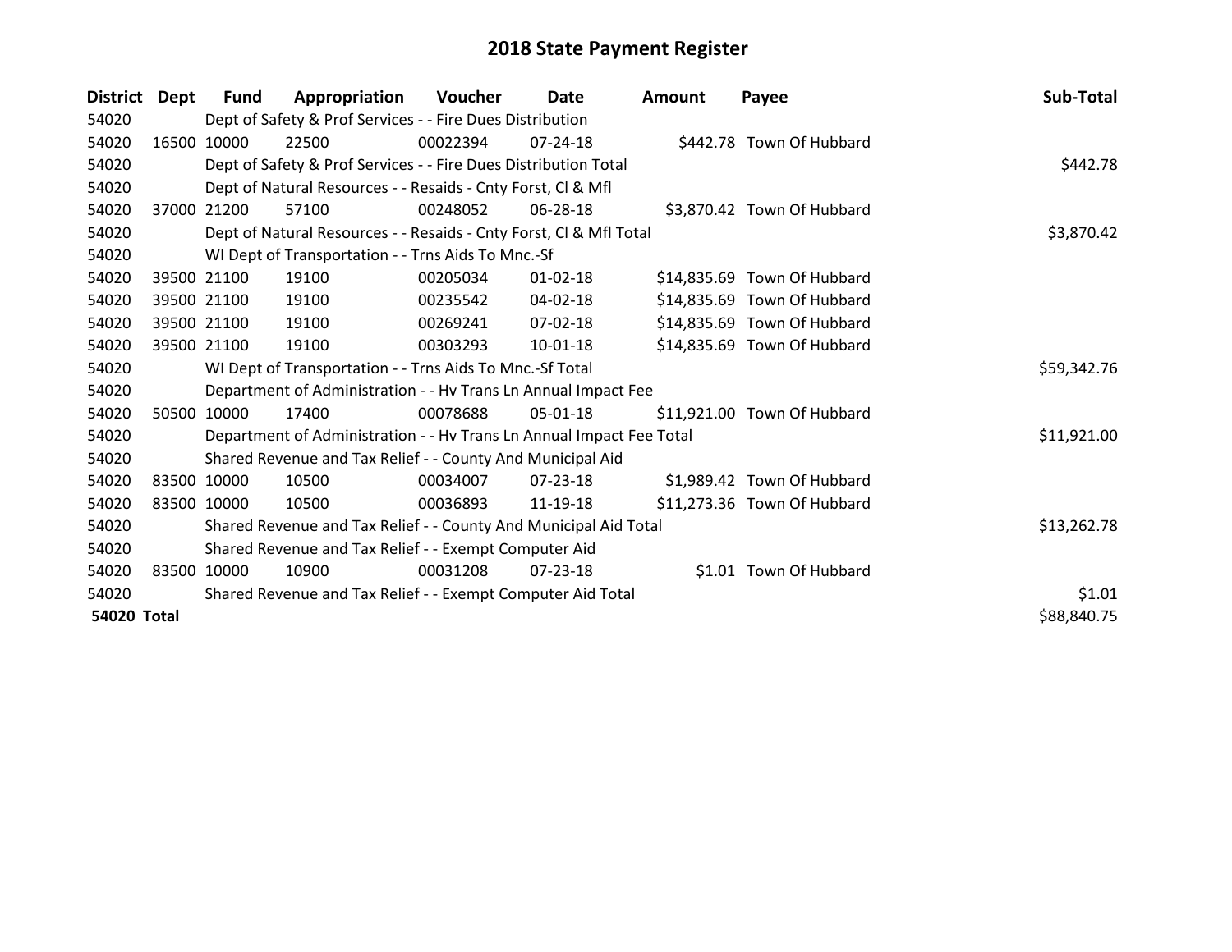# 2018 State Payment Register

| District | Dept | Fund | Appropriation | Voucher | Date | Amount | Payee | Sub-Total |
|---|---|---|---|---|---|---|---|---|
| 54020 | | Dept of Safety & Prof Services - - Fire Dues Distribution | | | | | | |
| 54020 | 16500 | 10000 | 22500 | 00022394 | 07-24-18 | $442.78 | Town Of Hubbard | |
| 54020 | | Dept of Safety & Prof Services - - Fire Dues Distribution Total | | | | | | $442.78 |
| 54020 | | Dept of Natural Resources - - Resaids - Cnty Forst, Cl & Mfl | | | | | | |
| 54020 | 37000 | 21200 | 57100 | 00248052 | 06-28-18 | $3,870.42 | Town Of Hubbard | |
| 54020 | | Dept of Natural Resources - - Resaids - Cnty Forst, Cl & Mfl Total | | | | | | $3,870.42 |
| 54020 | | WI Dept of Transportation - - Trns Aids To Mnc.-Sf | | | | | | |
| 54020 | 39500 | 21100 | 19100 | 00205034 | 01-02-18 | $14,835.69 | Town Of Hubbard | |
| 54020 | 39500 | 21100 | 19100 | 00235542 | 04-02-18 | $14,835.69 | Town Of Hubbard | |
| 54020 | 39500 | 21100 | 19100 | 00269241 | 07-02-18 | $14,835.69 | Town Of Hubbard | |
| 54020 | 39500 | 21100 | 19100 | 00303293 | 10-01-18 | $14,835.69 | Town Of Hubbard | |
| 54020 | | WI Dept of Transportation - - Trns Aids To Mnc.-Sf Total | | | | | | $59,342.76 |
| 54020 | | Department of Administration - - Hv Trans Ln Annual Impact Fee | | | | | | |
| 54020 | 50500 | 10000 | 17400 | 00078688 | 05-01-18 | $11,921.00 | Town Of Hubbard | |
| 54020 | | Department of Administration - - Hv Trans Ln Annual Impact Fee Total | | | | | | $11,921.00 |
| 54020 | | Shared Revenue and Tax Relief - - County And Municipal Aid | | | | | | |
| 54020 | 83500 | 10000 | 10500 | 00034007 | 07-23-18 | $1,989.42 | Town Of Hubbard | |
| 54020 | 83500 | 10000 | 10500 | 00036893 | 11-19-18 | $11,273.36 | Town Of Hubbard | |
| 54020 | | Shared Revenue and Tax Relief - - County And Municipal Aid Total | | | | | | $13,262.78 |
| 54020 | | Shared Revenue and Tax Relief - - Exempt Computer Aid | | | | | | |
| 54020 | 83500 | 10000 | 10900 | 00031208 | 07-23-18 | $1.01 | Town Of Hubbard | |
| 54020 | | Shared Revenue and Tax Relief - - Exempt Computer Aid Total | | | | | | $1.01 |
| **54020 Total** | | | | | | | | $88,840.75 |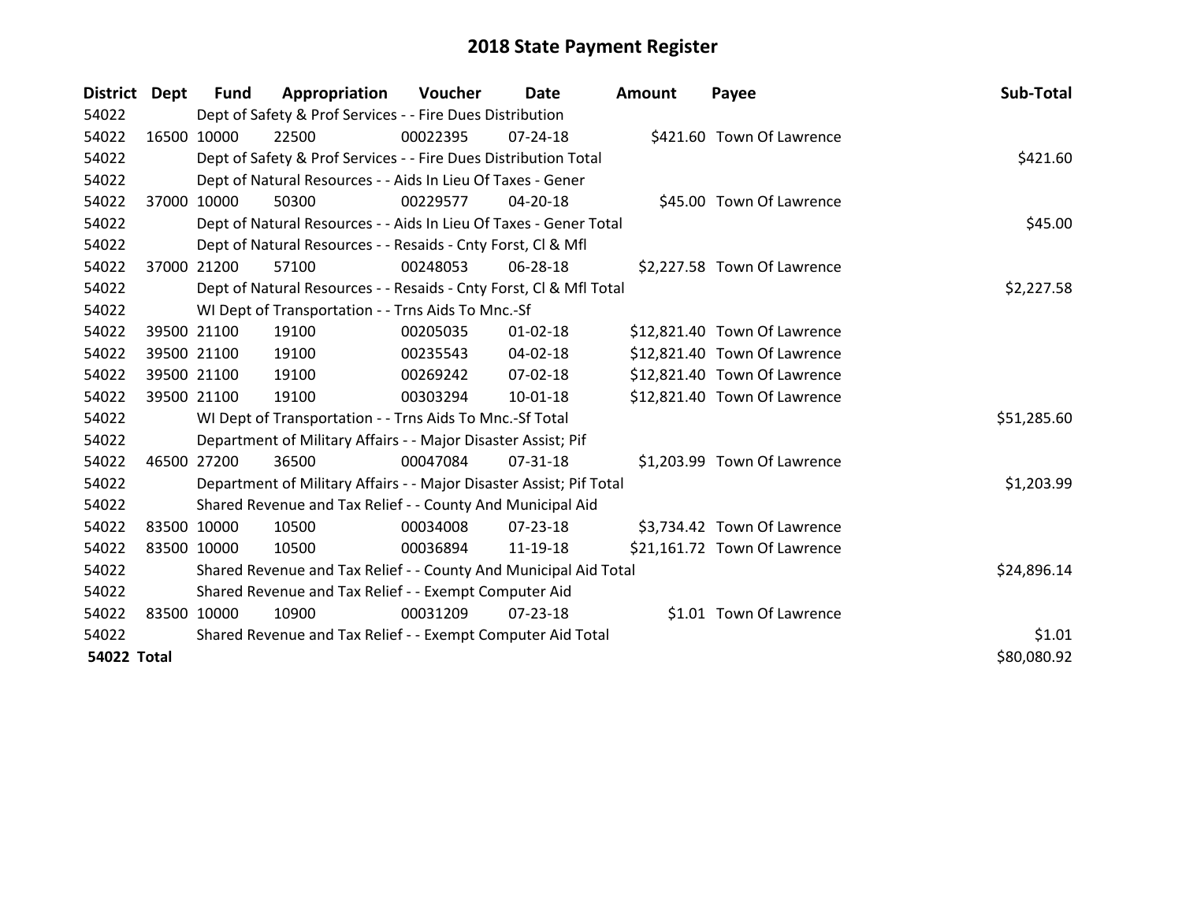# 2018 State Payment Register

| District | Dept | Fund | Appropriation | Voucher | Date | Amount | Payee | Sub-Total |
|---|---|---|---|---|---|---|---|---|
| 54022 | | Dept of Safety & Prof Services - - Fire Dues Distribution | | | | | | |
| 54022 | 16500 | 10000 | 22500 | 00022395 | 07-24-18 | $421.60 | Town Of Lawrence | |
| 54022 | | Dept of Safety & Prof Services - - Fire Dues Distribution Total | | | | | | $421.60 |
| 54022 | | Dept of Natural Resources - - Aids In Lieu Of Taxes - Gener | | | | | | |
| 54022 | 37000 | 10000 | 50300 | 00229577 | 04-20-18 | $45.00 | Town Of Lawrence | |
| 54022 | | Dept of Natural Resources - - Aids In Lieu Of Taxes - Gener Total | | | | | | $45.00 |
| 54022 | | Dept of Natural Resources - - Resaids - Cnty Forst, Cl & Mfl | | | | | | |
| 54022 | 37000 | 21200 | 57100 | 00248053 | 06-28-18 | $2,227.58 | Town Of Lawrence | |
| 54022 | | Dept of Natural Resources - - Resaids - Cnty Forst, Cl & Mfl Total | | | | | | $2,227.58 |
| 54022 | | WI Dept of Transportation - - Trns Aids To Mnc.-Sf | | | | | | |
| 54022 | 39500 | 21100 | 19100 | 00205035 | 01-02-18 | $12,821.40 | Town Of Lawrence | |
| 54022 | 39500 | 21100 | 19100 | 00235543 | 04-02-18 | $12,821.40 | Town Of Lawrence | |
| 54022 | 39500 | 21100 | 19100 | 00269242 | 07-02-18 | $12,821.40 | Town Of Lawrence | |
| 54022 | 39500 | 21100 | 19100 | 00303294 | 10-01-18 | $12,821.40 | Town Of Lawrence | |
| 54022 | | WI Dept of Transportation - - Trns Aids To Mnc.-Sf Total | | | | | | $51,285.60 |
| 54022 | | Department of Military Affairs - - Major Disaster Assist; Pif | | | | | | |
| 54022 | 46500 | 27200 | 36500 | 00047084 | 07-31-18 | $1,203.99 | Town Of Lawrence | |
| 54022 | | Department of Military Affairs - - Major Disaster Assist; Pif Total | | | | | | $1,203.99 |
| 54022 | | Shared Revenue and Tax Relief - - County And Municipal Aid | | | | | | |
| 54022 | 83500 | 10000 | 10500 | 00034008 | 07-23-18 | $3,734.42 | Town Of Lawrence | |
| 54022 | 83500 | 10000 | 10500 | 00036894 | 11-19-18 | $21,161.72 | Town Of Lawrence | |
| 54022 | | Shared Revenue and Tax Relief - - County And Municipal Aid Total | | | | | | $24,896.14 |
| 54022 | | Shared Revenue and Tax Relief - - Exempt Computer Aid | | | | | | |
| 54022 | 83500 | 10000 | 10900 | 00031209 | 07-23-18 | $1.01 | Town Of Lawrence | |
| 54022 | | Shared Revenue and Tax Relief - - Exempt Computer Aid Total | | | | | | $1.01 |
| **54022 Total** | | | | | | | | $80,080.92 |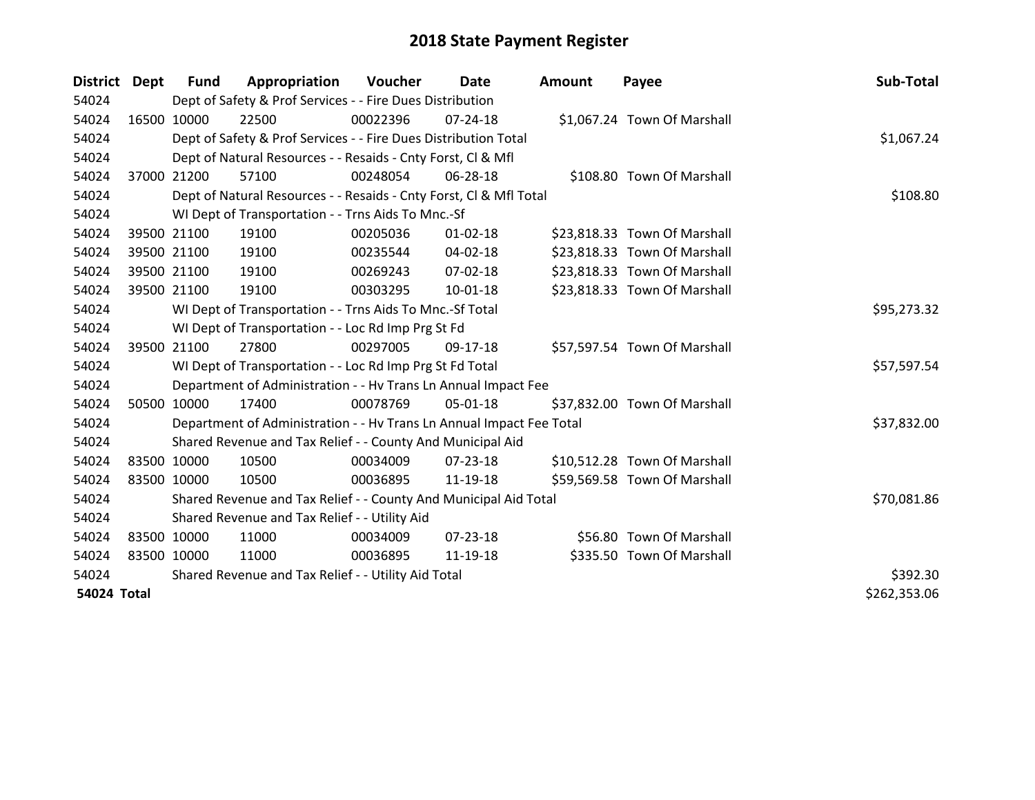# 2018 State Payment Register

| District | Dept | Fund | Appropriation | Voucher | Date | Amount | Payee | Sub-Total |
|---|---|---|---|---|---|---|---|---|
| 54024 | | Dept of Safety & Prof Services - - Fire Dues Distribution | | | | | | |
| 54024 | 16500 | 10000 | 22500 | 00022396 | 07-24-18 | $1,067.24 | Town Of Marshall | |
| 54024 | | Dept of Safety & Prof Services - - Fire Dues Distribution Total | | | | | | $1,067.24 |
| 54024 | | Dept of Natural Resources - - Resaids - Cnty Forst, Cl & Mfl | | | | | | |
| 54024 | 37000 | 21200 | 57100 | 00248054 | 06-28-18 | $108.80 | Town Of Marshall | |
| 54024 | | Dept of Natural Resources - - Resaids - Cnty Forst, Cl & Mfl Total | | | | | | $108.80 |
| 54024 | | WI Dept of Transportation - - Trns Aids To Mnc.-Sf | | | | | | |
| 54024 | 39500 | 21100 | 19100 | 00205036 | 01-02-18 | $23,818.33 | Town Of Marshall | |
| 54024 | 39500 | 21100 | 19100 | 00235544 | 04-02-18 | $23,818.33 | Town Of Marshall | |
| 54024 | 39500 | 21100 | 19100 | 00269243 | 07-02-18 | $23,818.33 | Town Of Marshall | |
| 54024 | 39500 | 21100 | 19100 | 00303295 | 10-01-18 | $23,818.33 | Town Of Marshall | |
| 54024 | | WI Dept of Transportation - - Trns Aids To Mnc.-Sf Total | | | | | | $95,273.32 |
| 54024 | | WI Dept of Transportation - - Loc Rd Imp Prg St Fd | | | | | | |
| 54024 | 39500 | 21100 | 27800 | 00297005 | 09-17-18 | $57,597.54 | Town Of Marshall | |
| 54024 | | WI Dept of Transportation - - Loc Rd Imp Prg St Fd Total | | | | | | $57,597.54 |
| 54024 | | Department of Administration - - Hv Trans Ln Annual Impact Fee | | | | | | |
| 54024 | 50500 | 10000 | 17400 | 00078769 | 05-01-18 | $37,832.00 | Town Of Marshall | |
| 54024 | | Department of Administration - - Hv Trans Ln Annual Impact Fee Total | | | | | | $37,832.00 |
| 54024 | | Shared Revenue and Tax Relief - - County And Municipal Aid | | | | | | |
| 54024 | 83500 | 10000 | 10500 | 00034009 | 07-23-18 | $10,512.28 | Town Of Marshall | |
| 54024 | 83500 | 10000 | 10500 | 00036895 | 11-19-18 | $59,569.58 | Town Of Marshall | |
| 54024 | | Shared Revenue and Tax Relief - - County And Municipal Aid Total | | | | | | $70,081.86 |
| 54024 | | Shared Revenue and Tax Relief - - Utility Aid | | | | | | |
| 54024 | 83500 | 10000 | 11000 | 00034009 | 07-23-18 | $56.80 | Town Of Marshall | |
| 54024 | 83500 | 10000 | 11000 | 00036895 | 11-19-18 | $335.50 | Town Of Marshall | |
| 54024 | | Shared Revenue and Tax Relief - - Utility Aid Total | | | | | | $392.30 |
| **54024 Total** | | | | | | | | $262,353.06 |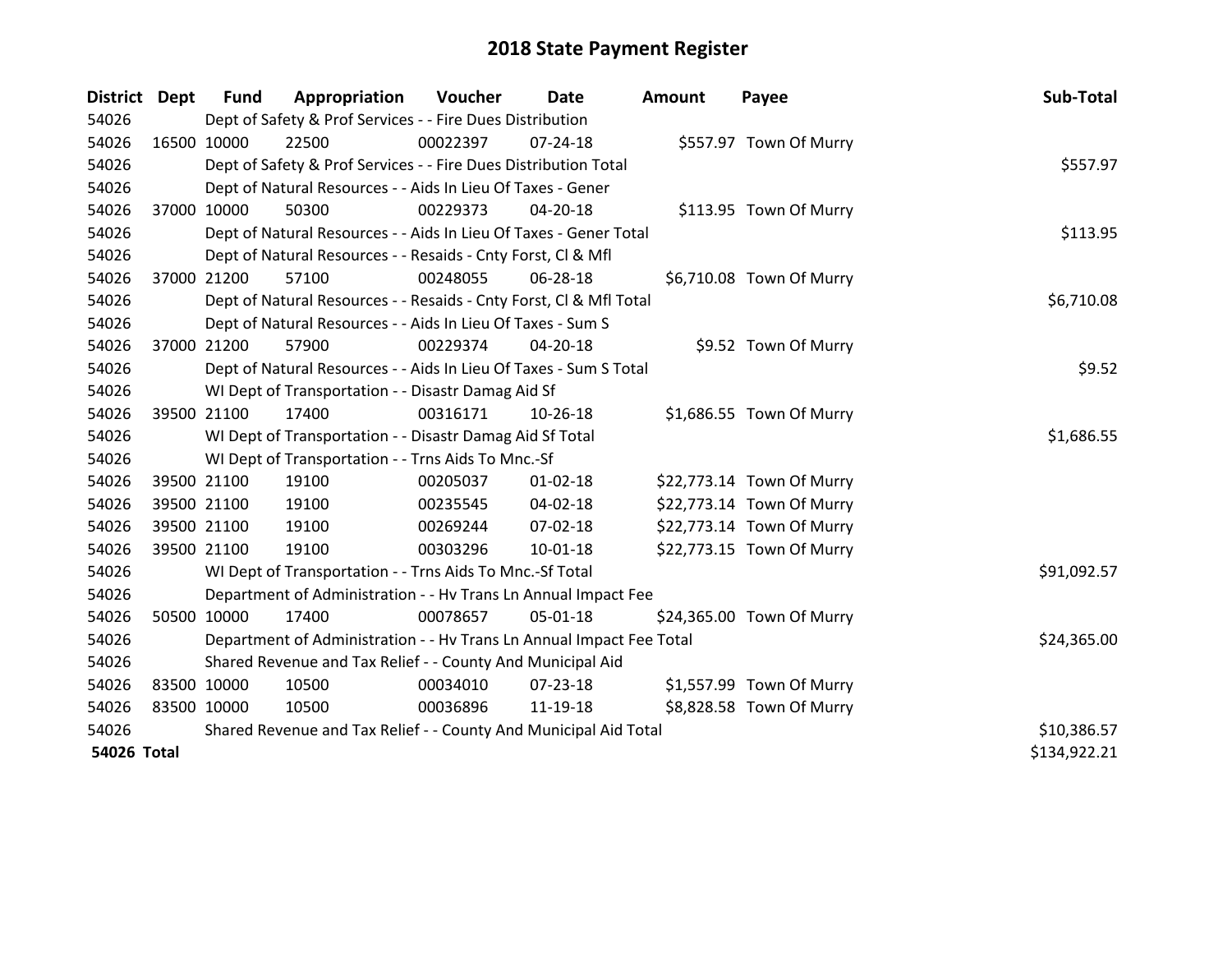# 2018 State Payment Register

| District | Dept | Fund | Appropriation | Voucher | Date | Amount | Payee | Sub-Total |
|---|---|---|---|---|---|---|---|---|
| 54026 | | Dept of Safety & Prof Services - - Fire Dues Distribution | | | | | | |
| 54026 | 16500 | 10000 | 22500 | 00022397 | 07-24-18 | $557.97 | Town Of Murry | |
| 54026 | | Dept of Safety & Prof Services - - Fire Dues Distribution Total | | | | | | $557.97 |
| 54026 | | Dept of Natural Resources - - Aids In Lieu Of Taxes - Gener | | | | | | |
| 54026 | 37000 | 10000 | 50300 | 00229373 | 04-20-18 | $113.95 | Town Of Murry | |
| 54026 | | Dept of Natural Resources - - Aids In Lieu Of Taxes - Gener Total | | | | | | $113.95 |
| 54026 | | Dept of Natural Resources - - Resaids - Cnty Forst, Cl & Mfl | | | | | | |
| 54026 | 37000 | 21200 | 57100 | 00248055 | 06-28-18 | $6,710.08 | Town Of Murry | |
| 54026 | | Dept of Natural Resources - - Resaids - Cnty Forst, Cl & Mfl Total | | | | | | $6,710.08 |
| 54026 | | Dept of Natural Resources - - Aids In Lieu Of Taxes - Sum S | | | | | | |
| 54026 | 37000 | 21200 | 57900 | 00229374 | 04-20-18 | $9.52 | Town Of Murry | |
| 54026 | | Dept of Natural Resources - - Aids In Lieu Of Taxes - Sum S Total | | | | | | $9.52 |
| 54026 | | WI Dept of Transportation - - Disastr Damag Aid Sf | | | | | | |
| 54026 | 39500 | 21100 | 17400 | 00316171 | 10-26-18 | $1,686.55 | Town Of Murry | |
| 54026 | | WI Dept of Transportation - - Disastr Damag Aid Sf Total | | | | | | $1,686.55 |
| 54026 | | WI Dept of Transportation - - Trns Aids To Mnc.-Sf | | | | | | |
| 54026 | 39500 | 21100 | 19100 | 00205037 | 01-02-18 | $22,773.14 | Town Of Murry | |
| 54026 | 39500 | 21100 | 19100 | 00235545 | 04-02-18 | $22,773.14 | Town Of Murry | |
| 54026 | 39500 | 21100 | 19100 | 00269244 | 07-02-18 | $22,773.14 | Town Of Murry | |
| 54026 | 39500 | 21100 | 19100 | 00303296 | 10-01-18 | $22,773.15 | Town Of Murry | |
| 54026 | | WI Dept of Transportation - - Trns Aids To Mnc.-Sf Total | | | | | | $91,092.57 |
| 54026 | | Department of Administration - - Hv Trans Ln Annual Impact Fee | | | | | | |
| 54026 | 50500 | 10000 | 17400 | 00078657 | 05-01-18 | $24,365.00 | Town Of Murry | |
| 54026 | | Department of Administration - - Hv Trans Ln Annual Impact Fee Total | | | | | | $24,365.00 |
| 54026 | | Shared Revenue and Tax Relief - - County And Municipal Aid | | | | | | |
| 54026 | 83500 | 10000 | 10500 | 00034010 | 07-23-18 | $1,557.99 | Town Of Murry | |
| 54026 | 83500 | 10000 | 10500 | 00036896 | 11-19-18 | $8,828.58 | Town Of Murry | |
| 54026 | | Shared Revenue and Tax Relief - - County And Municipal Aid Total | | | | | | $10,386.57 |
| **54026 Total** | | | | | | | | $134,922.21 |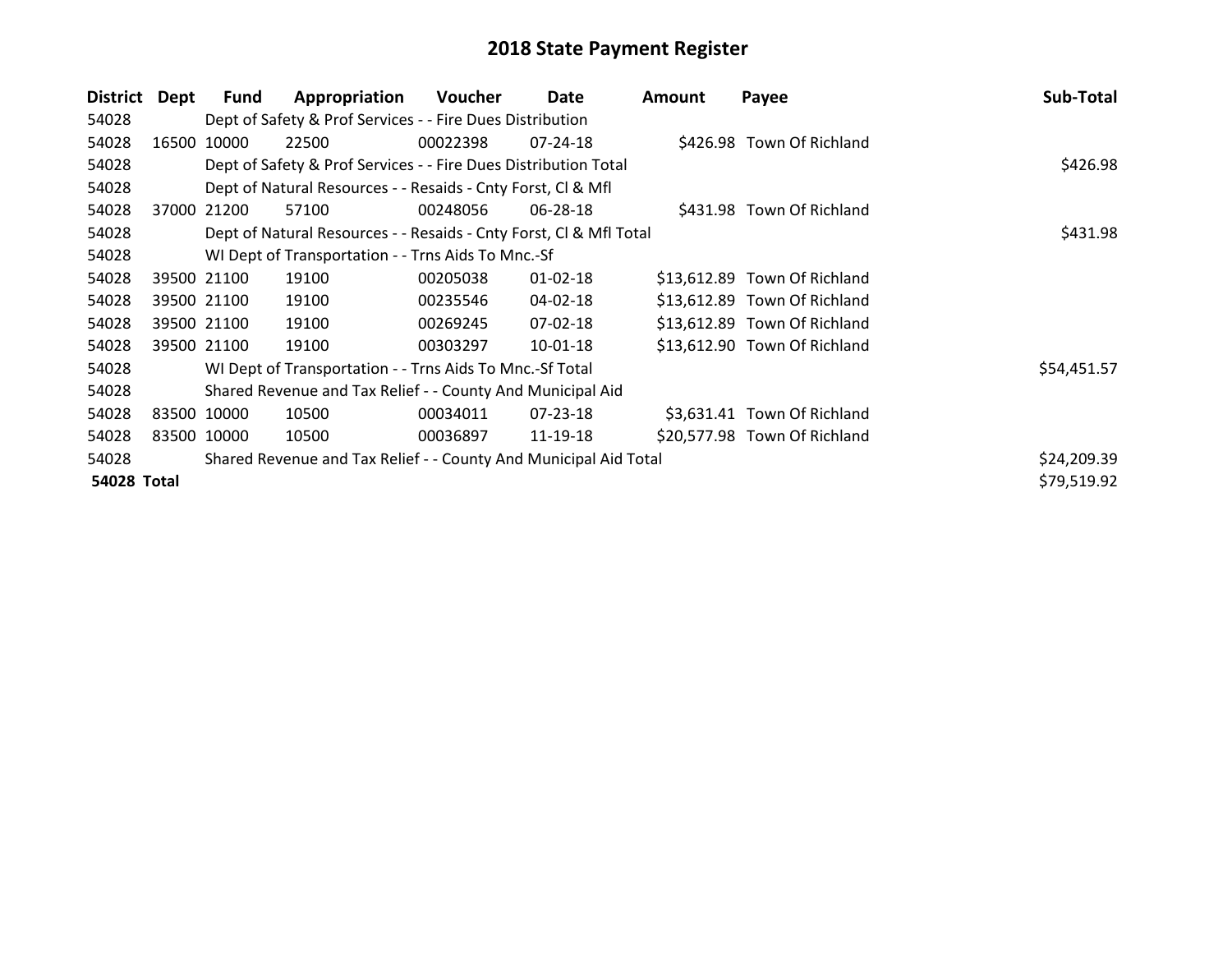# 2018 State Payment Register

| District | Dept | Fund | Appropriation | Voucher | Date | Amount | Payee | Sub-Total |
|---|---|---|---|---|---|---|---|---|
| 54028 | | Dept of Safety & Prof Services - - Fire Dues Distribution | | | | | | |
| 54028 | 16500 | 10000 | 22500 | 00022398 | 07-24-18 | $426.98 | Town Of Richland | |
| 54028 | | Dept of Safety & Prof Services - - Fire Dues Distribution Total | | | | | | $426.98 |
| 54028 | | Dept of Natural Resources - - Resaids - Cnty Forst, Cl & Mfl | | | | | | |
| 54028 | 37000 | 21200 | 57100 | 00248056 | 06-28-18 | $431.98 | Town Of Richland | |
| 54028 | | Dept of Natural Resources - - Resaids - Cnty Forst, Cl & Mfl Total | | | | | | $431.98 |
| 54028 | | WI Dept of Transportation - - Trns Aids To Mnc.-Sf | | | | | | |
| 54028 | 39500 | 21100 | 19100 | 00205038 | 01-02-18 | $13,612.89 | Town Of Richland | |
| 54028 | 39500 | 21100 | 19100 | 00235546 | 04-02-18 | $13,612.89 | Town Of Richland | |
| 54028 | 39500 | 21100 | 19100 | 00269245 | 07-02-18 | $13,612.89 | Town Of Richland | |
| 54028 | 39500 | 21100 | 19100 | 00303297 | 10-01-18 | $13,612.90 | Town Of Richland | |
| 54028 | | WI Dept of Transportation - - Trns Aids To Mnc.-Sf Total | | | | | | $54,451.57 |
| 54028 | | Shared Revenue and Tax Relief - - County And Municipal Aid | | | | | | |
| 54028 | 83500 | 10000 | 10500 | 00034011 | 07-23-18 | $3,631.41 | Town Of Richland | |
| 54028 | 83500 | 10000 | 10500 | 00036897 | 11-19-18 | $20,577.98 | Town Of Richland | |
| 54028 | | Shared Revenue and Tax Relief - - County And Municipal Aid Total | | | | | | $24,209.39 |
| **54028 Total** | | | | | | | | $79,519.92 |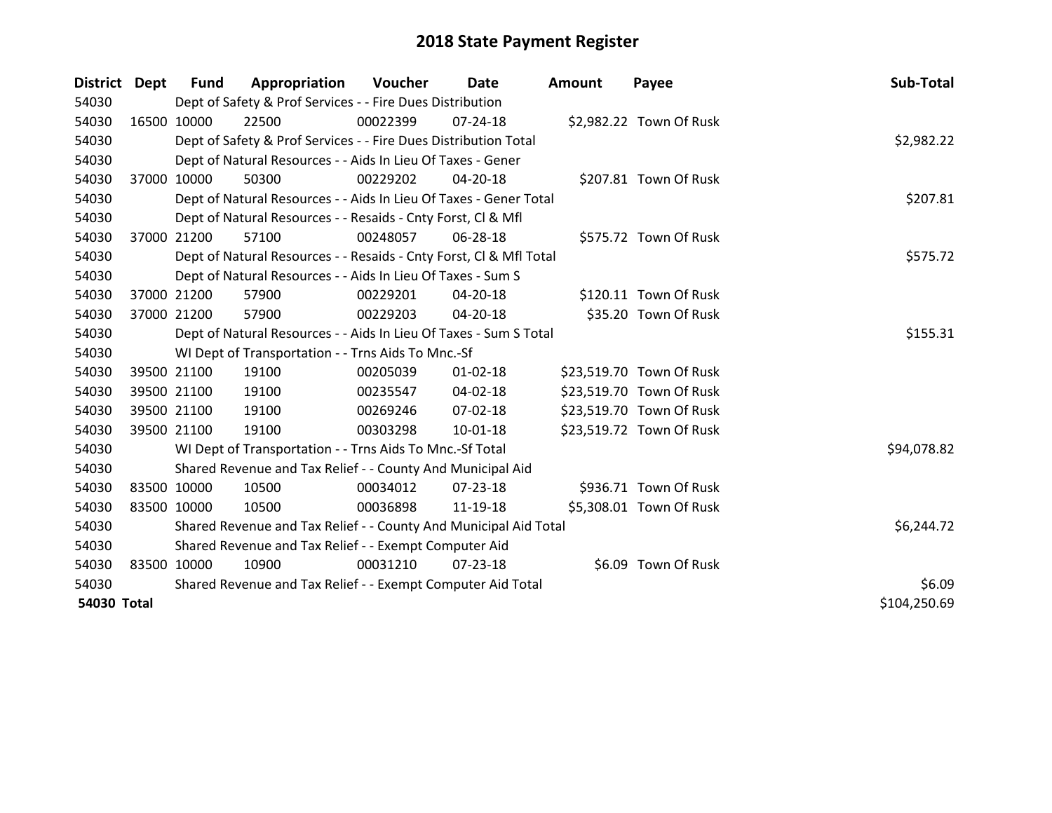# 2018 State Payment Register

| District | Dept | Fund | Appropriation | Voucher | Date | Amount | Payee | Sub-Total |
|---|---|---|---|---|---|---|---|---|
| 54030 | Dept of Safety & Prof Services - - Fire Dues Distribution | | | | | | | |
| 54030 | 16500 | 10000 | 22500 | 00022399 | 07-24-18 | $2,982.22 | Town Of Rusk | |
| 54030 | Dept of Safety & Prof Services - - Fire Dues Distribution Total | | | | | | | $2,982.22 |
| 54030 | Dept of Natural Resources - - Aids In Lieu Of Taxes - Gener | | | | | | | |
| 54030 | 37000 | 10000 | 50300 | 00229202 | 04-20-18 | $207.81 | Town Of Rusk | |
| 54030 | Dept of Natural Resources - - Aids In Lieu Of Taxes - Gener Total | | | | | | | $207.81 |
| 54030 | Dept of Natural Resources - - Resaids - Cnty Forst, Cl & Mfl | | | | | | | |
| 54030 | 37000 | 21200 | 57100 | 00248057 | 06-28-18 | $575.72 | Town Of Rusk | |
| 54030 | Dept of Natural Resources - - Resaids - Cnty Forst, Cl & Mfl Total | | | | | | | $575.72 |
| 54030 | Dept of Natural Resources - - Aids In Lieu Of Taxes - Sum S | | | | | | | |
| 54030 | 37000 | 21200 | 57900 | 00229201 | 04-20-18 | $120.11 | Town Of Rusk | |
| 54030 | 37000 | 21200 | 57900 | 00229203 | 04-20-18 | $35.20 | Town Of Rusk | |
| 54030 | Dept of Natural Resources - - Aids In Lieu Of Taxes - Sum S Total | | | | | | | $155.31 |
| 54030 | WI Dept of Transportation - - Trns Aids To Mnc.-Sf | | | | | | | |
| 54030 | 39500 | 21100 | 19100 | 00205039 | 01-02-18 | $23,519.70 | Town Of Rusk | |
| 54030 | 39500 | 21100 | 19100 | 00235547 | 04-02-18 | $23,519.70 | Town Of Rusk | |
| 54030 | 39500 | 21100 | 19100 | 00269246 | 07-02-18 | $23,519.70 | Town Of Rusk | |
| 54030 | 39500 | 21100 | 19100 | 00303298 | 10-01-18 | $23,519.72 | Town Of Rusk | |
| 54030 | WI Dept of Transportation - - Trns Aids To Mnc.-Sf Total | | | | | | | $94,078.82 |
| 54030 | Shared Revenue and Tax Relief - - County And Municipal Aid | | | | | | | |
| 54030 | 83500 | 10000 | 10500 | 00034012 | 07-23-18 | $936.71 | Town Of Rusk | |
| 54030 | 83500 | 10000 | 10500 | 00036898 | 11-19-18 | $5,308.01 | Town Of Rusk | |
| 54030 | Shared Revenue and Tax Relief - - County And Municipal Aid Total | | | | | | | $6,244.72 |
| 54030 | Shared Revenue and Tax Relief - - Exempt Computer Aid | | | | | | | |
| 54030 | 83500 | 10000 | 10900 | 00031210 | 07-23-18 | $6.09 | Town Of Rusk | |
| 54030 | Shared Revenue and Tax Relief - - Exempt Computer Aid Total | | | | | | | $6.09 |
| **54030 Total** | | | | | | | | $104,250.69 |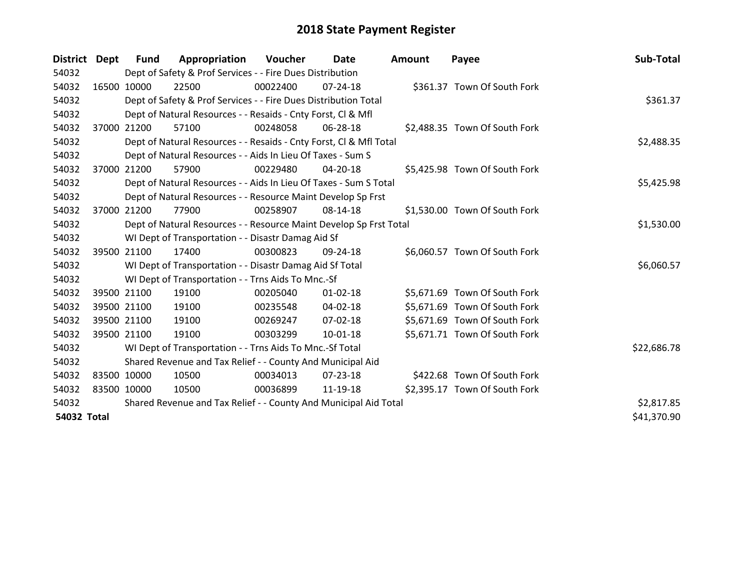# 2018 State Payment Register

| District | Dept | Fund | Appropriation | Voucher | Date | Amount | Payee | Sub-Total |
|---|---|---|---|---|---|---|---|---|
| 54032 | | Dept of Safety & Prof Services - - Fire Dues Distribution | | | | | | |
| 54032 | 16500 | 10000 | 22500 | 00022400 | 07-24-18 | $361.37 | Town Of South Fork | |
| 54032 | | Dept of Safety & Prof Services - - Fire Dues Distribution Total | | | | | | $361.37 |
| 54032 | | Dept of Natural Resources - - Resaids - Cnty Forst, Cl & Mfl | | | | | | |
| 54032 | 37000 | 21200 | 57100 | 00248058 | 06-28-18 | $2,488.35 | Town Of South Fork | |
| 54032 | | Dept of Natural Resources - - Resaids - Cnty Forst, Cl & Mfl Total | | | | | | $2,488.35 |
| 54032 | | Dept of Natural Resources - - Aids In Lieu Of Taxes - Sum S | | | | | | |
| 54032 | 37000 | 21200 | 57900 | 00229480 | 04-20-18 | $5,425.98 | Town Of South Fork | |
| 54032 | | Dept of Natural Resources - - Aids In Lieu Of Taxes - Sum S Total | | | | | | $5,425.98 |
| 54032 | | Dept of Natural Resources - - Resource Maint Develop Sp Frst | | | | | | |
| 54032 | 37000 | 21200 | 77900 | 00258907 | 08-14-18 | $1,530.00 | Town Of South Fork | |
| 54032 | | Dept of Natural Resources - - Resource Maint Develop Sp Frst Total | | | | | | $1,530.00 |
| 54032 | | WI Dept of Transportation - - Disastr Damag Aid Sf | | | | | | |
| 54032 | 39500 | 21100 | 17400 | 00300823 | 09-24-18 | $6,060.57 | Town Of South Fork | |
| 54032 | | WI Dept of Transportation - - Disastr Damag Aid Sf Total | | | | | | $6,060.57 |
| 54032 | | WI Dept of Transportation - - Trns Aids To Mnc.-Sf | | | | | | |
| 54032 | 39500 | 21100 | 19100 | 00205040 | 01-02-18 | $5,671.69 | Town Of South Fork | |
| 54032 | 39500 | 21100 | 19100 | 00235548 | 04-02-18 | $5,671.69 | Town Of South Fork | |
| 54032 | 39500 | 21100 | 19100 | 00269247 | 07-02-18 | $5,671.69 | Town Of South Fork | |
| 54032 | 39500 | 21100 | 19100 | 00303299 | 10-01-18 | $5,671.71 | Town Of South Fork | |
| 54032 | | WI Dept of Transportation - - Trns Aids To Mnc.-Sf Total | | | | | | $22,686.78 |
| 54032 | | Shared Revenue and Tax Relief - - County And Municipal Aid | | | | | | |
| 54032 | 83500 | 10000 | 10500 | 00034013 | 07-23-18 | $422.68 | Town Of South Fork | |
| 54032 | 83500 | 10000 | 10500 | 00036899 | 11-19-18 | $2,395.17 | Town Of South Fork | |
| 54032 | | Shared Revenue and Tax Relief - - County And Municipal Aid Total | | | | | | $2,817.85 |
| **54032 Total** | | | | | | | | $41,370.90 |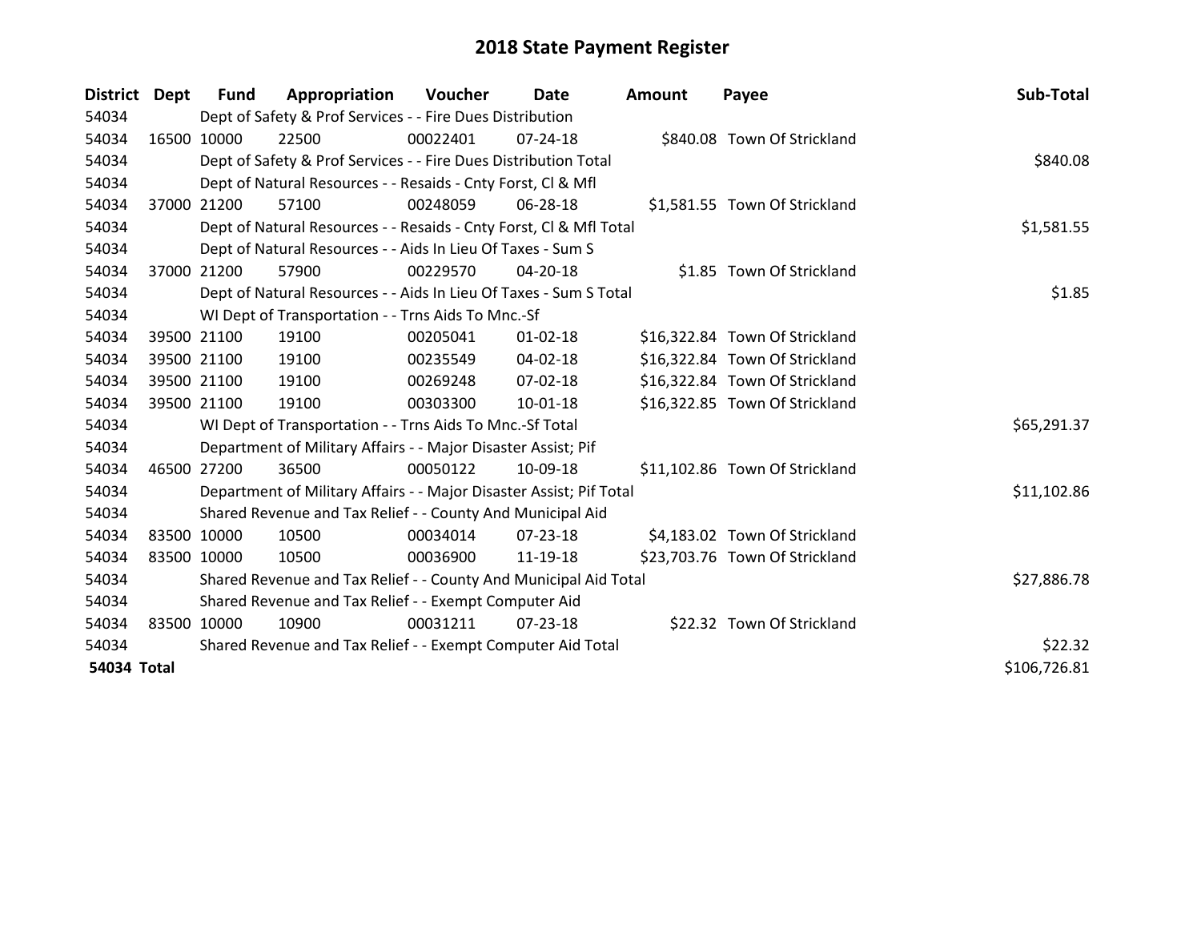# 2018 State Payment Register

| District | Dept | Fund | Appropriation | Voucher | Date | Amount | Payee | Sub-Total |
|---|---|---|---|---|---|---|---|---|
| 54034 | | Dept of Safety & Prof Services - - Fire Dues Distribution | | | | | | |
| 54034 | 16500 | 10000 | 22500 | 00022401 | 07-24-18 | $840.08 | Town Of Strickland | |
| 54034 | | Dept of Safety & Prof Services - - Fire Dues Distribution Total | | | | | | $840.08 |
| 54034 | | Dept of Natural Resources - - Resaids - Cnty Forst, Cl & Mfl | | | | | | |
| 54034 | 37000 | 21200 | 57100 | 00248059 | 06-28-18 | $1,581.55 | Town Of Strickland | |
| 54034 | | Dept of Natural Resources - - Resaids - Cnty Forst, Cl & Mfl Total | | | | | | $1,581.55 |
| 54034 | | Dept of Natural Resources - - Aids In Lieu Of Taxes - Sum S | | | | | | |
| 54034 | 37000 | 21200 | 57900 | 00229570 | 04-20-18 | $1.85 | Town Of Strickland | |
| 54034 | | Dept of Natural Resources - - Aids In Lieu Of Taxes - Sum S Total | | | | | | $1.85 |
| 54034 | | WI Dept of Transportation - - Trns Aids To Mnc.-Sf | | | | | | |
| 54034 | 39500 | 21100 | 19100 | 00205041 | 01-02-18 | $16,322.84 | Town Of Strickland | |
| 54034 | 39500 | 21100 | 19100 | 00235549 | 04-02-18 | $16,322.84 | Town Of Strickland | |
| 54034 | 39500 | 21100 | 19100 | 00269248 | 07-02-18 | $16,322.84 | Town Of Strickland | |
| 54034 | 39500 | 21100 | 19100 | 00303300 | 10-01-18 | $16,322.85 | Town Of Strickland | |
| 54034 | | WI Dept of Transportation - - Trns Aids To Mnc.-Sf Total | | | | | | $65,291.37 |
| 54034 | | Department of Military Affairs - - Major Disaster Assist; Pif | | | | | | |
| 54034 | 46500 | 27200 | 36500 | 00050122 | 10-09-18 | $11,102.86 | Town Of Strickland | |
| 54034 | | Department of Military Affairs - - Major Disaster Assist; Pif Total | | | | | | $11,102.86 |
| 54034 | | Shared Revenue and Tax Relief - - County And Municipal Aid | | | | | | |
| 54034 | 83500 | 10000 | 10500 | 00034014 | 07-23-18 | $4,183.02 | Town Of Strickland | |
| 54034 | 83500 | 10000 | 10500 | 00036900 | 11-19-18 | $23,703.76 | Town Of Strickland | |
| 54034 | | Shared Revenue and Tax Relief - - County And Municipal Aid Total | | | | | | $27,886.78 |
| 54034 | | Shared Revenue and Tax Relief - - Exempt Computer Aid | | | | | | |
| 54034 | 83500 | 10000 | 10900 | 00031211 | 07-23-18 | $22.32 | Town Of Strickland | |
| 54034 | | Shared Revenue and Tax Relief - - Exempt Computer Aid Total | | | | | | $22.32 |
| **54034 Total** | | | | | | | | $106,726.81 |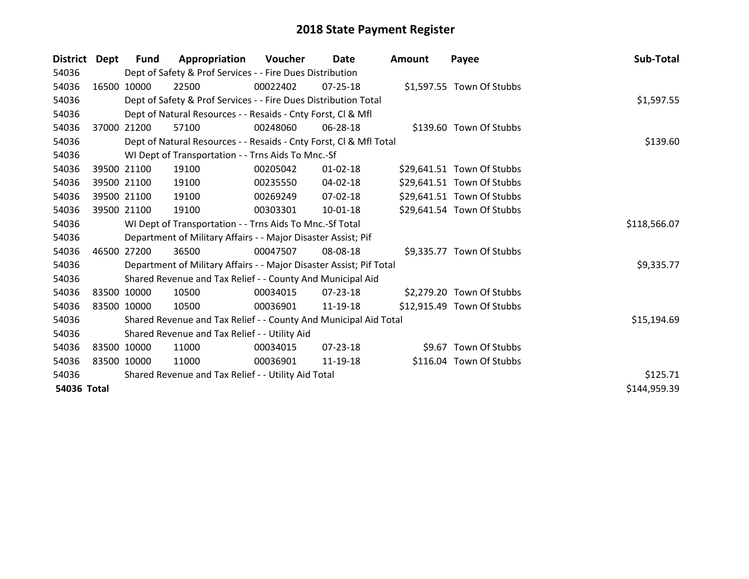# 2018 State Payment Register

| District | Dept | Fund | Appropriation | Voucher | Date | Amount | Payee | Sub-Total |
|---|---|---|---|---|---|---|---|---|
| 54036 | Dept of Safety & Prof Services - - Fire Dues Distribution | | | | | | | |
| 54036 | 16500 | 10000 | 22500 | 00022402 | 07-25-18 | $1,597.55 | Town Of Stubbs | |
| 54036 | Dept of Safety & Prof Services - - Fire Dues Distribution Total | | | | | | | $1,597.55 |
| 54036 | Dept of Natural Resources - - Resaids - Cnty Forst, Cl & Mfl | | | | | | | |
| 54036 | 37000 | 21200 | 57100 | 00248060 | 06-28-18 | $139.60 | Town Of Stubbs | |
| 54036 | Dept of Natural Resources - - Resaids - Cnty Forst, Cl & Mfl Total | | | | | | | $139.60 |
| 54036 | WI Dept of Transportation - - Trns Aids To Mnc.-Sf | | | | | | | |
| 54036 | 39500 | 21100 | 19100 | 00205042 | 01-02-18 | $29,641.51 | Town Of Stubbs | |
| 54036 | 39500 | 21100 | 19100 | 00235550 | 04-02-18 | $29,641.51 | Town Of Stubbs | |
| 54036 | 39500 | 21100 | 19100 | 00269249 | 07-02-18 | $29,641.51 | Town Of Stubbs | |
| 54036 | 39500 | 21100 | 19100 | 00303301 | 10-01-18 | $29,641.54 | Town Of Stubbs | |
| 54036 | WI Dept of Transportation - - Trns Aids To Mnc.-Sf Total | | | | | | | $118,566.07 |
| 54036 | Department of Military Affairs - - Major Disaster Assist; Pif | | | | | | | |
| 54036 | 46500 | 27200 | 36500 | 00047507 | 08-08-18 | $9,335.77 | Town Of Stubbs | |
| 54036 | Department of Military Affairs - - Major Disaster Assist; Pif Total | | | | | | | $9,335.77 |
| 54036 | Shared Revenue and Tax Relief - - County And Municipal Aid | | | | | | | |
| 54036 | 83500 | 10000 | 10500 | 00034015 | 07-23-18 | $2,279.20 | Town Of Stubbs | |
| 54036 | 83500 | 10000 | 10500 | 00036901 | 11-19-18 | $12,915.49 | Town Of Stubbs | |
| 54036 | Shared Revenue and Tax Relief - - County And Municipal Aid Total | | | | | | | $15,194.69 |
| 54036 | Shared Revenue and Tax Relief - - Utility Aid | | | | | | | |
| 54036 | 83500 | 10000 | 11000 | 00034015 | 07-23-18 | $9.67 | Town Of Stubbs | |
| 54036 | 83500 | 10000 | 11000 | 00036901 | 11-19-18 | $116.04 | Town Of Stubbs | |
| 54036 | Shared Revenue and Tax Relief - - Utility Aid Total | | | | | | | $125.71 |
| **54036 Total** | | | | | | | | $144,959.39 |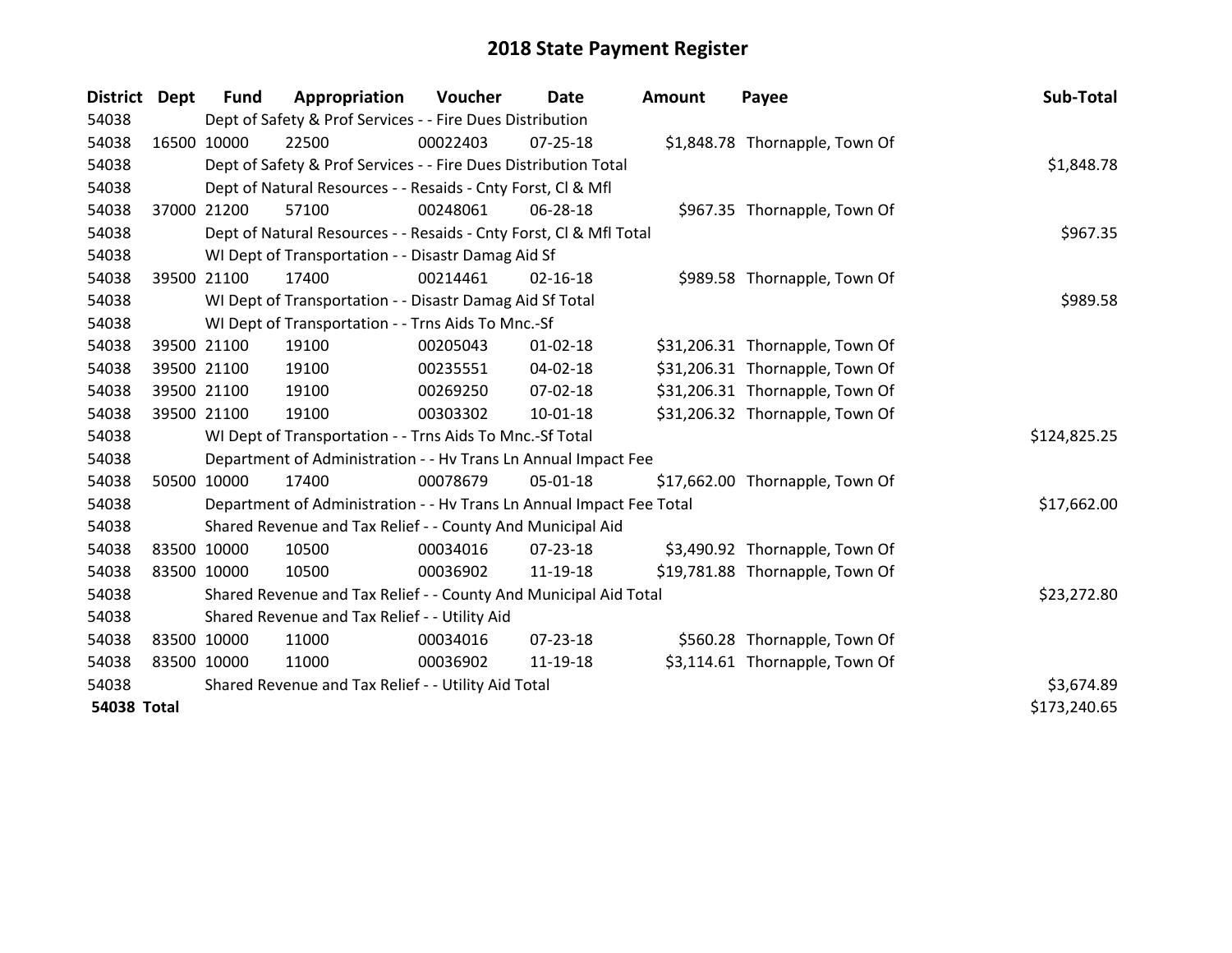# 2018 State Payment Register

| District | Dept | Fund | Appropriation | Voucher | Date | Amount | Payee | Sub-Total |
|---|---|---|---|---|---|---|---|---|
| 54038 | | Dept of Safety & Prof Services - - Fire Dues Distribution | | | | | | |
| 54038 | 16500 | 10000 | 22500 | 00022403 | 07-25-18 | $1,848.78 | Thornapple, Town Of | |
| 54038 | | Dept of Safety & Prof Services - - Fire Dues Distribution Total | | | | | | $1,848.78 |
| 54038 | | Dept of Natural Resources - - Resaids - Cnty Forst, Cl & Mfl | | | | | | |
| 54038 | 37000 | 21200 | 57100 | 00248061 | 06-28-18 | $967.35 | Thornapple, Town Of | |
| 54038 | | Dept of Natural Resources - - Resaids - Cnty Forst, Cl & Mfl Total | | | | | | $967.35 |
| 54038 | | WI Dept of Transportation - - Disastr Damag Aid Sf | | | | | | |
| 54038 | 39500 | 21100 | 17400 | 00214461 | 02-16-18 | $989.58 | Thornapple, Town Of | |
| 54038 | | WI Dept of Transportation - - Disastr Damag Aid Sf Total | | | | | | $989.58 |
| 54038 | | WI Dept of Transportation - - Trns Aids To Mnc.-Sf | | | | | | |
| 54038 | 39500 | 21100 | 19100 | 00205043 | 01-02-18 | $31,206.31 | Thornapple, Town Of | |
| 54038 | 39500 | 21100 | 19100 | 00235551 | 04-02-18 | $31,206.31 | Thornapple, Town Of | |
| 54038 | 39500 | 21100 | 19100 | 00269250 | 07-02-18 | $31,206.31 | Thornapple, Town Of | |
| 54038 | 39500 | 21100 | 19100 | 00303302 | 10-01-18 | $31,206.32 | Thornapple, Town Of | |
| 54038 | | WI Dept of Transportation - - Trns Aids To Mnc.-Sf Total | | | | | | $124,825.25 |
| 54038 | | Department of Administration - - Hv Trans Ln Annual Impact Fee | | | | | | |
| 54038 | 50500 | 10000 | 17400 | 00078679 | 05-01-18 | $17,662.00 | Thornapple, Town Of | |
| 54038 | | Department of Administration - - Hv Trans Ln Annual Impact Fee Total | | | | | | $17,662.00 |
| 54038 | | Shared Revenue and Tax Relief - - County And Municipal Aid | | | | | | |
| 54038 | 83500 | 10000 | 10500 | 00034016 | 07-23-18 | $3,490.92 | Thornapple, Town Of | |
| 54038 | 83500 | 10000 | 10500 | 00036902 | 11-19-18 | $19,781.88 | Thornapple, Town Of | |
| 54038 | | Shared Revenue and Tax Relief - - County And Municipal Aid Total | | | | | | $23,272.80 |
| 54038 | | Shared Revenue and Tax Relief - - Utility Aid | | | | | | |
| 54038 | 83500 | 10000 | 11000 | 00034016 | 07-23-18 | $560.28 | Thornapple, Town Of | |
| 54038 | 83500 | 10000 | 11000 | 00036902 | 11-19-18 | $3,114.61 | Thornapple, Town Of | |
| 54038 | | Shared Revenue and Tax Relief - - Utility Aid Total | | | | | | $3,674.89 |
| **54038 Total** | | | | | | | | $173,240.65 |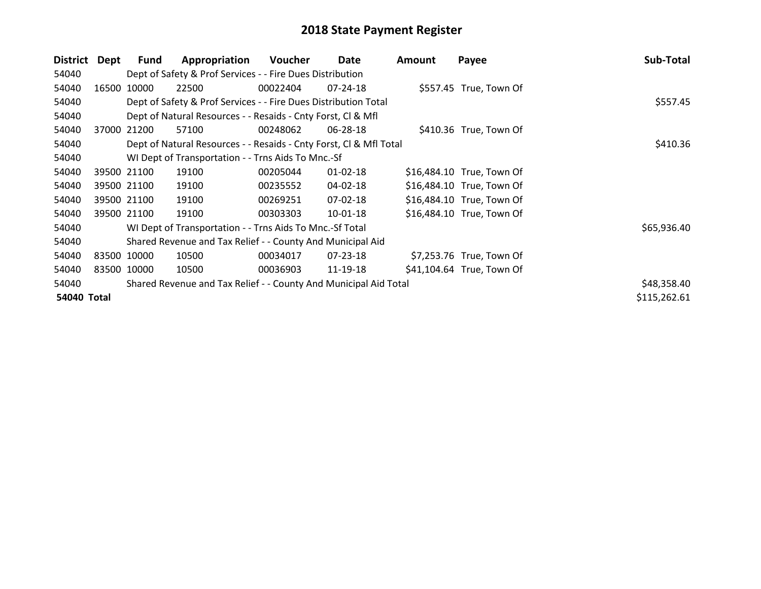# 2018 State Payment Register

| District | Dept | Fund | Appropriation | Voucher | Date | Amount | Payee | Sub-Total |
|---|---|---|---|---|---|---|---|---|
| 54040 | | Dept of Safety & Prof Services - - Fire Dues Distribution | | | | | | |
| 54040 | 16500 | 10000 | 22500 | 00022404 | 07-24-18 | $557.45 | True, Town Of | |
| 54040 | | Dept of Safety & Prof Services - - Fire Dues Distribution Total | | | | | | $557.45 |
| 54040 | | Dept of Natural Resources - - Resaids - Cnty Forst, Cl & Mfl | | | | | | |
| 54040 | 37000 | 21200 | 57100 | 00248062 | 06-28-18 | $410.36 | True, Town Of | |
| 54040 | | Dept of Natural Resources - - Resaids - Cnty Forst, Cl & Mfl Total | | | | | | $410.36 |
| 54040 | | WI Dept of Transportation - - Trns Aids To Mnc.-Sf | | | | | | |
| 54040 | 39500 | 21100 | 19100 | 00205044 | 01-02-18 | $16,484.10 | True, Town Of | |
| 54040 | 39500 | 21100 | 19100 | 00235552 | 04-02-18 | $16,484.10 | True, Town Of | |
| 54040 | 39500 | 21100 | 19100 | 00269251 | 07-02-18 | $16,484.10 | True, Town Of | |
| 54040 | 39500 | 21100 | 19100 | 00303303 | 10-01-18 | $16,484.10 | True, Town Of | |
| 54040 | | WI Dept of Transportation - - Trns Aids To Mnc.-Sf Total | | | | | | $65,936.40 |
| 54040 | | Shared Revenue and Tax Relief - - County And Municipal Aid | | | | | | |
| 54040 | 83500 | 10000 | 10500 | 00034017 | 07-23-18 | $7,253.76 | True, Town Of | |
| 54040 | 83500 | 10000 | 10500 | 00036903 | 11-19-18 | $41,104.64 | True, Town Of | |
| 54040 | | Shared Revenue and Tax Relief - - County And Municipal Aid Total | | | | | | $48,358.40 |
| **54040** | **Total** | | | | | | | $115,262.61 |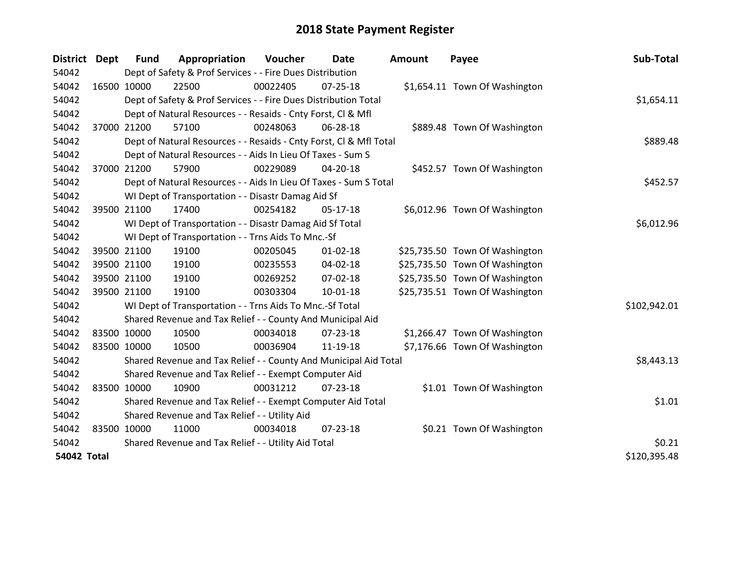# 2018 State Payment Register

| District | Dept | Fund | Appropriation | Voucher | Date | Amount | Payee | Sub-Total |
|---|---|---|---|---|---|---|---|---|
| 54042 | | Dept of Safety & Prof Services - - Fire Dues Distribution | | | | | | |
| 54042 | 16500 | 10000 | 22500 | 00022405 | 07-25-18 | $1,654.11 | Town Of Washington | |
| 54042 | | Dept of Safety & Prof Services - - Fire Dues Distribution Total | | | | | | $1,654.11 |
| 54042 | | Dept of Natural Resources - - Resaids - Cnty Forst, Cl & Mfl | | | | | | |
| 54042 | 37000 | 21200 | 57100 | 00248063 | 06-28-18 | $889.48 | Town Of Washington | |
| 54042 | | Dept of Natural Resources - - Resaids - Cnty Forst, Cl & Mfl Total | | | | | | $889.48 |
| 54042 | | Dept of Natural Resources - - Aids In Lieu Of Taxes - Sum S | | | | | | |
| 54042 | 37000 | 21200 | 57900 | 00229089 | 04-20-18 | $452.57 | Town Of Washington | |
| 54042 | | Dept of Natural Resources - - Aids In Lieu Of Taxes - Sum S Total | | | | | | $452.57 |
| 54042 | | WI Dept of Transportation - - Disastr Damag Aid Sf | | | | | | |
| 54042 | 39500 | 21100 | 17400 | 00254182 | 05-17-18 | $6,012.96 | Town Of Washington | |
| 54042 | | WI Dept of Transportation - - Disastr Damag Aid Sf Total | | | | | | $6,012.96 |
| 54042 | | WI Dept of Transportation - - Trns Aids To Mnc.-Sf | | | | | | |
| 54042 | 39500 | 21100 | 19100 | 00205045 | 01-02-18 | $25,735.50 | Town Of Washington | |
| 54042 | 39500 | 21100 | 19100 | 00235553 | 04-02-18 | $25,735.50 | Town Of Washington | |
| 54042 | 39500 | 21100 | 19100 | 00269252 | 07-02-18 | $25,735.50 | Town Of Washington | |
| 54042 | 39500 | 21100 | 19100 | 00303304 | 10-01-18 | $25,735.51 | Town Of Washington | |
| 54042 | | WI Dept of Transportation - - Trns Aids To Mnc.-Sf Total | | | | | | $102,942.01 |
| 54042 | | Shared Revenue and Tax Relief - - County And Municipal Aid | | | | | | |
| 54042 | 83500 | 10000 | 10500 | 00034018 | 07-23-18 | $1,266.47 | Town Of Washington | |
| 54042 | 83500 | 10000 | 10500 | 00036904 | 11-19-18 | $7,176.66 | Town Of Washington | |
| 54042 | | Shared Revenue and Tax Relief - - County And Municipal Aid Total | | | | | | $8,443.13 |
| 54042 | | Shared Revenue and Tax Relief - - Exempt Computer Aid | | | | | | |
| 54042 | 83500 | 10000 | 10900 | 00031212 | 07-23-18 | $1.01 | Town Of Washington | |
| 54042 | | Shared Revenue and Tax Relief - - Exempt Computer Aid Total | | | | | | $1.01 |
| 54042 | | Shared Revenue and Tax Relief - - Utility Aid | | | | | | |
| 54042 | 83500 | 10000 | 11000 | 00034018 | 07-23-18 | $0.21 | Town Of Washington | |
| 54042 | | Shared Revenue and Tax Relief - - Utility Aid Total | | | | | | $0.21 |
| **54042 Total** | | | | | | | | $120,395.48 |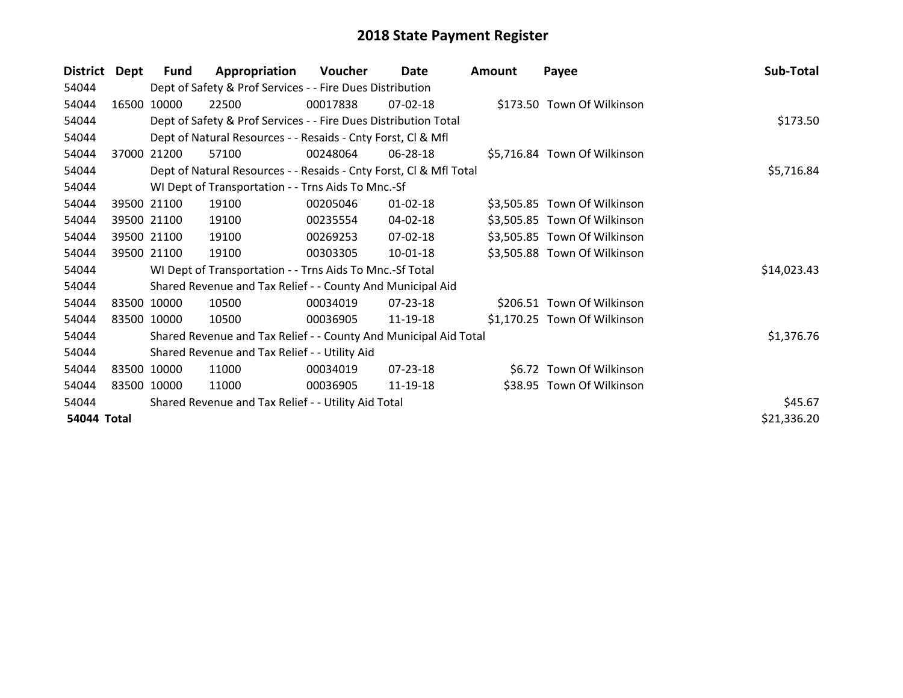# 2018 State Payment Register

| District | Dept | Fund | Appropriation | Voucher | Date | Amount | Payee | Sub-Total |
|---|---|---|---|---|---|---|---|---|
| 54044 | | Dept of Safety & Prof Services - - Fire Dues Distribution | | | | | | |
| 54044 | 16500 | 10000 | 22500 | 00017838 | 07-02-18 | $173.50 | Town Of Wilkinson | |
| 54044 | | Dept of Safety & Prof Services - - Fire Dues Distribution Total | | | | | | $173.50 |
| 54044 | | Dept of Natural Resources - - Resaids - Cnty Forst, Cl & Mfl | | | | | | |
| 54044 | 37000 | 21200 | 57100 | 00248064 | 06-28-18 | $5,716.84 | Town Of Wilkinson | |
| 54044 | | Dept of Natural Resources - - Resaids - Cnty Forst, Cl & Mfl Total | | | | | | $5,716.84 |
| 54044 | | WI Dept of Transportation - - Trns Aids To Mnc.-Sf | | | | | | |
| 54044 | 39500 | 21100 | 19100 | 00205046 | 01-02-18 | $3,505.85 | Town Of Wilkinson | |
| 54044 | 39500 | 21100 | 19100 | 00235554 | 04-02-18 | $3,505.85 | Town Of Wilkinson | |
| 54044 | 39500 | 21100 | 19100 | 00269253 | 07-02-18 | $3,505.85 | Town Of Wilkinson | |
| 54044 | 39500 | 21100 | 19100 | 00303305 | 10-01-18 | $3,505.88 | Town Of Wilkinson | |
| 54044 | | WI Dept of Transportation - - Trns Aids To Mnc.-Sf Total | | | | | | $14,023.43 |
| 54044 | | Shared Revenue and Tax Relief - - County And Municipal Aid | | | | | | |
| 54044 | 83500 | 10000 | 10500 | 00034019 | 07-23-18 | $206.51 | Town Of Wilkinson | |
| 54044 | 83500 | 10000 | 10500 | 00036905 | 11-19-18 | $1,170.25 | Town Of Wilkinson | |
| 54044 | | Shared Revenue and Tax Relief - - County And Municipal Aid Total | | | | | | $1,376.76 |
| 54044 | | Shared Revenue and Tax Relief - - Utility Aid | | | | | | |
| 54044 | 83500 | 10000 | 11000 | 00034019 | 07-23-18 | $6.72 | Town Of Wilkinson | |
| 54044 | 83500 | 10000 | 11000 | 00036905 | 11-19-18 | $38.95 | Town Of Wilkinson | |
| 54044 | | Shared Revenue and Tax Relief - - Utility Aid Total | | | | | | $45.67 |
| **54044 Total** | | | | | | | | $21,336.20 |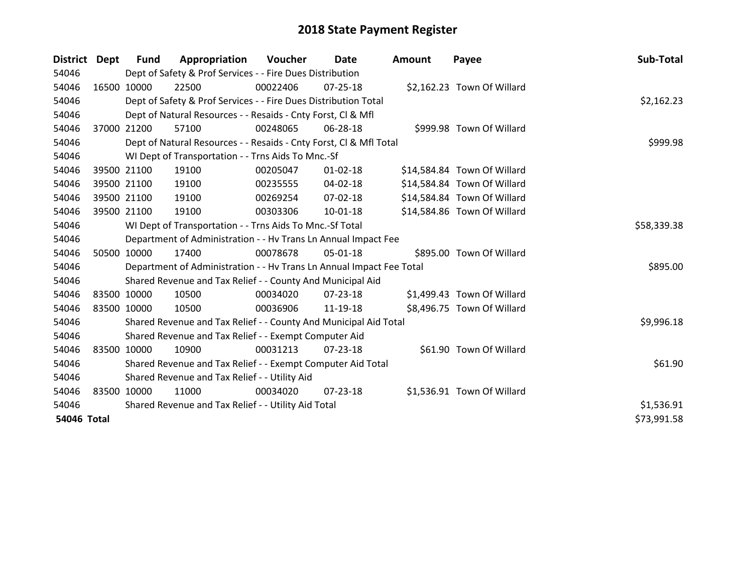# 2018 State Payment Register

| District | Dept | Fund | Appropriation | Voucher | Date | Amount | Payee | Sub-Total |
|---|---|---|---|---|---|---|---|---|
| 54046 | Dept of Safety & Prof Services - - Fire Dues Distribution | | | | | | | |
| 54046 | 16500 | 10000 | 22500 | 00022406 | 07-25-18 | $2,162.23 | Town Of Willard | |
| 54046 | Dept of Safety & Prof Services - - Fire Dues Distribution Total | | | | | | | $2,162.23 |
| 54046 | Dept of Natural Resources - - Resaids - Cnty Forst, Cl & Mfl | | | | | | | |
| 54046 | 37000 | 21200 | 57100 | 00248065 | 06-28-18 | $999.98 | Town Of Willard | |
| 54046 | Dept of Natural Resources - - Resaids - Cnty Forst, Cl & Mfl Total | | | | | | | $999.98 |
| 54046 | WI Dept of Transportation - - Trns Aids To Mnc.-Sf | | | | | | | |
| 54046 | 39500 | 21100 | 19100 | 00205047 | 01-02-18 | $14,584.84 | Town Of Willard | |
| 54046 | 39500 | 21100 | 19100 | 00235555 | 04-02-18 | $14,584.84 | Town Of Willard | |
| 54046 | 39500 | 21100 | 19100 | 00269254 | 07-02-18 | $14,584.84 | Town Of Willard | |
| 54046 | 39500 | 21100 | 19100 | 00303306 | 10-01-18 | $14,584.86 | Town Of Willard | |
| 54046 | WI Dept of Transportation - - Trns Aids To Mnc.-Sf Total | | | | | | | $58,339.38 |
| 54046 | Department of Administration - - Hv Trans Ln Annual Impact Fee | | | | | | | |
| 54046 | 50500 | 10000 | 17400 | 00078678 | 05-01-18 | $895.00 | Town Of Willard | |
| 54046 | Department of Administration - - Hv Trans Ln Annual Impact Fee Total | | | | | | | $895.00 |
| 54046 | Shared Revenue and Tax Relief - - County And Municipal Aid | | | | | | | |
| 54046 | 83500 | 10000 | 10500 | 00034020 | 07-23-18 | $1,499.43 | Town Of Willard | |
| 54046 | 83500 | 10000 | 10500 | 00036906 | 11-19-18 | $8,496.75 | Town Of Willard | |
| 54046 | Shared Revenue and Tax Relief - - County And Municipal Aid Total | | | | | | | $9,996.18 |
| 54046 | Shared Revenue and Tax Relief - - Exempt Computer Aid | | | | | | | |
| 54046 | 83500 | 10000 | 10900 | 00031213 | 07-23-18 | $61.90 | Town Of Willard | |
| 54046 | Shared Revenue and Tax Relief - - Exempt Computer Aid Total | | | | | | | $61.90 |
| 54046 | Shared Revenue and Tax Relief - - Utility Aid | | | | | | | |
| 54046 | 83500 | 10000 | 11000 | 00034020 | 07-23-18 | $1,536.91 | Town Of Willard | |
| 54046 | Shared Revenue and Tax Relief - - Utility Aid Total | | | | | | | $1,536.91 |
| **54046 Total** | | | | | | | | $73,991.58 |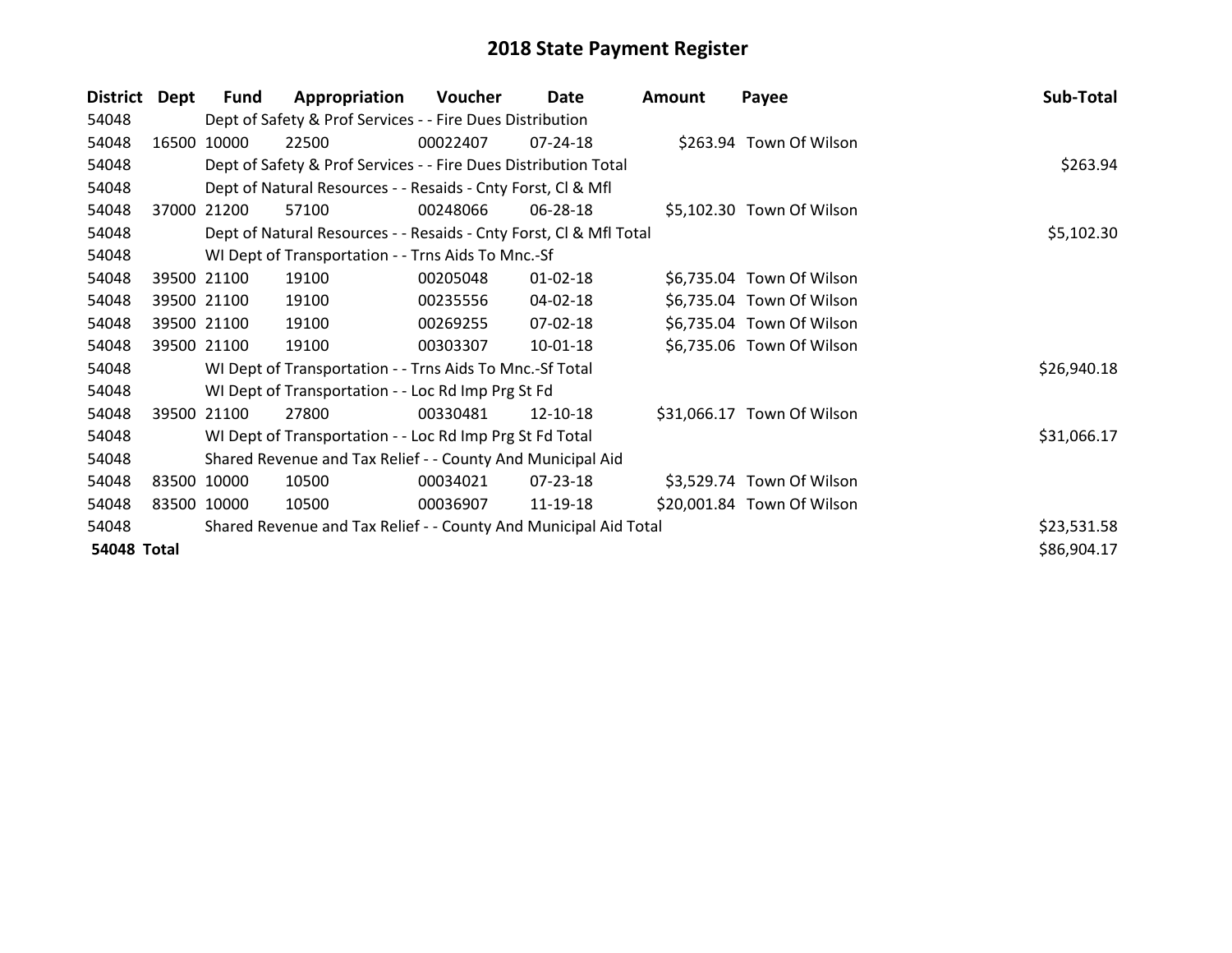# 2018 State Payment Register

| District | Dept | Fund | Appropriation | Voucher | Date | Amount | Payee | Sub-Total |
|---|---|---|---|---|---|---|---|---|
| 54048 | | Dept of Safety & Prof Services - - Fire Dues Distribution | | | | | | |
| 54048 | 16500 | 10000 | 22500 | 00022407 | 07-24-18 | $263.94 | Town Of Wilson | |
| 54048 | | Dept of Safety & Prof Services - - Fire Dues Distribution Total | | | | | | $263.94 |
| 54048 | | Dept of Natural Resources - - Resaids - Cnty Forst, Cl & Mfl | | | | | | |
| 54048 | 37000 | 21200 | 57100 | 00248066 | 06-28-18 | $5,102.30 | Town Of Wilson | |
| 54048 | | Dept of Natural Resources - - Resaids - Cnty Forst, Cl & Mfl Total | | | | | | $5,102.30 |
| 54048 | | WI Dept of Transportation - - Trns Aids To Mnc.-Sf | | | | | | |
| 54048 | 39500 | 21100 | 19100 | 00205048 | 01-02-18 | $6,735.04 | Town Of Wilson | |
| 54048 | 39500 | 21100 | 19100 | 00235556 | 04-02-18 | $6,735.04 | Town Of Wilson | |
| 54048 | 39500 | 21100 | 19100 | 00269255 | 07-02-18 | $6,735.04 | Town Of Wilson | |
| 54048 | 39500 | 21100 | 19100 | 00303307 | 10-01-18 | $6,735.06 | Town Of Wilson | |
| 54048 | | WI Dept of Transportation - - Trns Aids To Mnc.-Sf Total | | | | | | $26,940.18 |
| 54048 | | WI Dept of Transportation - - Loc Rd Imp Prg St Fd | | | | | | |
| 54048 | 39500 | 21100 | 27800 | 00330481 | 12-10-18 | $31,066.17 | Town Of Wilson | |
| 54048 | | WI Dept of Transportation - - Loc Rd Imp Prg St Fd Total | | | | | | $31,066.17 |
| 54048 | | Shared Revenue and Tax Relief - - County And Municipal Aid | | | | | | |
| 54048 | 83500 | 10000 | 10500 | 00034021 | 07-23-18 | $3,529.74 | Town Of Wilson | |
| 54048 | 83500 | 10000 | 10500 | 00036907 | 11-19-18 | $20,001.84 | Town Of Wilson | |
| 54048 | | Shared Revenue and Tax Relief - - County And Municipal Aid Total | | | | | | $23,531.58 |
| **54048 Total** | | | | | | | | $86,904.17 |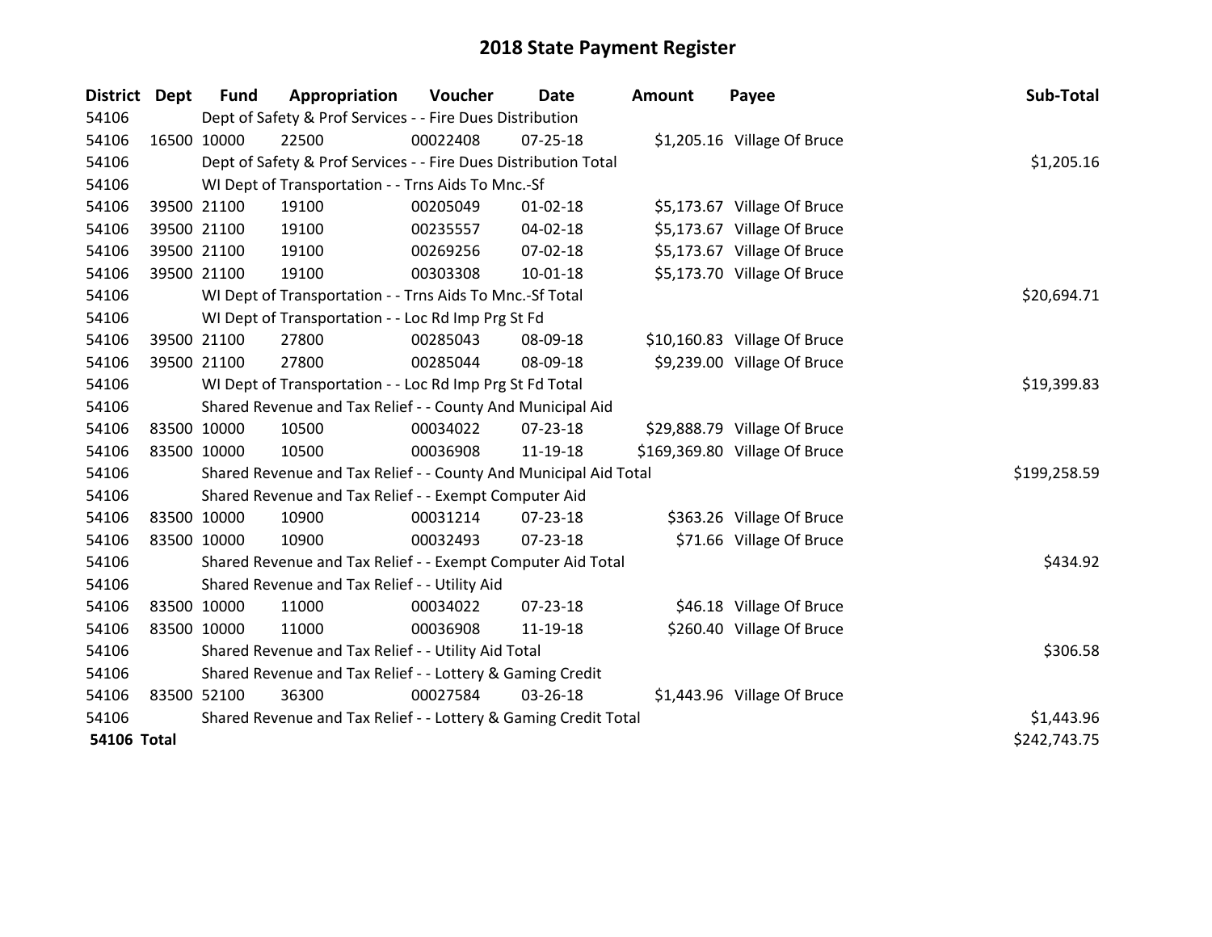# 2018 State Payment Register

| District | Dept | Fund | Appropriation | Voucher | Date | Amount | Payee | Sub-Total |
|---|---|---|---|---|---|---|---|---|
| 54106 | | Dept of Safety & Prof Services - - Fire Dues Distribution | | | | | | |
| 54106 | 16500 | 10000 | 22500 | 00022408 | 07-25-18 | $1,205.16 | Village Of Bruce | |
| 54106 | | Dept of Safety & Prof Services - - Fire Dues Distribution Total | | | | | | $1,205.16 |
| 54106 | | WI Dept of Transportation - - Trns Aids To Mnc.-Sf | | | | | | |
| 54106 | 39500 | 21100 | 19100 | 00205049 | 01-02-18 | $5,173.67 | Village Of Bruce | |
| 54106 | 39500 | 21100 | 19100 | 00235557 | 04-02-18 | $5,173.67 | Village Of Bruce | |
| 54106 | 39500 | 21100 | 19100 | 00269256 | 07-02-18 | $5,173.67 | Village Of Bruce | |
| 54106 | 39500 | 21100 | 19100 | 00303308 | 10-01-18 | $5,173.70 | Village Of Bruce | |
| 54106 | | WI Dept of Transportation - - Trns Aids To Mnc.-Sf Total | | | | | | $20,694.71 |
| 54106 | | WI Dept of Transportation - - Loc Rd Imp Prg St Fd | | | | | | |
| 54106 | 39500 | 21100 | 27800 | 00285043 | 08-09-18 | $10,160.83 | Village Of Bruce | |
| 54106 | 39500 | 21100 | 27800 | 00285044 | 08-09-18 | $9,239.00 | Village Of Bruce | |
| 54106 | | WI Dept of Transportation - - Loc Rd Imp Prg St Fd Total | | | | | | $19,399.83 |
| 54106 | | Shared Revenue and Tax Relief - - County And Municipal Aid | | | | | | |
| 54106 | 83500 | 10000 | 10500 | 00034022 | 07-23-18 | $29,888.79 | Village Of Bruce | |
| 54106 | 83500 | 10000 | 10500 | 00036908 | 11-19-18 | $169,369.80 | Village Of Bruce | |
| 54106 | | Shared Revenue and Tax Relief - - County And Municipal Aid Total | | | | | | $199,258.59 |
| 54106 | | Shared Revenue and Tax Relief - - Exempt Computer Aid | | | | | | |
| 54106 | 83500 | 10000 | 10900 | 00031214 | 07-23-18 | $363.26 | Village Of Bruce | |
| 54106 | 83500 | 10000 | 10900 | 00032493 | 07-23-18 | $71.66 | Village Of Bruce | |
| 54106 | | Shared Revenue and Tax Relief - - Exempt Computer Aid Total | | | | | | $434.92 |
| 54106 | | Shared Revenue and Tax Relief - - Utility Aid | | | | | | |
| 54106 | 83500 | 10000 | 11000 | 00034022 | 07-23-18 | $46.18 | Village Of Bruce | |
| 54106 | 83500 | 10000 | 11000 | 00036908 | 11-19-18 | $260.40 | Village Of Bruce | |
| 54106 | | Shared Revenue and Tax Relief - - Utility Aid Total | | | | | | $306.58 |
| 54106 | | Shared Revenue and Tax Relief - - Lottery & Gaming Credit | | | | | | |
| 54106 | 83500 | 52100 | 36300 | 00027584 | 03-26-18 | $1,443.96 | Village Of Bruce | |
| 54106 | | Shared Revenue and Tax Relief - - Lottery & Gaming Credit Total | | | | | | $1,443.96 |
| **54106 Total** | | | | | | | | $242,743.75 |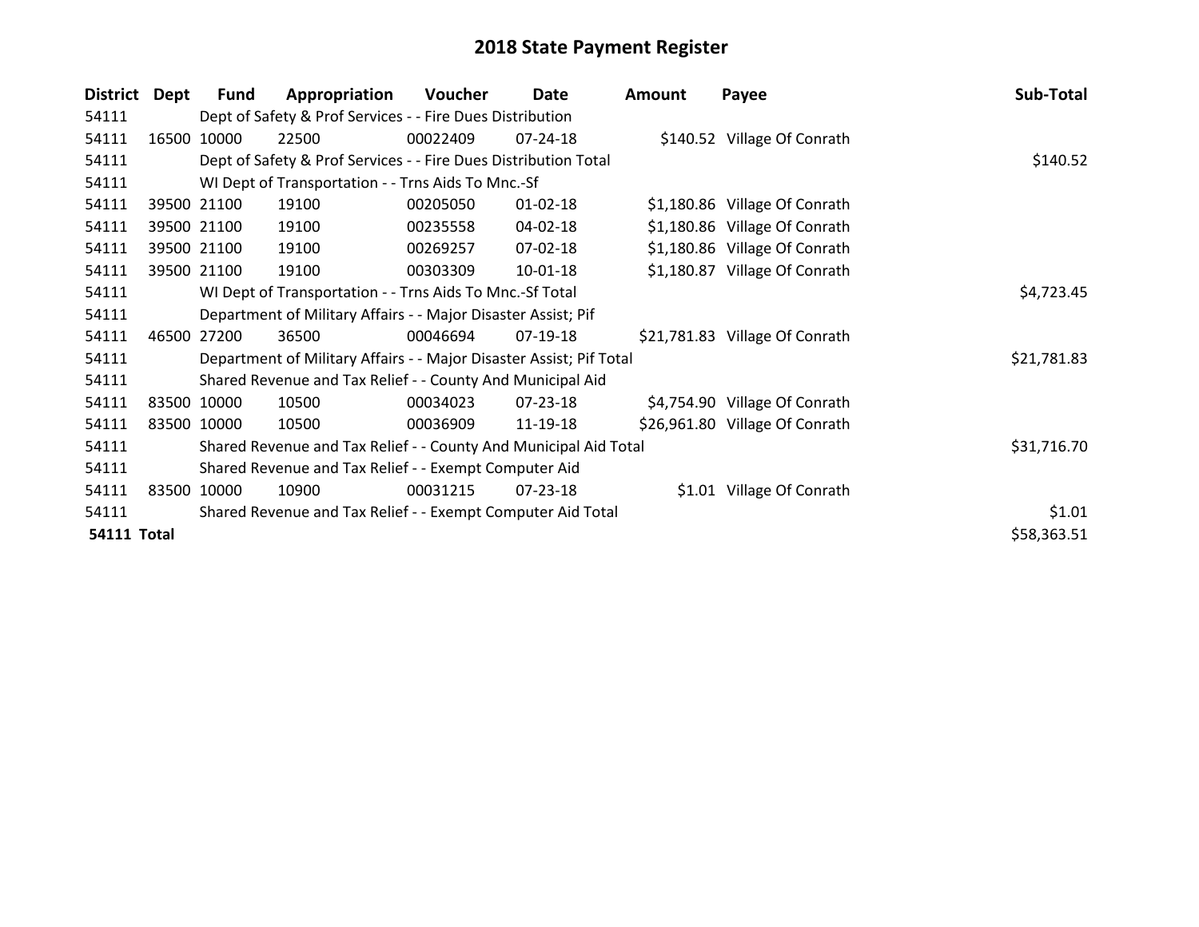# 2018 State Payment Register

| District | Dept | Fund | Appropriation | Voucher | Date | Amount | Payee | Sub-Total |
|---|---|---|---|---|---|---|---|---|
| 54111 | | Dept of Safety & Prof Services - - Fire Dues Distribution | | | | | | |
| 54111 | 16500 | 10000 | 22500 | 00022409 | 07-24-18 | $140.52 | Village Of Conrath | |
| 54111 | | Dept of Safety & Prof Services - - Fire Dues Distribution Total | | | | | | $140.52 |
| 54111 | | WI Dept of Transportation - - Trns Aids To Mnc.-Sf | | | | | | |
| 54111 | 39500 | 21100 | 19100 | 00205050 | 01-02-18 | $1,180.86 | Village Of Conrath | |
| 54111 | 39500 | 21100 | 19100 | 00235558 | 04-02-18 | $1,180.86 | Village Of Conrath | |
| 54111 | 39500 | 21100 | 19100 | 00269257 | 07-02-18 | $1,180.86 | Village Of Conrath | |
| 54111 | 39500 | 21100 | 19100 | 00303309 | 10-01-18 | $1,180.87 | Village Of Conrath | |
| 54111 | | WI Dept of Transportation - - Trns Aids To Mnc.-Sf Total | | | | | | $4,723.45 |
| 54111 | | Department of Military Affairs - - Major Disaster Assist; Pif | | | | | | |
| 54111 | 46500 | 27200 | 36500 | 00046694 | 07-19-18 | $21,781.83 | Village Of Conrath | |
| 54111 | | Department of Military Affairs - - Major Disaster Assist; Pif Total | | | | | | $21,781.83 |
| 54111 | | Shared Revenue and Tax Relief - - County And Municipal Aid | | | | | | |
| 54111 | 83500 | 10000 | 10500 | 00034023 | 07-23-18 | $4,754.90 | Village Of Conrath | |
| 54111 | 83500 | 10000 | 10500 | 00036909 | 11-19-18 | $26,961.80 | Village Of Conrath | |
| 54111 | | Shared Revenue and Tax Relief - - County And Municipal Aid Total | | | | | | $31,716.70 |
| 54111 | | Shared Revenue and Tax Relief - - Exempt Computer Aid | | | | | | |
| 54111 | 83500 | 10000 | 10900 | 00031215 | 07-23-18 | $1.01 | Village Of Conrath | |
| 54111 | | Shared Revenue and Tax Relief - - Exempt Computer Aid Total | | | | | | $1.01 |
| **54111 Total** | | | | | | | | $58,363.51 |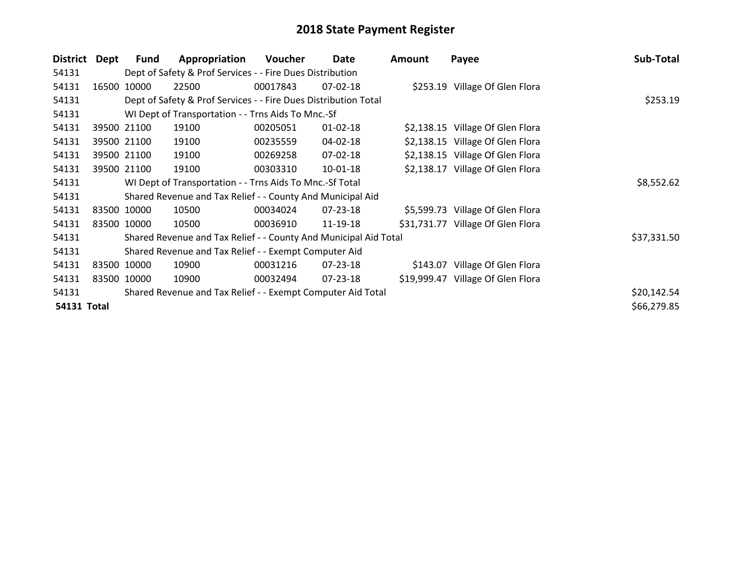# 2018 State Payment Register

| District | Dept | Fund | Appropriation | Voucher | Date | Amount | Payee | Sub-Total |
|---|---|---|---|---|---|---|---|---|
| 54131 | | Dept of Safety & Prof Services - - Fire Dues Distribution | | | | | | |
| 54131 | 16500 | 10000 | 22500 | 00017843 | 07-02-18 | $253.19 | Village Of Glen Flora | |
| 54131 | | Dept of Safety & Prof Services - - Fire Dues Distribution Total | | | | | | $253.19 |
| 54131 | | WI Dept of Transportation - - Trns Aids To Mnc.-Sf | | | | | | |
| 54131 | 39500 | 21100 | 19100 | 00205051 | 01-02-18 | $2,138.15 | Village Of Glen Flora | |
| 54131 | 39500 | 21100 | 19100 | 00235559 | 04-02-18 | $2,138.15 | Village Of Glen Flora | |
| 54131 | 39500 | 21100 | 19100 | 00269258 | 07-02-18 | $2,138.15 | Village Of Glen Flora | |
| 54131 | 39500 | 21100 | 19100 | 00303310 | 10-01-18 | $2,138.17 | Village Of Glen Flora | |
| 54131 | | WI Dept of Transportation - - Trns Aids To Mnc.-Sf Total | | | | | | $8,552.62 |
| 54131 | | Shared Revenue and Tax Relief - - County And Municipal Aid | | | | | | |
| 54131 | 83500 | 10000 | 10500 | 00034024 | 07-23-18 | $5,599.73 | Village Of Glen Flora | |
| 54131 | 83500 | 10000 | 10500 | 00036910 | 11-19-18 | $31,731.77 | Village Of Glen Flora | |
| 54131 | | Shared Revenue and Tax Relief - - County And Municipal Aid Total | | | | | | $37,331.50 |
| 54131 | | Shared Revenue and Tax Relief - - Exempt Computer Aid | | | | | | |
| 54131 | 83500 | 10000 | 10900 | 00031216 | 07-23-18 | $143.07 | Village Of Glen Flora | |
| 54131 | 83500 | 10000 | 10900 | 00032494 | 07-23-18 | $19,999.47 | Village Of Glen Flora | |
| 54131 | | Shared Revenue and Tax Relief - - Exempt Computer Aid Total | | | | | | $20,142.54 |
| **54131 Total** | | | | | | | | $66,279.85 |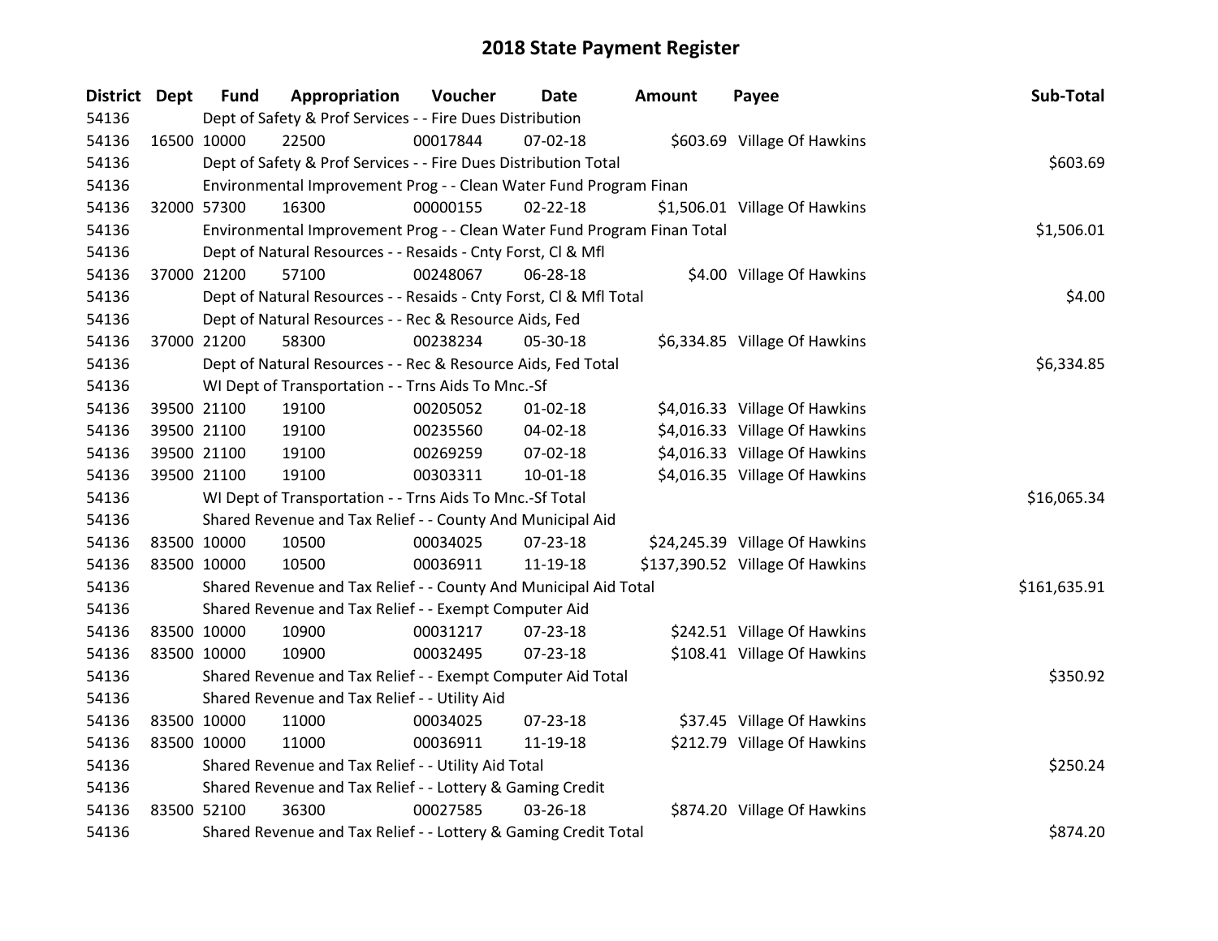# 2018 State Payment Register

| District | Dept | Fund | Appropriation | Voucher | Date | Amount | Payee | Sub-Total |
|---|---|---|---|---|---|---|---|---|
| 54136 | Dept of Safety & Prof Services - - Fire Dues Distribution | | | | | | | |
| 54136 | 16500 | 10000 | 22500 | 00017844 | 07-02-18 | $603.69 | Village Of Hawkins | |
| 54136 | Dept of Safety & Prof Services - - Fire Dues Distribution Total | | | | | | | $603.69 |
| 54136 | Environmental Improvement Prog - - Clean Water Fund Program Finan | | | | | | | |
| 54136 | 32000 | 57300 | 16300 | 00000155 | 02-22-18 | $1,506.01 | Village Of Hawkins | |
| 54136 | Environmental Improvement Prog - - Clean Water Fund Program Finan Total | | | | | | | $1,506.01 |
| 54136 | Dept of Natural Resources - - Resaids - Cnty Forst, Cl & Mfl | | | | | | | |
| 54136 | 37000 | 21200 | 57100 | 00248067 | 06-28-18 | $4.00 | Village Of Hawkins | |
| 54136 | Dept of Natural Resources - - Resaids - Cnty Forst, Cl & Mfl Total | | | | | | | $4.00 |
| 54136 | Dept of Natural Resources - - Rec & Resource Aids, Fed | | | | | | | |
| 54136 | 37000 | 21200 | 58300 | 00238234 | 05-30-18 | $6,334.85 | Village Of Hawkins | |
| 54136 | Dept of Natural Resources - - Rec & Resource Aids, Fed Total | | | | | | | $6,334.85 |
| 54136 | WI Dept of Transportation - - Trns Aids To Mnc.-Sf | | | | | | | |
| 54136 | 39500 | 21100 | 19100 | 00205052 | 01-02-18 | $4,016.33 | Village Of Hawkins | |
| 54136 | 39500 | 21100 | 19100 | 00235560 | 04-02-18 | $4,016.33 | Village Of Hawkins | |
| 54136 | 39500 | 21100 | 19100 | 00269259 | 07-02-18 | $4,016.33 | Village Of Hawkins | |
| 54136 | 39500 | 21100 | 19100 | 00303311 | 10-01-18 | $4,016.35 | Village Of Hawkins | |
| 54136 | WI Dept of Transportation - - Trns Aids To Mnc.-Sf Total | | | | | | | $16,065.34 |
| 54136 | Shared Revenue and Tax Relief - - County And Municipal Aid | | | | | | | |
| 54136 | 83500 | 10000 | 10500 | 00034025 | 07-23-18 | $24,245.39 | Village Of Hawkins | |
| 54136 | 83500 | 10000 | 10500 | 00036911 | 11-19-18 | $137,390.52 | Village Of Hawkins | |
| 54136 | Shared Revenue and Tax Relief - - County And Municipal Aid Total | | | | | | | $161,635.91 |
| 54136 | Shared Revenue and Tax Relief - - Exempt Computer Aid | | | | | | | |
| 54136 | 83500 | 10000 | 10900 | 00031217 | 07-23-18 | $242.51 | Village Of Hawkins | |
| 54136 | 83500 | 10000 | 10900 | 00032495 | 07-23-18 | $108.41 | Village Of Hawkins | |
| 54136 | Shared Revenue and Tax Relief - - Exempt Computer Aid Total | | | | | | | $350.92 |
| 54136 | Shared Revenue and Tax Relief - - Utility Aid | | | | | | | |
| 54136 | 83500 | 10000 | 11000 | 00034025 | 07-23-18 | $37.45 | Village Of Hawkins | |
| 54136 | 83500 | 10000 | 11000 | 00036911 | 11-19-18 | $212.79 | Village Of Hawkins | |
| 54136 | Shared Revenue and Tax Relief - - Utility Aid Total | | | | | | | $250.24 |
| 54136 | Shared Revenue and Tax Relief - - Lottery & Gaming Credit | | | | | | | |
| 54136 | 83500 | 52100 | 36300 | 00027585 | 03-26-18 | $874.20 | Village Of Hawkins | |
| 54136 | Shared Revenue and Tax Relief - - Lottery & Gaming Credit Total | | | | | | | $874.20 |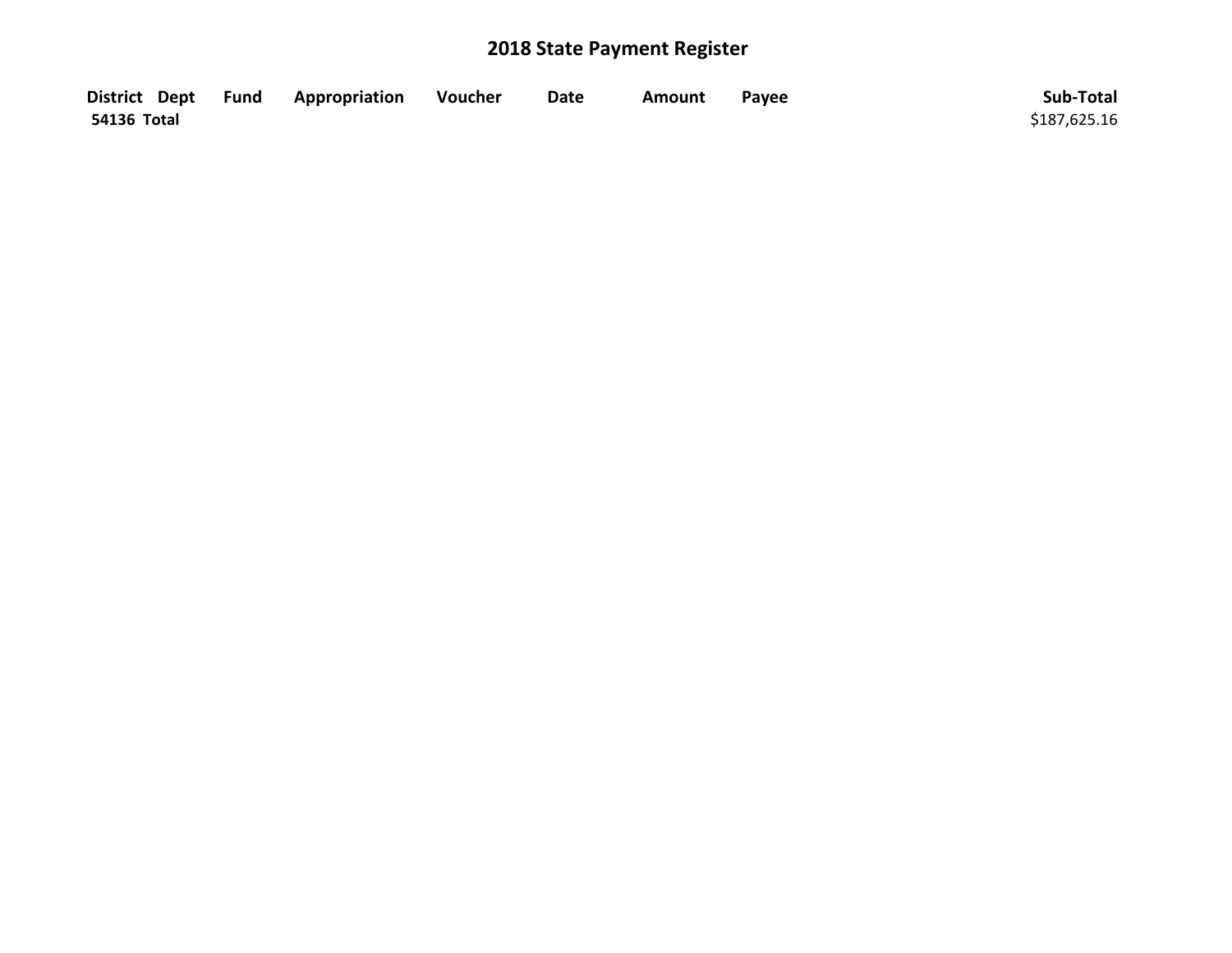## 2018 State Payment Register

| District | Dept | Fund | Appropriation | Voucher | Date | Amount | Payee | Sub-Total |
|---|---|---|---|---|---|---|---|---|
| **54136 Total** | | | | | | | | $187,625.16 |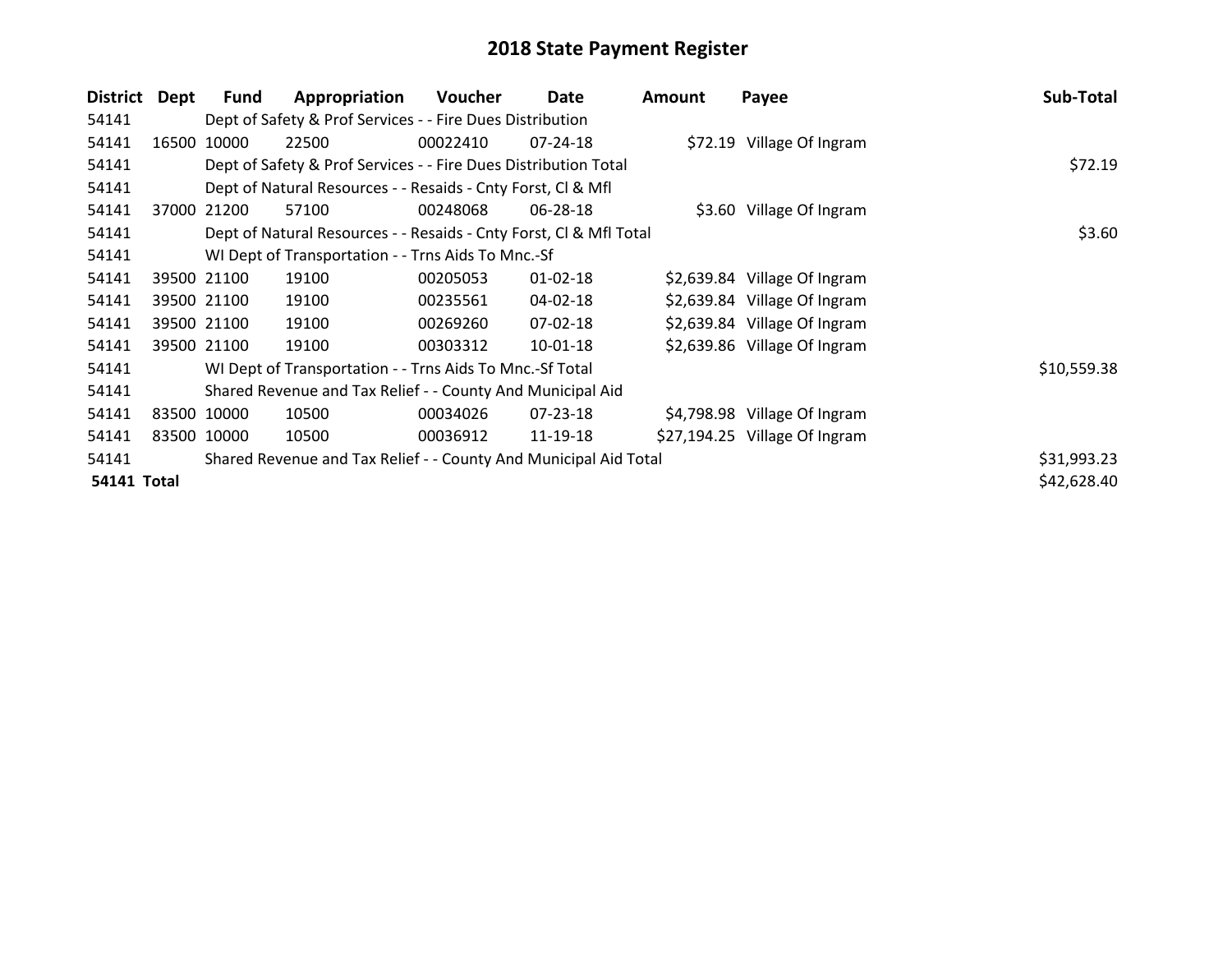# 2018 State Payment Register

| District | Dept | Fund | Appropriation | Voucher | Date | Amount | Payee | Sub-Total |
|---|---|---|---|---|---|---|---|---|
| 54141 | | Dept of Safety & Prof Services - - Fire Dues Distribution | | | | | | |
| 54141 | 16500 | 10000 | 22500 | 00022410 | 07-24-18 | $72.19 | Village Of Ingram | |
| 54141 | | Dept of Safety & Prof Services - - Fire Dues Distribution Total | | | | | | $72.19 |
| 54141 | | Dept of Natural Resources - - Resaids - Cnty Forst, Cl & Mfl | | | | | | |
| 54141 | 37000 | 21200 | 57100 | 00248068 | 06-28-18 | $3.60 | Village Of Ingram | |
| 54141 | | Dept of Natural Resources - - Resaids - Cnty Forst, Cl & Mfl Total | | | | | | $3.60 |
| 54141 | | WI Dept of Transportation - - Trns Aids To Mnc.-Sf | | | | | | |
| 54141 | 39500 | 21100 | 19100 | 00205053 | 01-02-18 | $2,639.84 | Village Of Ingram | |
| 54141 | 39500 | 21100 | 19100 | 00235561 | 04-02-18 | $2,639.84 | Village Of Ingram | |
| 54141 | 39500 | 21100 | 19100 | 00269260 | 07-02-18 | $2,639.84 | Village Of Ingram | |
| 54141 | 39500 | 21100 | 19100 | 00303312 | 10-01-18 | $2,639.86 | Village Of Ingram | |
| 54141 | | WI Dept of Transportation - - Trns Aids To Mnc.-Sf Total | | | | | | $10,559.38 |
| 54141 | | Shared Revenue and Tax Relief - - County And Municipal Aid | | | | | | |
| 54141 | 83500 | 10000 | 10500 | 00034026 | 07-23-18 | $4,798.98 | Village Of Ingram | |
| 54141 | 83500 | 10000 | 10500 | 00036912 | 11-19-18 | $27,194.25 | Village Of Ingram | |
| 54141 | | Shared Revenue and Tax Relief - - County And Municipal Aid Total | | | | | | $31,993.23 |
| **54141 Total** | | | | | | | | $42,628.40 |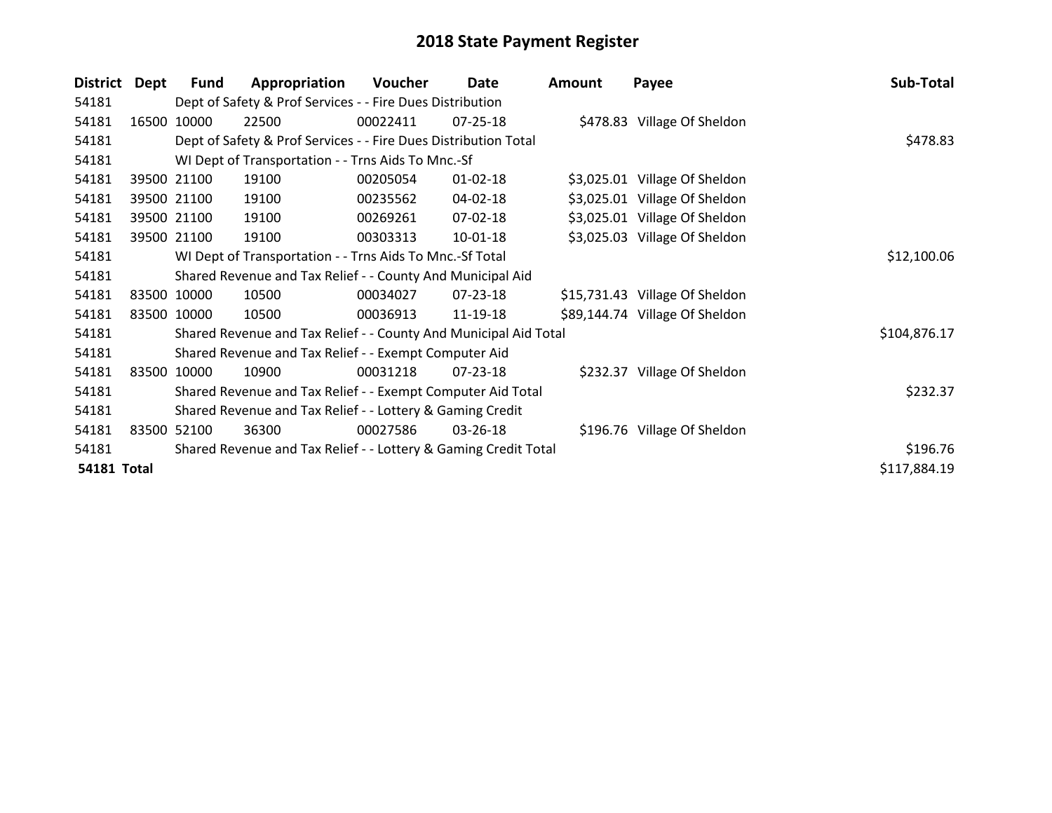# 2018 State Payment Register

| District | Dept | Fund | Appropriation | Voucher | Date | Amount | Payee | Sub-Total |
|---|---|---|---|---|---|---|---|---|
| 54181 | | Dept of Safety & Prof Services - - Fire Dues Distribution | | | | | | |
| 54181 | 16500 | 10000 | 22500 | 00022411 | 07-25-18 | $478.83 | Village Of Sheldon | |
| 54181 | | Dept of Safety & Prof Services - - Fire Dues Distribution Total | | | | | | $478.83 |
| 54181 | | WI Dept of Transportation - - Trns Aids To Mnc.-Sf | | | | | | |
| 54181 | 39500 | 21100 | 19100 | 00205054 | 01-02-18 | $3,025.01 | Village Of Sheldon | |
| 54181 | 39500 | 21100 | 19100 | 00235562 | 04-02-18 | $3,025.01 | Village Of Sheldon | |
| 54181 | 39500 | 21100 | 19100 | 00269261 | 07-02-18 | $3,025.01 | Village Of Sheldon | |
| 54181 | 39500 | 21100 | 19100 | 00303313 | 10-01-18 | $3,025.03 | Village Of Sheldon | |
| 54181 | | WI Dept of Transportation - - Trns Aids To Mnc.-Sf Total | | | | | | $12,100.06 |
| 54181 | | Shared Revenue and Tax Relief - - County And Municipal Aid | | | | | | |
| 54181 | 83500 | 10000 | 10500 | 00034027 | 07-23-18 | $15,731.43 | Village Of Sheldon | |
| 54181 | 83500 | 10000 | 10500 | 00036913 | 11-19-18 | $89,144.74 | Village Of Sheldon | |
| 54181 | | Shared Revenue and Tax Relief - - County And Municipal Aid Total | | | | | | $104,876.17 |
| 54181 | | Shared Revenue and Tax Relief - - Exempt Computer Aid | | | | | | |
| 54181 | 83500 | 10000 | 10900 | 00031218 | 07-23-18 | $232.37 | Village Of Sheldon | |
| 54181 | | Shared Revenue and Tax Relief - - Exempt Computer Aid Total | | | | | | $232.37 |
| 54181 | | Shared Revenue and Tax Relief - - Lottery & Gaming Credit | | | | | | |
| 54181 | 83500 | 52100 | 36300 | 00027586 | 03-26-18 | $196.76 | Village Of Sheldon | |
| 54181 | | Shared Revenue and Tax Relief - - Lottery & Gaming Credit Total | | | | | | $196.76 |
| **54181 Total** | | | | | | | | $117,884.19 |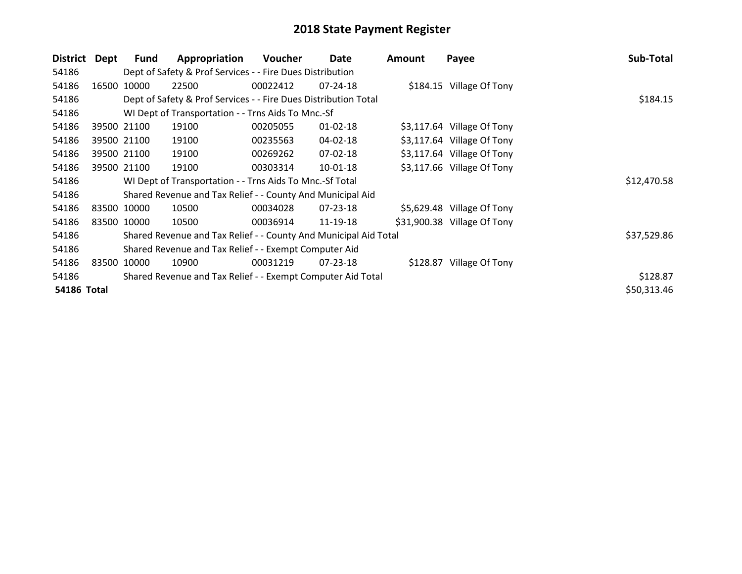# 2018 State Payment Register

| District | Dept | Fund | Appropriation | Voucher | Date | Amount | Payee | Sub-Total |
|---|---|---|---|---|---|---|---|---|
| 54186 | | Dept of Safety & Prof Services - - Fire Dues Distribution | | | | | | |
| 54186 | 16500 | 10000 | 22500 | 00022412 | 07-24-18 | $184.15 | Village Of Tony | |
| 54186 | | Dept of Safety & Prof Services - - Fire Dues Distribution Total | | | | | | $184.15 |
| 54186 | | WI Dept of Transportation - - Trns Aids To Mnc.-Sf | | | | | | |
| 54186 | 39500 | 21100 | 19100 | 00205055 | 01-02-18 | $3,117.64 | Village Of Tony | |
| 54186 | 39500 | 21100 | 19100 | 00235563 | 04-02-18 | $3,117.64 | Village Of Tony | |
| 54186 | 39500 | 21100 | 19100 | 00269262 | 07-02-18 | $3,117.64 | Village Of Tony | |
| 54186 | 39500 | 21100 | 19100 | 00303314 | 10-01-18 | $3,117.66 | Village Of Tony | |
| 54186 | | WI Dept of Transportation - - Trns Aids To Mnc.-Sf Total | | | | | | $12,470.58 |
| 54186 | | Shared Revenue and Tax Relief - - County And Municipal Aid | | | | | | |
| 54186 | 83500 | 10000 | 10500 | 00034028 | 07-23-18 | $5,629.48 | Village Of Tony | |
| 54186 | 83500 | 10000 | 10500 | 00036914 | 11-19-18 | $31,900.38 | Village Of Tony | |
| 54186 | | Shared Revenue and Tax Relief - - County And Municipal Aid Total | | | | | | $37,529.86 |
| 54186 | | Shared Revenue and Tax Relief - - Exempt Computer Aid | | | | | | |
| 54186 | 83500 | 10000 | 10900 | 00031219 | 07-23-18 | $128.87 | Village Of Tony | |
| 54186 | | Shared Revenue and Tax Relief - - Exempt Computer Aid Total | | | | | | $128.87 |
| **54186 Total** | | | | | | | | $50,313.46 |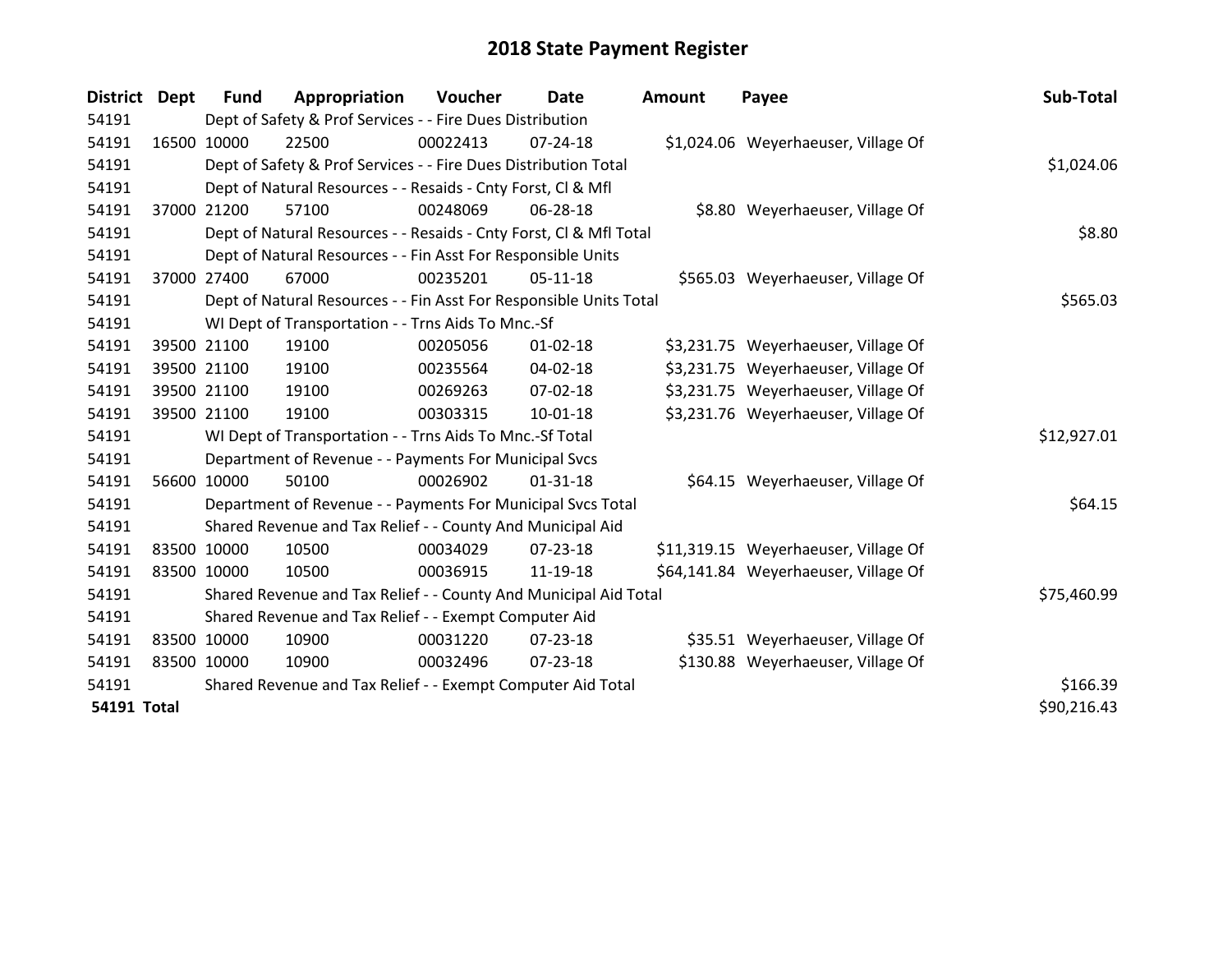# 2018 State Payment Register

| District | Dept | Fund | Appropriation | Voucher | Date | Amount | Payee | Sub-Total |
|---|---|---|---|---|---|---|---|---|
| 54191 | Dept of Safety & Prof Services - - Fire Dues Distribution | | | | | | | |
| 54191 | 16500 | 10000 | 22500 | 00022413 | 07-24-18 | $1,024.06 | Weyerhaeuser, Village Of | |
| 54191 | Dept of Safety & Prof Services - - Fire Dues Distribution Total | | | | | | | $1,024.06 |
| 54191 | Dept of Natural Resources - - Resaids - Cnty Forst, Cl & Mfl | | | | | | | |
| 54191 | 37000 | 21200 | 57100 | 00248069 | 06-28-18 | $8.80 | Weyerhaeuser, Village Of | |
| 54191 | Dept of Natural Resources - - Resaids - Cnty Forst, Cl & Mfl Total | | | | | | | $8.80 |
| 54191 | Dept of Natural Resources - - Fin Asst For Responsible Units | | | | | | | |
| 54191 | 37000 | 27400 | 67000 | 00235201 | 05-11-18 | $565.03 | Weyerhaeuser, Village Of | |
| 54191 | Dept of Natural Resources - - Fin Asst For Responsible Units Total | | | | | | | $565.03 |
| 54191 | WI Dept of Transportation - - Trns Aids To Mnc.-Sf | | | | | | | |
| 54191 | 39500 | 21100 | 19100 | 00205056 | 01-02-18 | $3,231.75 | Weyerhaeuser, Village Of | |
| 54191 | 39500 | 21100 | 19100 | 00235564 | 04-02-18 | $3,231.75 | Weyerhaeuser, Village Of | |
| 54191 | 39500 | 21100 | 19100 | 00269263 | 07-02-18 | $3,231.75 | Weyerhaeuser, Village Of | |
| 54191 | 39500 | 21100 | 19100 | 00303315 | 10-01-18 | $3,231.76 | Weyerhaeuser, Village Of | |
| 54191 | WI Dept of Transportation - - Trns Aids To Mnc.-Sf Total | | | | | | | $12,927.01 |
| 54191 | Department of Revenue - - Payments For Municipal Svcs | | | | | | | |
| 54191 | 56600 | 10000 | 50100 | 00026902 | 01-31-18 | $64.15 | Weyerhaeuser, Village Of | |
| 54191 | Department of Revenue - - Payments For Municipal Svcs Total | | | | | | | $64.15 |
| 54191 | Shared Revenue and Tax Relief - - County And Municipal Aid | | | | | | | |
| 54191 | 83500 | 10000 | 10500 | 00034029 | 07-23-18 | $11,319.15 | Weyerhaeuser, Village Of | |
| 54191 | 83500 | 10000 | 10500 | 00036915 | 11-19-18 | $64,141.84 | Weyerhaeuser, Village Of | |
| 54191 | Shared Revenue and Tax Relief - - County And Municipal Aid Total | | | | | | | $75,460.99 |
| 54191 | Shared Revenue and Tax Relief - - Exempt Computer Aid | | | | | | | |
| 54191 | 83500 | 10000 | 10900 | 00031220 | 07-23-18 | $35.51 | Weyerhaeuser, Village Of | |
| 54191 | 83500 | 10000 | 10900 | 00032496 | 07-23-18 | $130.88 | Weyerhaeuser, Village Of | |
| 54191 | Shared Revenue and Tax Relief - - Exempt Computer Aid Total | | | | | | | $166.39 |
| **54191 Total** | | | | | | | | $90,216.43 |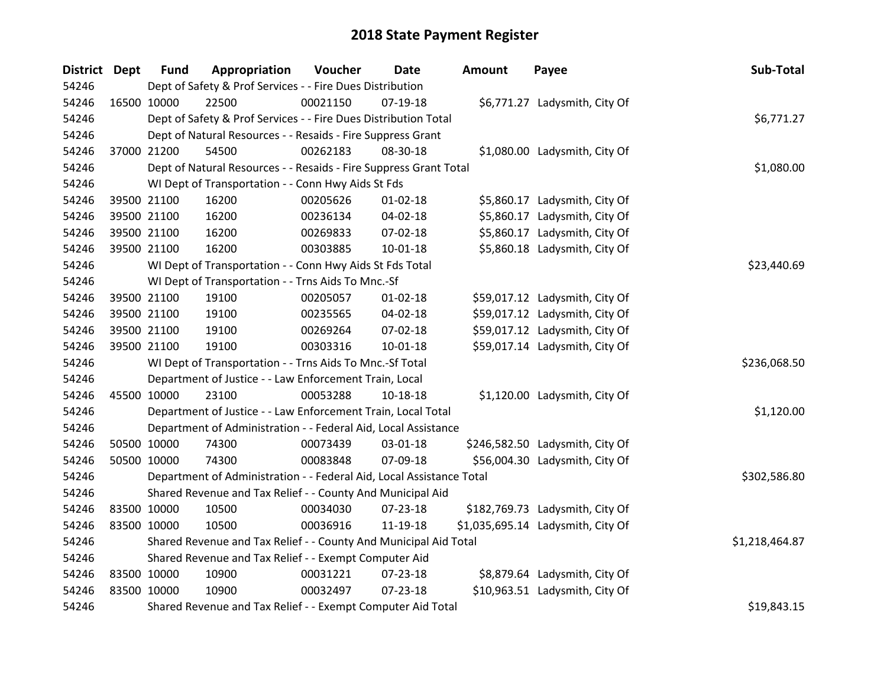# 2018 State Payment Register

| District | Dept | Fund | Appropriation | Voucher | Date | Amount | Payee | Sub-Total |
|---|---|---|---|---|---|---|---|---|
| 54246 | Dept of Safety & Prof Services - - Fire Dues Distribution | | | | | | | |
| 54246 | 16500 | 10000 | 22500 | 00021150 | 07-19-18 | $6,771.27 | Ladysmith, City Of | |
| 54246 | Dept of Safety & Prof Services - - Fire Dues Distribution Total | | | | | | | $6,771.27 |
| 54246 | Dept of Natural Resources - - Resaids - Fire Suppress Grant | | | | | | | |
| 54246 | 37000 | 21200 | 54500 | 00262183 | 08-30-18 | $1,080.00 | Ladysmith, City Of | |
| 54246 | Dept of Natural Resources - - Resaids - Fire Suppress Grant Total | | | | | | | $1,080.00 |
| 54246 | WI Dept of Transportation - - Conn Hwy Aids St Fds | | | | | | | |
| 54246 | 39500 | 21100 | 16200 | 00205626 | 01-02-18 | $5,860.17 | Ladysmith, City Of | |
| 54246 | 39500 | 21100 | 16200 | 00236134 | 04-02-18 | $5,860.17 | Ladysmith, City Of | |
| 54246 | 39500 | 21100 | 16200 | 00269833 | 07-02-18 | $5,860.17 | Ladysmith, City Of | |
| 54246 | 39500 | 21100 | 16200 | 00303885 | 10-01-18 | $5,860.18 | Ladysmith, City Of | |
| 54246 | WI Dept of Transportation - - Conn Hwy Aids St Fds Total | | | | | | | $23,440.69 |
| 54246 | WI Dept of Transportation - - Trns Aids To Mnc.-Sf | | | | | | | |
| 54246 | 39500 | 21100 | 19100 | 00205057 | 01-02-18 | $59,017.12 | Ladysmith, City Of | |
| 54246 | 39500 | 21100 | 19100 | 00235565 | 04-02-18 | $59,017.12 | Ladysmith, City Of | |
| 54246 | 39500 | 21100 | 19100 | 00269264 | 07-02-18 | $59,017.12 | Ladysmith, City Of | |
| 54246 | 39500 | 21100 | 19100 | 00303316 | 10-01-18 | $59,017.14 | Ladysmith, City Of | |
| 54246 | WI Dept of Transportation - - Trns Aids To Mnc.-Sf Total | | | | | | | $236,068.50 |
| 54246 | Department of Justice - - Law Enforcement Train, Local | | | | | | | |
| 54246 | 45500 | 10000 | 23100 | 00053288 | 10-18-18 | $1,120.00 | Ladysmith, City Of | |
| 54246 | Department of Justice - - Law Enforcement Train, Local Total | | | | | | | $1,120.00 |
| 54246 | Department of Administration - - Federal Aid, Local Assistance | | | | | | | |
| 54246 | 50500 | 10000 | 74300 | 00073439 | 03-01-18 | $246,582.50 | Ladysmith, City Of | |
| 54246 | 50500 | 10000 | 74300 | 00083848 | 07-09-18 | $56,004.30 | Ladysmith, City Of | |
| 54246 | Department of Administration - - Federal Aid, Local Assistance Total | | | | | | | $302,586.80 |
| 54246 | Shared Revenue and Tax Relief - - County And Municipal Aid | | | | | | | |
| 54246 | 83500 | 10000 | 10500 | 00034030 | 07-23-18 | $182,769.73 | Ladysmith, City Of | |
| 54246 | 83500 | 10000 | 10500 | 00036916 | 11-19-18 | $1,035,695.14 | Ladysmith, City Of | |
| 54246 | Shared Revenue and Tax Relief - - County And Municipal Aid Total | | | | | | | $1,218,464.87 |
| 54246 | Shared Revenue and Tax Relief - - Exempt Computer Aid | | | | | | | |
| 54246 | 83500 | 10000 | 10900 | 00031221 | 07-23-18 | $8,879.64 | Ladysmith, City Of | |
| 54246 | 83500 | 10000 | 10900 | 00032497 | 07-23-18 | $10,963.51 | Ladysmith, City Of | |
| 54246 | Shared Revenue and Tax Relief - - Exempt Computer Aid Total | | | | | | | $19,843.15 |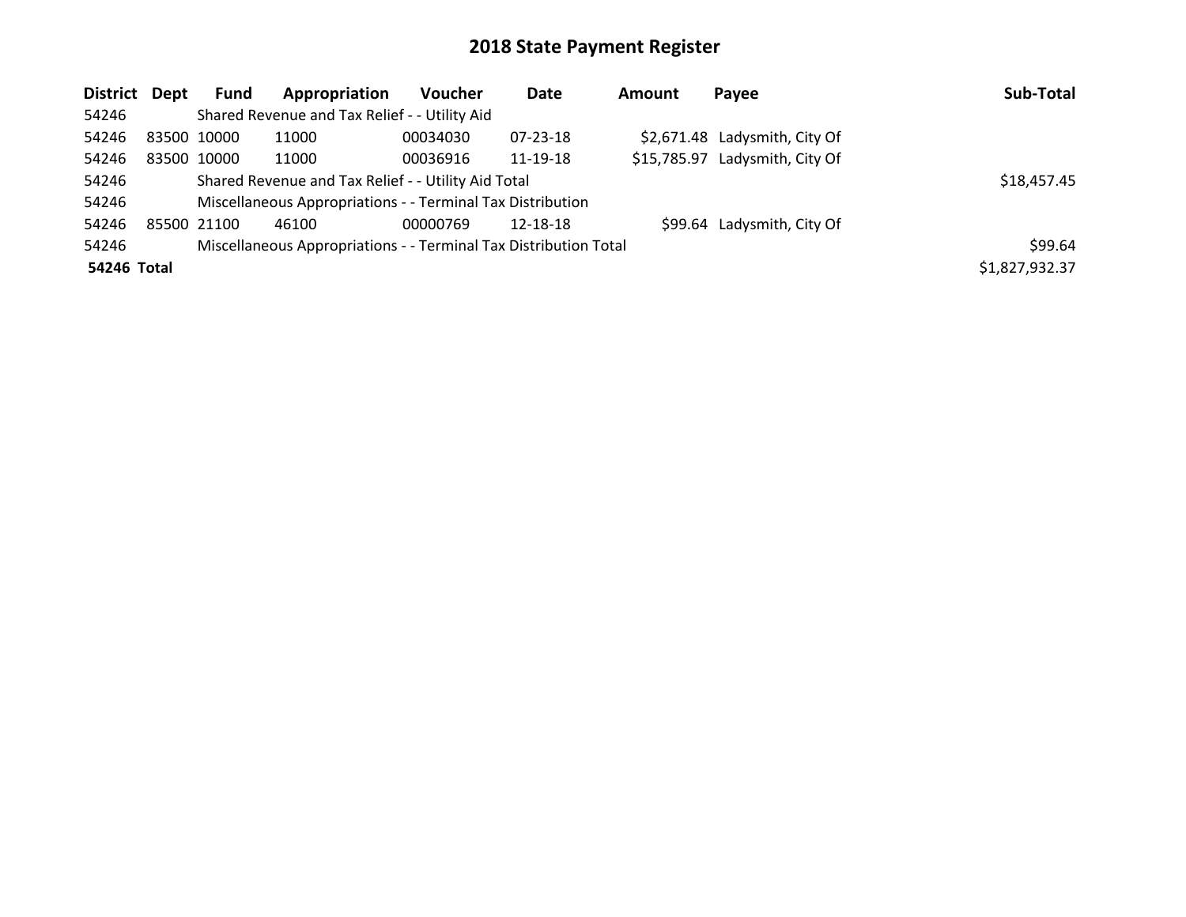# 2018 State Payment Register

| District | Dept | Fund | Appropriation | Voucher | Date | Amount | Payee | Sub-Total |
|---|---|---|---|---|---|---|---|---|
| 54246 | | Shared Revenue and Tax Relief - - Utility Aid | | | | | | |
| 54246 | 83500 | 10000 | 11000 | 00034030 | 07-23-18 | $2,671.48 | Ladysmith, City Of | |
| 54246 | 83500 | 10000 | 11000 | 00036916 | 11-19-18 | $15,785.97 | Ladysmith, City Of | |
| 54246 | | Shared Revenue and Tax Relief - - Utility Aid Total | | | | | | $18,457.45 |
| 54246 | | Miscellaneous Appropriations - - Terminal Tax Distribution | | | | | | |
| 54246 | 85500 | 21100 | 46100 | 00000769 | 12-18-18 | $99.64 | Ladysmith, City Of | |
| 54246 | | Miscellaneous Appropriations - - Terminal Tax Distribution Total | | | | | | $99.64 |
| **54246 Total** | | | | | | | | $1,827,932.37 |